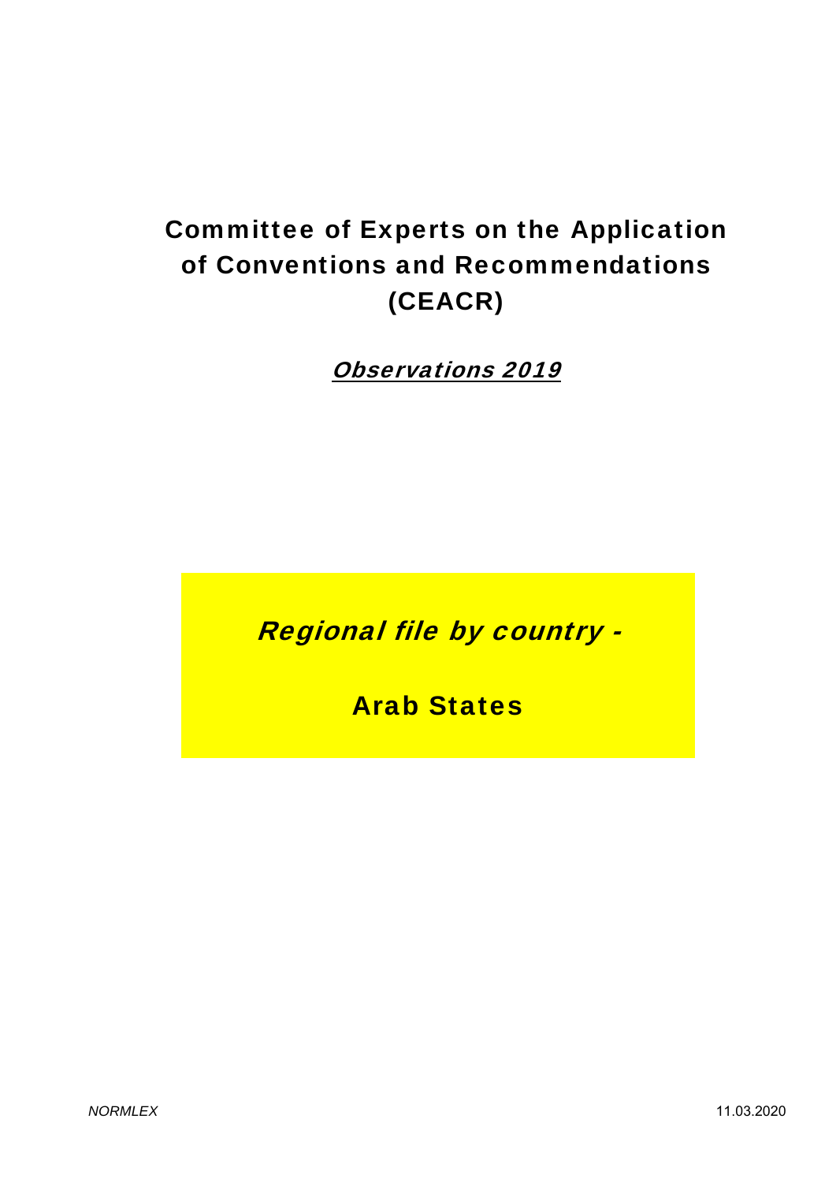# Committee of Experts on the Application of Conventions and Recommendations (CEACR)

***Observations 2019***

***Regional file by country -***

## Arab States

*NORMLEX* 11.03.2020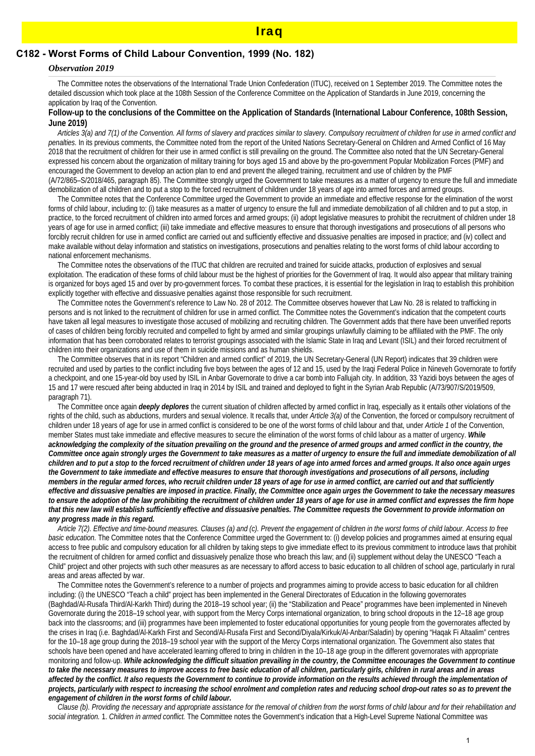# Iraq

## C182 - Worst Forms of Child Labour Convention, 1999 (No. 182)

### *Observation 2019*

The Committee notes the observations of the International Trade Union Confederation (ITUC), received on 1 September 2019. The Committee notes the detailed discussion which took place at the 108th Session of the Conference Committee on the Application of Standards in June 2019, concerning the application by Iraq of the Convention.

**Follow-up to the conclusions of the Committee on the Application of Standards (International Labour Conference, 108th Session, June 2019)**

*Articles 3(a) and 7(1) of the Convention. All forms of slavery and practices similar to slavery. Compulsory recruitment of children for use in armed conflict and penalties.* In its previous comments, the Committee noted from the report of the United Nations Secretary-General on Children and Armed Conflict of 16 May 2018 that the recruitment of children for their use in armed conflict is still prevailing on the ground. The Committee also noted that the UN Secretary-General expressed his concern about the organization of military training for boys aged 15 and above by the pro-government Popular Mobilization Forces (PMF) and encouraged the Government to develop an action plan to end and prevent the alleged training, recruitment and use of children by the PMF (A/72/865–S/2018/465, paragraph 85). The Committee strongly urged the Government to take measures as a matter of urgency to ensure the full and immediate demobilization of all children and to put a stop to the forced recruitment of children under 18 years of age into armed forces and armed groups.

The Committee notes that the Conference Committee urged the Government to provide an immediate and effective response for the elimination of the worst forms of child labour, including to: (i) take measures as a matter of urgency to ensure the full and immediate demobilization of all children and to put a stop, in practice, to the forced recruitment of children into armed forces and armed groups; (ii) adopt legislative measures to prohibit the recruitment of children under 18 years of age for use in armed conflict; (iii) take immediate and effective measures to ensure that thorough investigations and prosecutions of all persons who forcibly recruit children for use in armed conflict are carried out and sufficiently effective and dissuasive penalties are imposed in practice; and (iv) collect and make available without delay information and statistics on investigations, prosecutions and penalties relating to the worst forms of child labour according to national enforcement mechanisms.

The Committee notes the observations of the ITUC that children are recruited and trained for suicide attacks, production of explosives and sexual exploitation. The eradication of these forms of child labour must be the highest of priorities for the Government of Iraq. It would also appear that military training is organized for boys aged 15 and over by pro-government forces. To combat these practices, it is essential for the legislation in Iraq to establish this prohibition explicitly together with effective and dissuasive penalties against those responsible for such recruitment.

The Committee notes the Government's reference to Law No. 28 of 2012. The Committee observes however that Law No. 28 is related to trafficking in persons and is not linked to the recruitment of children for use in armed conflict. The Committee notes the Government's indication that the competent courts have taken all legal measures to investigate those accused of mobilizing and recruiting children. The Government adds that there have been unverified reports of cases of children being forcibly recruited and compelled to fight by armed and similar groupings unlawfully claiming to be affiliated with the PMF. The only information that has been corroborated relates to terrorist groupings associated with the Islamic State in Iraq and Levant (ISIL) and their forced recruitment of children into their organizations and use of them in suicide missions and as human shields.

The Committee observes that in its report "Children and armed conflict" of 2019, the UN Secretary-General (UN Report) indicates that 39 children were recruited and used by parties to the conflict including five boys between the ages of 12 and 15, used by the Iraqi Federal Police in Nineveh Governorate to fortify a checkpoint, and one 15-year-old boy used by ISIL in Anbar Governorate to drive a car bomb into Fallujah city. In addition, 33 Yazidi boys between the ages of 15 and 17 were rescued after being abducted in Iraq in 2014 by ISIL and trained and deployed to fight in the Syrian Arab Republic (A/73/907/S/2019/509, paragraph 71).

The Committee once again ***deeply deplores*** the current situation of children affected by armed conflict in Iraq, especially as it entails other violations of the rights of the child, such as abductions, murders and sexual violence. It recalls that, under *Article 3(a)* of the Convention, the forced or compulsory recruitment of children under 18 years of age for use in armed conflict is considered to be one of the worst forms of child labour and that, under *Article 1* of the Convention, member States must take immediate and effective measures to secure the elimination of the worst forms of child labour as a matter of urgency. ***While acknowledging the complexity of the situation prevailing on the ground and the presence of armed groups and armed conflict in the country, the Committee once again strongly urges the Government to take measures as a matter of urgency to ensure the full and immediate demobilization of all children and to put a stop to the forced recruitment of children under 18 years of age into armed forces and armed groups. It also once again urges the Government to take immediate and effective measures to ensure that thorough investigations and prosecutions of all persons, including members in the regular armed forces, who recruit children under 18 years of age for use in armed conflict, are carried out and that sufficiently effective and dissuasive penalties are imposed in practice. Finally, the Committee once again urges the Government to take the necessary measures to ensure the adoption of the law prohibiting the recruitment of children under 18 years of age for use in armed conflict and expresses the firm hope that this new law will establish sufficiently effective and dissuasive penalties. The Committee requests the Government to provide information on any progress made in this regard.***

*Article 7(2). Effective and time-bound measures. Clauses (a) and (c). Prevent the engagement of children in the worst forms of child labour. Access to free basic education.* The Committee notes that the Conference Committee urged the Government to: (i) develop policies and programmes aimed at ensuring equal access to free public and compulsory education for all children by taking steps to give immediate effect to its previous commitment to introduce laws that prohibit the recruitment of children for armed conflict and dissuasively penalize those who breach this law; and (ii) supplement without delay the UNESCO "Teach a Child" project and other projects with such other measures as are necessary to afford access to basic education to all children of school age, particularly in rural areas and areas affected by war.

The Committee notes the Government's reference to a number of projects and programmes aiming to provide access to basic education for all children including: (i) the UNESCO "Teach a child" project has been implemented in the General Directorates of Education in the following governorates (Baghdad/Al-Rusafa Third/Al-Karkh Third) during the 2018–19 school year; (ii) the "Stabilization and Peace" programmes have been implemented in Nineveh Governorate during the 2018–19 school year, with support from the Mercy Corps international organization, to bring school dropouts in the 12–18 age group back into the classrooms; and (iii) programmes have been implemented to foster educational opportunities for young people from the governorates affected by the crises in Iraq (i.e. Baghdad/Al-Karkh First and Second/Al-Rusafa First and Second/Diyala/Kirkuk/Al-Anbar/Saladin) by opening "Haqak Fi Altaalim" centres for the 10–18 age group during the 2018–19 school year with the support of the Mercy Corps international organization. The Government also states that schools have been opened and have accelerated learning offered to bring in children in the 10–18 age group in the different governorates with appropriate monitoring and follow-up. ***While acknowledging the difficult situation prevailing in the country, the Committee encourages the Government to continue to take the necessary measures to improve access to free basic education of all children, particularly girls, children in rural areas and in areas affected by the conflict. It also requests the Government to continue to provide information on the results achieved through the implementation of projects, particularly with respect to increasing the school enrolment and completion rates and reducing school drop-out rates so as to prevent the engagement of children in the worst forms of child labour.***

*Clause (b). Providing the necessary and appropriate assistance for the removal of children from the worst forms of child labour and for their rehabilitation and social integration.* 1. *Children in armed conflict.* The Committee notes the Government's indication that a High-Level Supreme National Committee was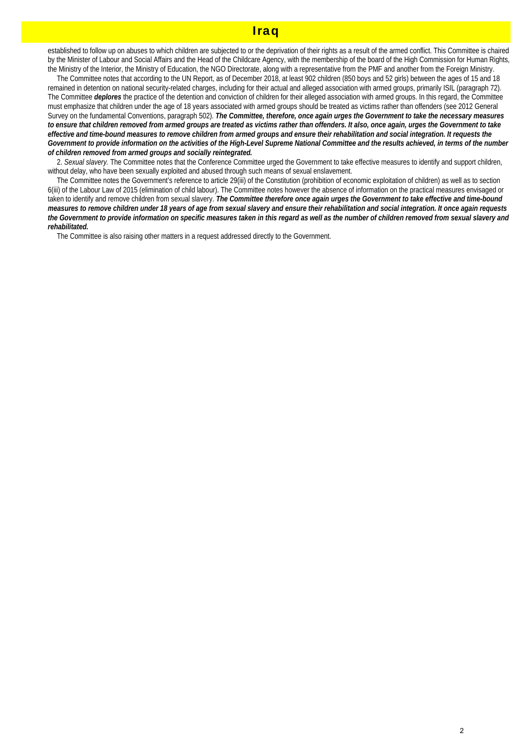established to follow up on abuses to which children are subjected to or the deprivation of their rights as a result of the armed conflict. This Committee is chaired by the Minister of Labour and Social Affairs and the Head of the Childcare Agency, with the membership of the board of the High Commission for Human Rights, the Ministry of the Interior, the Ministry of Education, the NGO Directorate, along with a representative from the PMF and another from the Foreign Ministry.

The Committee notes that according to the UN Report, as of December 2018, at least 902 children (850 boys and 52 girls) between the ages of 15 and 18 remained in detention on national security-related charges, including for their actual and alleged association with armed groups, primarily ISIL (paragraph 72). The Committee ***deplores*** the practice of the detention and conviction of children for their alleged association with armed groups. In this regard, the Committee must emphasize that children under the age of 18 years associated with armed groups should be treated as victims rather than offenders (see 2012 General Survey on the fundamental Conventions, paragraph 502). ***The Committee, therefore, once again urges the Government to take the necessary measures to ensure that children removed from armed groups are treated as victims rather than offenders. It also, once again, urges the Government to take effective and time-bound measures to remove children from armed groups and ensure their rehabilitation and social integration. It requests the Government to provide information on the activities of the High-Level Supreme National Committee and the results achieved, in terms of the number of children removed from armed groups and socially reintegrated.***

2. *Sexual slavery.* The Committee notes that the Conference Committee urged the Government to take effective measures to identify and support children, without delay, who have been sexually exploited and abused through such means of sexual enslavement.

The Committee notes the Government's reference to article 29(iii) of the Constitution (prohibition of economic exploitation of children) as well as to section 6(iii) of the Labour Law of 2015 (elimination of child labour). The Committee notes however the absence of information on the practical measures envisaged or taken to identify and remove children from sexual slavery. ***The Committee therefore once again urges the Government to take effective and time-bound measures to remove children under 18 years of age from sexual slavery and ensure their rehabilitation and social integration. It once again requests the Government to provide information on specific measures taken in this regard as well as the number of children removed from sexual slavery and rehabilitated.***

The Committee is also raising other matters in a request addressed directly to the Government.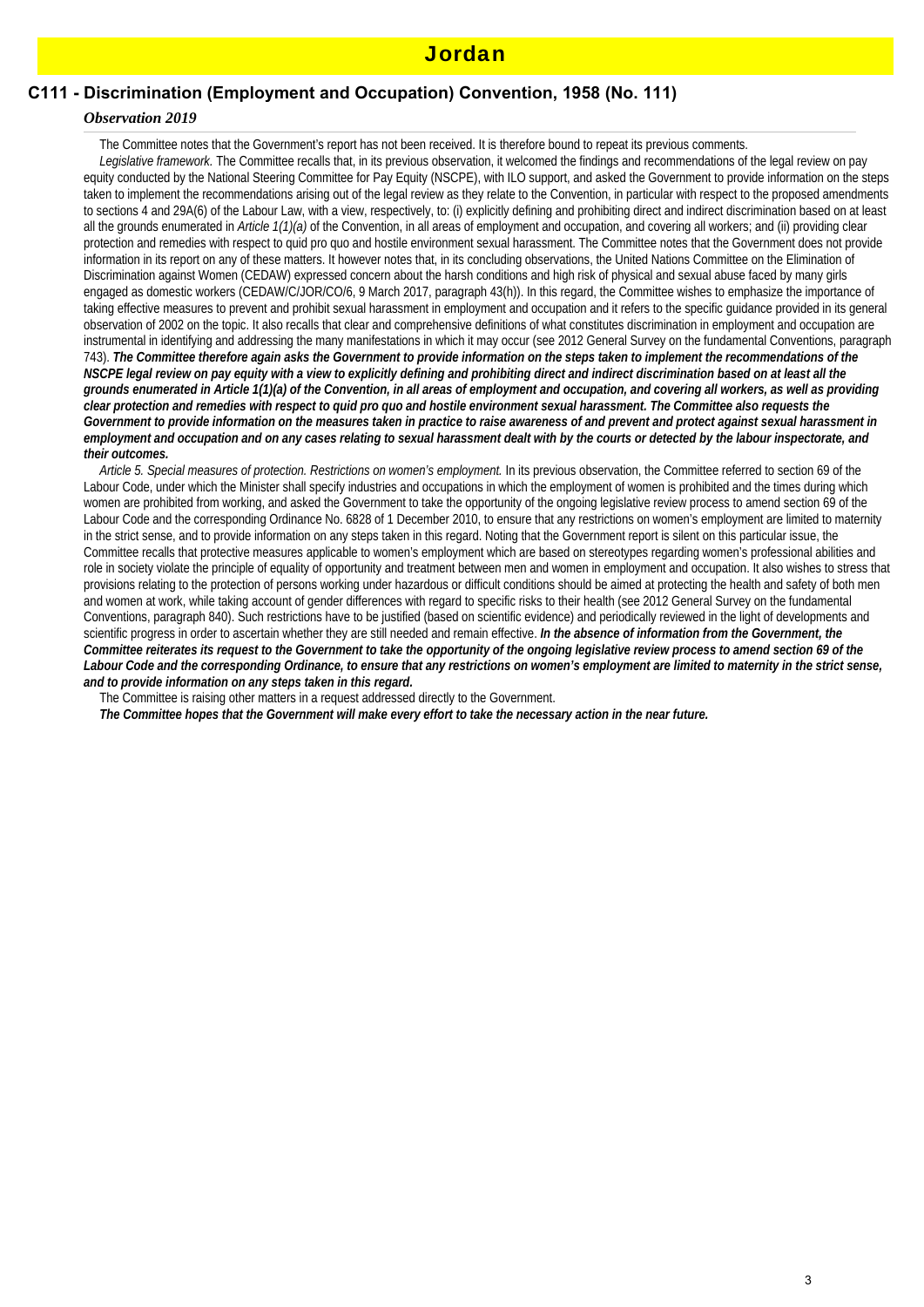# Jordan

## C111 - Discrimination (Employment and Occupation) Convention, 1958 (No. 111)

### *Observation 2019*

The Committee notes that the Government's report has not been received. It is therefore bound to repeat its previous comments.

*Legislative framework.* The Committee recalls that, in its previous observation, it welcomed the findings and recommendations of the legal review on pay equity conducted by the National Steering Committee for Pay Equity (NSCPE), with ILO support, and asked the Government to provide information on the steps taken to implement the recommendations arising out of the legal review as they relate to the Convention, in particular with respect to the proposed amendments to sections 4 and 29A(6) of the Labour Law, with a view, respectively, to: (i) explicitly defining and prohibiting direct and indirect discrimination based on at least all the grounds enumerated in *Article 1(1)(a)* of the Convention, in all areas of employment and occupation, and covering all workers; and (ii) providing clear protection and remedies with respect to quid pro quo and hostile environment sexual harassment. The Committee notes that the Government does not provide information in its report on any of these matters. It however notes that, in its concluding observations, the United Nations Committee on the Elimination of Discrimination against Women (CEDAW) expressed concern about the harsh conditions and high risk of physical and sexual abuse faced by many girls engaged as domestic workers (CEDAW/C/JOR/CO/6, 9 March 2017, paragraph 43(h)). In this regard, the Committee wishes to emphasize the importance of taking effective measures to prevent and prohibit sexual harassment in employment and occupation and it refers to the specific guidance provided in its general observation of 2002 on the topic. It also recalls that clear and comprehensive definitions of what constitutes discrimination in employment and occupation are instrumental in identifying and addressing the many manifestations in which it may occur (see 2012 General Survey on the fundamental Conventions, paragraph 743). ***The Committee therefore again asks the Government to provide information on the steps taken to implement the recommendations of the NSCPE legal review on pay equity with a view to explicitly defining and prohibiting direct and indirect discrimination based on at least all the grounds enumerated in Article 1(1)(a) of the Convention, in all areas of employment and occupation, and covering all workers, as well as providing clear protection and remedies with respect to quid pro quo and hostile environment sexual harassment. The Committee also requests the Government to provide information on the measures taken in practice to raise awareness of and prevent and protect against sexual harassment in employment and occupation and on any cases relating to sexual harassment dealt with by the courts or detected by the labour inspectorate, and their outcomes.***

*Article 5. Special measures of protection. Restrictions on women's employment.* In its previous observation, the Committee referred to section 69 of the Labour Code, under which the Minister shall specify industries and occupations in which the employment of women is prohibited and the times during which women are prohibited from working, and asked the Government to take the opportunity of the ongoing legislative review process to amend section 69 of the Labour Code and the corresponding Ordinance No. 6828 of 1 December 2010, to ensure that any restrictions on women's employment are limited to maternity in the strict sense, and to provide information on any steps taken in this regard. Noting that the Government report is silent on this particular issue, the Committee recalls that protective measures applicable to women's employment which are based on stereotypes regarding women's professional abilities and role in society violate the principle of equality of opportunity and treatment between men and women in employment and occupation. It also wishes to stress that provisions relating to the protection of persons working under hazardous or difficult conditions should be aimed at protecting the health and safety of both men and women at work, while taking account of gender differences with regard to specific risks to their health (see 2012 General Survey on the fundamental Conventions, paragraph 840). Such restrictions have to be justified (based on scientific evidence) and periodically reviewed in the light of developments and scientific progress in order to ascertain whether they are still needed and remain effective. ***In the absence of information from the Government, the Committee reiterates its request to the Government to take the opportunity of the ongoing legislative review process to amend section 69 of the Labour Code and the corresponding Ordinance, to ensure that any restrictions on women's employment are limited to maternity in the strict sense, and to provide information on any steps taken in this regard.***

The Committee is raising other matters in a request addressed directly to the Government.

***The Committee hopes that the Government will make every effort to take the necessary action in the near future.***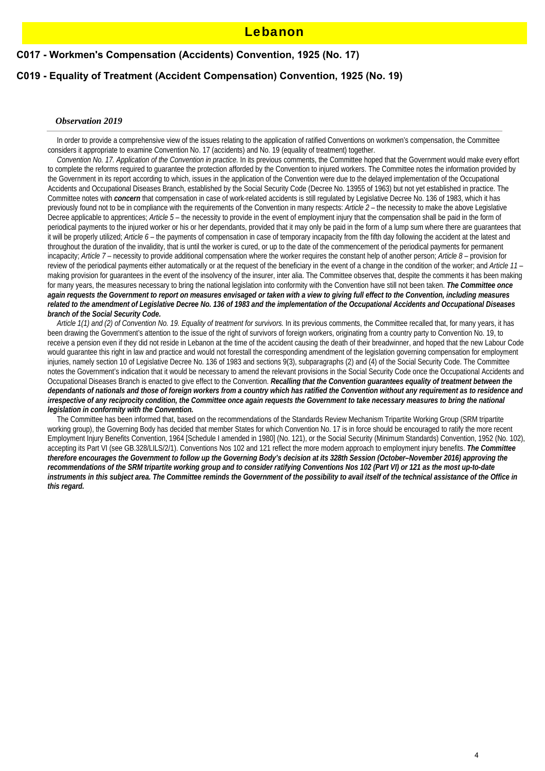# Lebanon

## C017 - Workmen's Compensation (Accidents) Convention, 1925 (No. 17)

## C019 - Equality of Treatment (Accident Compensation) Convention, 1925 (No. 19)

### *Observation 2019*

In order to provide a comprehensive view of the issues relating to the application of ratified Conventions on workmen's compensation, the Committee considers it appropriate to examine Convention No. 17 (accidents) and No. 19 (equality of treatment) together.

*Convention No. 17. Application of the Convention in practice.* In its previous comments, the Committee hoped that the Government would make every effort to complete the reforms required to guarantee the protection afforded by the Convention to injured workers. The Committee notes the information provided by the Government in its report according to which, issues in the application of the Convention were due to the delayed implementation of the Occupational Accidents and Occupational Diseases Branch, established by the Social Security Code (Decree No. 13955 of 1963) but not yet established in practice. The Committee notes with ***concern*** that compensation in case of work-related accidents is still regulated by Legislative Decree No. 136 of 1983, which it has previously found not to be in compliance with the requirements of the Convention in many respects: *Article 2* – the necessity to make the above Legislative Decree applicable to apprentices; *Article 5* – the necessity to provide in the event of employment injury that the compensation shall be paid in the form of periodical payments to the injured worker or his or her dependants, provided that it may only be paid in the form of a lump sum where there are guarantees that it will be properly utilized; *Article 6* – the payments of compensation in case of temporary incapacity from the fifth day following the accident at the latest and throughout the duration of the invalidity, that is until the worker is cured, or up to the date of the commencement of the periodical payments for permanent incapacity; *Article 7* – necessity to provide additional compensation where the worker requires the constant help of another person; *Article 8* – provision for review of the periodical payments either automatically or at the request of the beneficiary in the event of a change in the condition of the worker; and *Article 11* – making provision for guarantees in the event of the insolvency of the insurer, inter alia. The Committee observes that, despite the comments it has been making for many years, the measures necessary to bring the national legislation into conformity with the Convention have still not been taken. ***The Committee once again requests the Government to report on measures envisaged or taken with a view to giving full effect to the Convention, including measures related to the amendment of Legislative Decree No. 136 of 1983 and the implementation of the Occupational Accidents and Occupational Diseases branch of the Social Security Code.***

*Article 1(1) and (2) of Convention No. 19. Equality of treatment for survivors.* In its previous comments, the Committee recalled that, for many years, it has been drawing the Government's attention to the issue of the right of survivors of foreign workers, originating from a country party to Convention No. 19, to receive a pension even if they did not reside in Lebanon at the time of the accident causing the death of their breadwinner, and hoped that the new Labour Code would guarantee this right in law and practice and would not forestall the corresponding amendment of the legislation governing compensation for employment injuries, namely section 10 of Legislative Decree No. 136 of 1983 and sections 9(3), subparagraphs (2) and (4) of the Social Security Code. The Committee notes the Government's indication that it would be necessary to amend the relevant provisions in the Social Security Code once the Occupational Accidents and Occupational Diseases Branch is enacted to give effect to the Convention. ***Recalling that the Convention guarantees equality of treatment between the dependants of nationals and those of foreign workers from a country which has ratified the Convention without any requirement as to residence and irrespective of any reciprocity condition, the Committee once again requests the Government to take necessary measures to bring the national legislation in conformity with the Convention.***

The Committee has been informed that, based on the recommendations of the Standards Review Mechanism Tripartite Working Group (SRM tripartite working group), the Governing Body has decided that member States for which Convention No. 17 is in force should be encouraged to ratify the more recent Employment Injury Benefits Convention, 1964 [Schedule I amended in 1980] (No. 121), or the Social Security (Minimum Standards) Convention, 1952 (No. 102), accepting its Part VI (see GB.328/LILS/2/1). Conventions Nos 102 and 121 reflect the more modern approach to employment injury benefits. ***The Committee therefore encourages the Government to follow up the Governing Body's decision at its 328th Session (October–November 2016) approving the recommendations of the SRM tripartite working group and to consider ratifying Conventions Nos 102 (Part VI) or 121 as the most up-to-date instruments in this subject area. The Committee reminds the Government of the possibility to avail itself of the technical assistance of the Office in this regard.***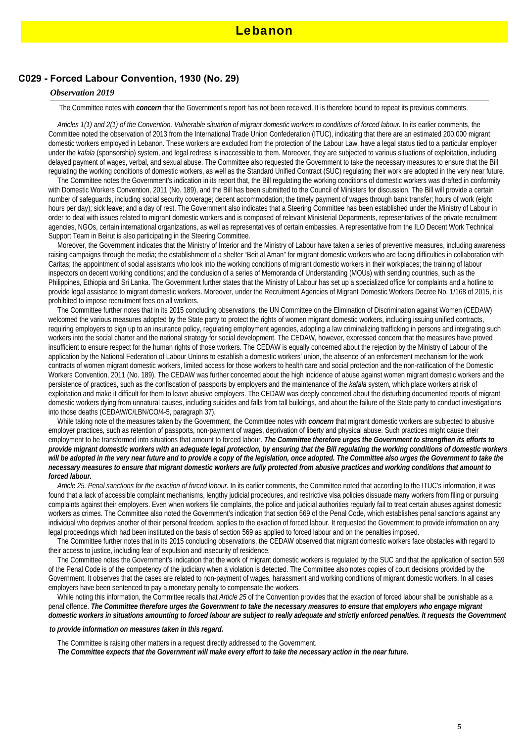# Lebanon

## C029 - Forced Labour Convention, 1930 (No. 29)

### *Observation 2019*

The Committee notes with ***concern*** that the Government's report has not been received. It is therefore bound to repeat its previous comments.

*Articles 1(1) and 2(1) of the Convention. Vulnerable situation of migrant domestic workers to conditions of forced labour.* In its earlier comments, the Committee noted the observation of 2013 from the International Trade Union Confederation (ITUC), indicating that there are an estimated 200,000 migrant domestic workers employed in Lebanon. These workers are excluded from the protection of the Labour Law, have a legal status tied to a particular employer under the *kafala* (sponsorship) system, and legal redress is inaccessible to them. Moreover, they are subjected to various situations of exploitation, including delayed payment of wages, verbal, and sexual abuse. The Committee also requested the Government to take the necessary measures to ensure that the Bill regulating the working conditions of domestic workers, as well as the Standard Unified Contract (SUC) regulating their work are adopted in the very near future.

The Committee notes the Government's indication in its report that, the Bill regulating the working conditions of domestic workers was drafted in conformity with Domestic Workers Convention, 2011 (No. 189), and the Bill has been submitted to the Council of Ministers for discussion. The Bill will provide a certain number of safeguards, including social security coverage; decent accommodation; the timely payment of wages through bank transfer; hours of work (eight hours per day); sick leave; and a day of rest. The Government also indicates that a Steering Committee has been established under the Ministry of Labour in order to deal with issues related to migrant domestic workers and is composed of relevant Ministerial Departments, representatives of the private recruitment agencies, NGOs, certain international organizations, as well as representatives of certain embassies. A representative from the ILO Decent Work Technical Support Team in Beirut is also participating in the Steering Committee.

Moreover, the Government indicates that the Ministry of Interior and the Ministry of Labour have taken a series of preventive measures, including awareness raising campaigns through the media; the establishment of a shelter "Beit al Aman" for migrant domestic workers who are facing difficulties in collaboration with Caritas; the appointment of social assistants who look into the working conditions of migrant domestic workers in their workplaces; the training of labour inspectors on decent working conditions; and the conclusion of a series of Memoranda of Understanding (MOUs) with sending countries, such as the Philippines, Ethiopia and Sri Lanka. The Government further states that the Ministry of Labour has set up a specialized office for complaints and a hotline to provide legal assistance to migrant domestic workers. Moreover, under the Recruitment Agencies of Migrant Domestic Workers Decree No. 1/168 of 2015, it is prohibited to impose recruitment fees on all workers.

The Committee further notes that in its 2015 concluding observations, the UN Committee on the Elimination of Discrimination against Women (CEDAW) welcomed the various measures adopted by the State party to protect the rights of women migrant domestic workers, including issuing unified contracts, requiring employers to sign up to an insurance policy, regulating employment agencies, adopting a law criminalizing trafficking in persons and integrating such workers into the social charter and the national strategy for social development. The CEDAW, however, expressed concern that the measures have proved insufficient to ensure respect for the human rights of those workers. The CEDAW is equally concerned about the rejection by the Ministry of Labour of the application by the National Federation of Labour Unions to establish a domestic workers' union, the absence of an enforcement mechanism for the work contracts of women migrant domestic workers, limited access for those workers to health care and social protection and the non-ratification of the Domestic Workers Convention, 2011 (No. 189). The CEDAW was further concerned about the high incidence of abuse against women migrant domestic workers and the persistence of practices, such as the confiscation of passports by employers and the maintenance of the *kafala* system, which place workers at risk of exploitation and make it difficult for them to leave abusive employers. The CEDAW was deeply concerned about the disturbing documented reports of migrant domestic workers dying from unnatural causes, including suicides and falls from tall buildings, and about the failure of the State party to conduct investigations into those deaths (CEDAW/C/LBN/CO/4-5, paragraph 37).

While taking note of the measures taken by the Government, the Committee notes with ***concern*** that migrant domestic workers are subjected to abusive employer practices, such as retention of passports, non-payment of wages, deprivation of liberty and physical abuse. Such practices might cause their employment to be transformed into situations that amount to forced labour. ***The Committee therefore urges the Government to strengthen its efforts to provide migrant domestic workers with an adequate legal protection, by ensuring that the Bill regulating the working conditions of domestic workers will be adopted in the very near future and to provide a copy of the legislation, once adopted. The Committee also urges the Government to take the necessary measures to ensure that migrant domestic workers are fully protected from abusive practices and working conditions that amount to forced labour.***

*Article 25. Penal sanctions for the exaction of forced labour.* In its earlier comments, the Committee noted that according to the ITUC's information, it was found that a lack of accessible complaint mechanisms, lengthy judicial procedures, and restrictive visa policies dissuade many workers from filing or pursuing complaints against their employers. Even when workers file complaints, the police and judicial authorities regularly fail to treat certain abuses against domestic workers as crimes. The Committee also noted the Government's indication that section 569 of the Penal Code, which establishes penal sanctions against any individual who deprives another of their personal freedom, applies to the exaction of forced labour. It requested the Government to provide information on any legal proceedings which had been instituted on the basis of section 569 as applied to forced labour and on the penalties imposed.

The Committee further notes that in its 2015 concluding observations, the CEDAW observed that migrant domestic workers face obstacles with regard to their access to justice, including fear of expulsion and insecurity of residence.

The Committee notes the Government's indication that the work of migrant domestic workers is regulated by the SUC and that the application of section 569 of the Penal Code is of the competency of the judiciary when a violation is detected. The Committee also notes copies of court decisions provided by the Government. It observes that the cases are related to non-payment of wages, harassment and working conditions of migrant domestic workers. In all cases employers have been sentenced to pay a monetary penalty to compensate the workers.

While noting this information, the Committee recalls that *Article 25* of the Convention provides that the exaction of forced labour shall be punishable as a penal offence. ***The Committee therefore urges the Government to take the necessary measures to ensure that employers who engage migrant domestic workers in situations amounting to forced labour are subject to really adequate and strictly enforced penalties. It requests the Government to provide information on measures taken in this regard.***

The Committee is raising other matters in a request directly addressed to the Government.

***The Committee expects that the Government will make every effort to take the necessary action in the near future.***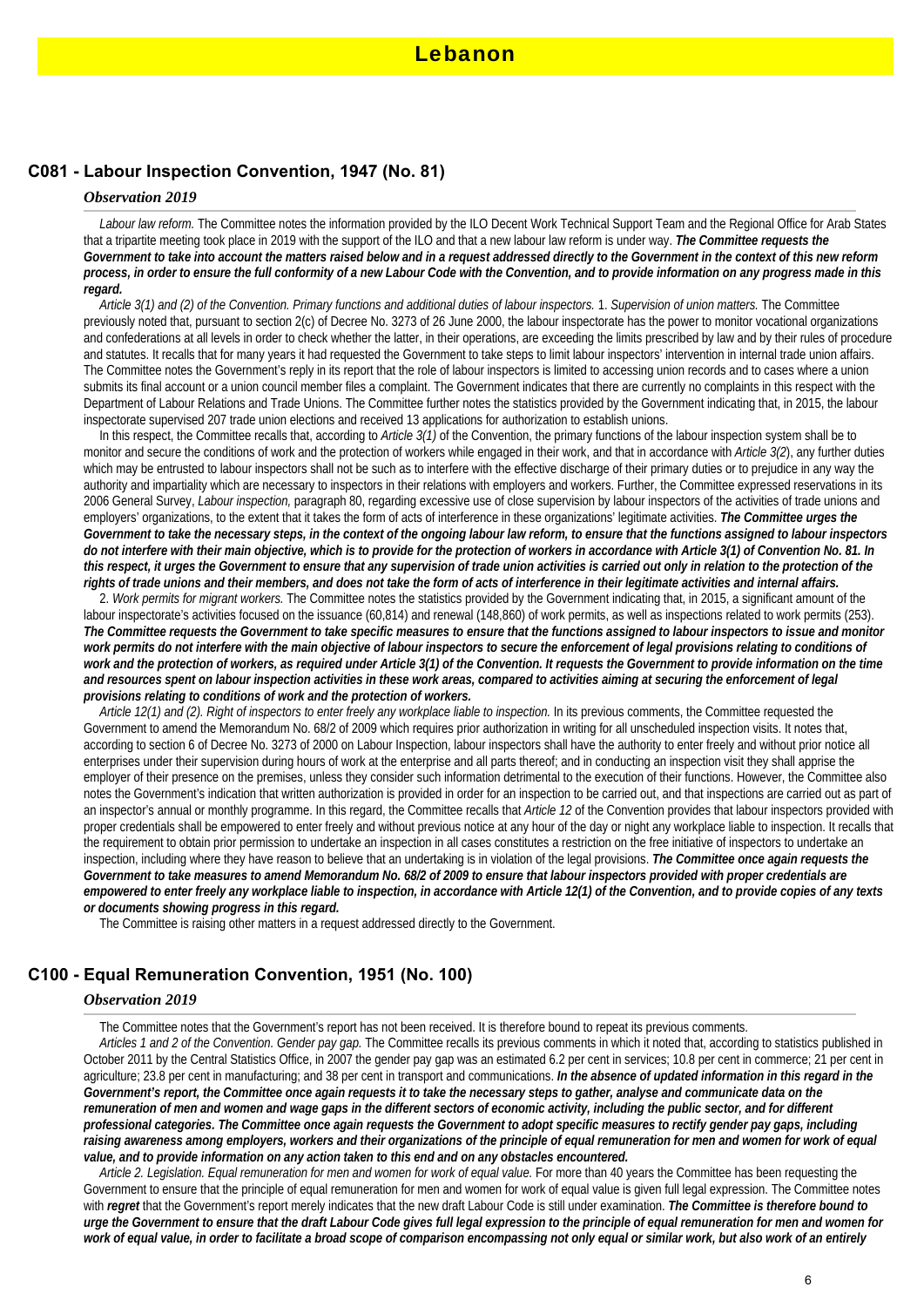# Lebanon

## C081 - Labour Inspection Convention, 1947 (No. 81)

### *Observation 2019*

*Labour law reform.* The Committee notes the information provided by the ILO Decent Work Technical Support Team and the Regional Office for Arab States that a tripartite meeting took place in 2019 with the support of the ILO and that a new labour law reform is under way. ***The Committee requests the Government to take into account the matters raised below and in a request addressed directly to the Government in the context of this new reform process, in order to ensure the full conformity of a new Labour Code with the Convention, and to provide information on any progress made in this regard.***

*Article 3(1) and (2) of the Convention. Primary functions and additional duties of labour inspectors.* 1. *Supervision of union matters.* The Committee previously noted that, pursuant to section 2(c) of Decree No. 3273 of 26 June 2000, the labour inspectorate has the power to monitor vocational organizations and confederations at all levels in order to check whether the latter, in their operations, are exceeding the limits prescribed by law and by their rules of procedure and statutes. It recalls that for many years it had requested the Government to take steps to limit labour inspectors' intervention in internal trade union affairs. The Committee notes the Government's reply in its report that the role of labour inspectors is limited to accessing union records and to cases where a union submits its final account or a union council member files a complaint. The Government indicates that there are currently no complaints in this respect with the Department of Labour Relations and Trade Unions. The Committee further notes the statistics provided by the Government indicating that, in 2015, the labour inspectorate supervised 207 trade union elections and received 13 applications for authorization to establish unions.

In this respect, the Committee recalls that, according to *Article 3(1)* of the Convention, the primary functions of the labour inspection system shall be to monitor and secure the conditions of work and the protection of workers while engaged in their work, and that in accordance with *Article 3(2)*, any further duties which may be entrusted to labour inspectors shall not be such as to interfere with the effective discharge of their primary duties or to prejudice in any way the authority and impartiality which are necessary to inspectors in their relations with employers and workers. Further, the Committee expressed reservations in its 2006 General Survey, *Labour inspection,* paragraph 80, regarding excessive use of close supervision by labour inspectors of the activities of trade unions and employers' organizations, to the extent that it takes the form of acts of interference in these organizations' legitimate activities. ***The Committee urges the Government to take the necessary steps, in the context of the ongoing labour law reform, to ensure that the functions assigned to labour inspectors do not interfere with their main objective, which is to provide for the protection of workers in accordance with Article 3(1) of Convention No. 81. In this respect, it urges the Government to ensure that any supervision of trade union activities is carried out only in relation to the protection of the rights of trade unions and their members, and does not take the form of acts of interference in their legitimate activities and internal affairs.***

2. *Work permits for migrant workers.* The Committee notes the statistics provided by the Government indicating that, in 2015, a significant amount of the labour inspectorate's activities focused on the issuance (60,814) and renewal (148,860) of work permits, as well as inspections related to work permits (253). ***The Committee requests the Government to take specific measures to ensure that the functions assigned to labour inspectors to issue and monitor work permits do not interfere with the main objective of labour inspectors to secure the enforcement of legal provisions relating to conditions of work and the protection of workers, as required under Article 3(1) of the Convention. It requests the Government to provide information on the time and resources spent on labour inspection activities in these work areas, compared to activities aiming at securing the enforcement of legal provisions relating to conditions of work and the protection of workers.***

*Article 12(1) and (2). Right of inspectors to enter freely any workplace liable to inspection.* In its previous comments, the Committee requested the Government to amend the Memorandum No. 68/2 of 2009 which requires prior authorization in writing for all unscheduled inspection visits. It notes that, according to section 6 of Decree No. 3273 of 2000 on Labour Inspection, labour inspectors shall have the authority to enter freely and without prior notice all enterprises under their supervision during hours of work at the enterprise and all parts thereof; and in conducting an inspection visit they shall apprise the employer of their presence on the premises, unless they consider such information detrimental to the execution of their functions. However, the Committee also notes the Government's indication that written authorization is provided in order for an inspection to be carried out, and that inspections are carried out as part of an inspector's annual or monthly programme. In this regard, the Committee recalls that *Article 12* of the Convention provides that labour inspectors provided with proper credentials shall be empowered to enter freely and without previous notice at any hour of the day or night any workplace liable to inspection. It recalls that the requirement to obtain prior permission to undertake an inspection in all cases constitutes a restriction on the free initiative of inspectors to undertake an inspection, including where they have reason to believe that an undertaking is in violation of the legal provisions. ***The Committee once again requests the Government to take measures to amend Memorandum No. 68/2 of 2009 to ensure that labour inspectors provided with proper credentials are empowered to enter freely any workplace liable to inspection, in accordance with Article 12(1) of the Convention, and to provide copies of any texts or documents showing progress in this regard.***

The Committee is raising other matters in a request addressed directly to the Government.

## C100 - Equal Remuneration Convention, 1951 (No. 100)

### *Observation 2019*

The Committee notes that the Government's report has not been received. It is therefore bound to repeat its previous comments.

*Articles 1 and 2 of the Convention. Gender pay gap.* The Committee recalls its previous comments in which it noted that, according to statistics published in October 2011 by the Central Statistics Office, in 2007 the gender pay gap was an estimated 6.2 per cent in services; 10.8 per cent in commerce; 21 per cent in agriculture; 23.8 per cent in manufacturing; and 38 per cent in transport and communications. ***In the absence of updated information in this regard in the Government's report, the Committee once again requests it to take the necessary steps to gather, analyse and communicate data on the remuneration of men and women and wage gaps in the different sectors of economic activity, including the public sector, and for different professional categories. The Committee once again requests the Government to adopt specific measures to rectify gender pay gaps, including raising awareness among employers, workers and their organizations of the principle of equal remuneration for men and women for work of equal value, and to provide information on any action taken to this end and on any obstacles encountered.***

*Article 2. Legislation. Equal remuneration for men and women for work of equal value.* For more than 40 years the Committee has been requesting the Government to ensure that the principle of equal remuneration for men and women for work of equal value is given full legal expression. The Committee notes with ***regret*** that the Government's report merely indicates that the new draft Labour Code is still under examination. ***The Committee is therefore bound to urge the Government to ensure that the draft Labour Code gives full legal expression to the principle of equal remuneration for men and women for work of equal value, in order to facilitate a broad scope of comparison encompassing not only equal or similar work, but also work of an entirely***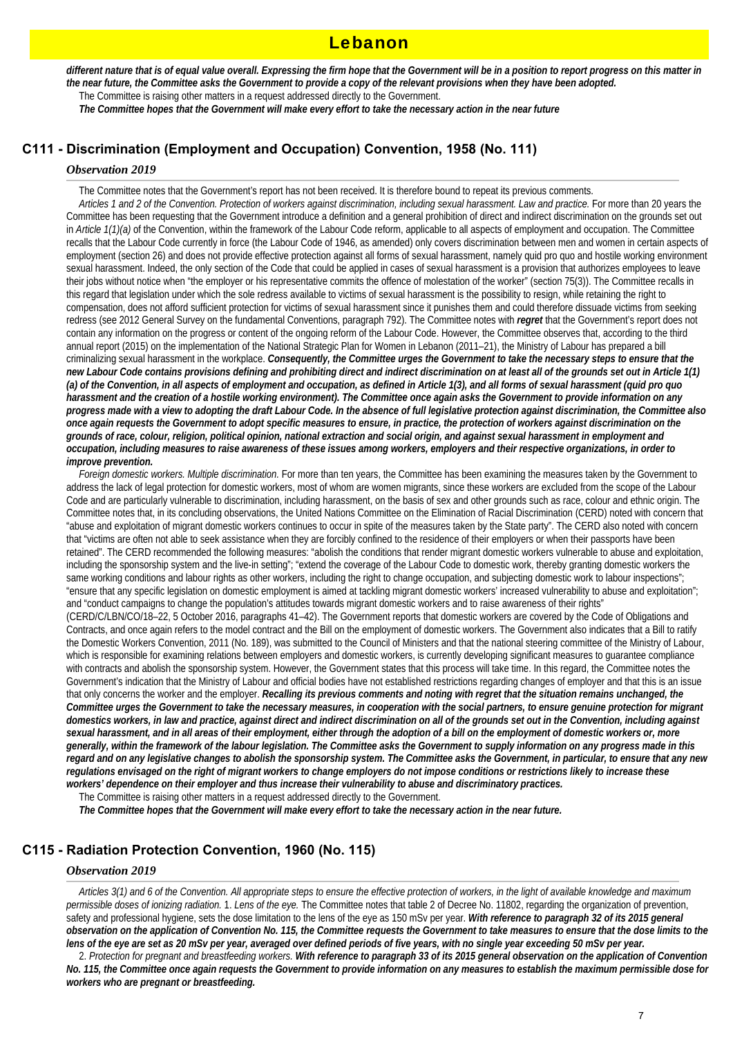*different nature that is of equal value overall. Expressing the firm hope that the Government will be in a position to report progress on this matter in the near future, the Committee asks the Government to provide a copy of the relevant provisions when they have been adopted.*

The Committee is raising other matters in a request addressed directly to the Government.

***The Committee hopes that the Government will make every effort to take the necessary action in the near future***

## C111 - Discrimination (Employment and Occupation) Convention, 1958 (No. 111)

### *Observation 2019*

The Committee notes that the Government's report has not been received. It is therefore bound to repeat its previous comments.

*Articles 1 and 2 of the Convention. Protection of workers against discrimination, including sexual harassment. Law and practice.* For more than 20 years the Committee has been requesting that the Government introduce a definition and a general prohibition of direct and indirect discrimination on the grounds set out in *Article 1(1)(a)* of the Convention, within the framework of the Labour Code reform, applicable to all aspects of employment and occupation. The Committee recalls that the Labour Code currently in force (the Labour Code of 1946, as amended) only covers discrimination between men and women in certain aspects of employment (section 26) and does not provide effective protection against all forms of sexual harassment, namely quid pro quo and hostile working environment sexual harassment. Indeed, the only section of the Code that could be applied in cases of sexual harassment is a provision that authorizes employees to leave their jobs without notice when "the employer or his representative commits the offence of molestation of the worker" (section 75(3)). The Committee recalls in this regard that legislation under which the sole redress available to victims of sexual harassment is the possibility to resign, while retaining the right to compensation, does not afford sufficient protection for victims of sexual harassment since it punishes them and could therefore dissuade victims from seeking redress (see 2012 General Survey on the fundamental Conventions, paragraph 792). The Committee notes with ***regret*** that the Government's report does not contain any information on the progress or content of the ongoing reform of the Labour Code. However, the Committee observes that, according to the third annual report (2015) on the implementation of the National Strategic Plan for Women in Lebanon (2011–21), the Ministry of Labour has prepared a bill criminalizing sexual harassment in the workplace. ***Consequently, the Committee urges the Government to take the necessary steps to ensure that the new Labour Code contains provisions defining and prohibiting direct and indirect discrimination on at least all of the grounds set out in Article 1(1)(a) of the Convention, in all aspects of employment and occupation, as defined in Article 1(3), and all forms of sexual harassment (quid pro quo harassment and the creation of a hostile working environment). The Committee once again asks the Government to provide information on any progress made with a view to adopting the draft Labour Code. In the absence of full legislative protection against discrimination, the Committee also once again requests the Government to adopt specific measures to ensure, in practice, the protection of workers against discrimination on the grounds of race, colour, religion, political opinion, national extraction and social origin, and against sexual harassment in employment and occupation, including measures to raise awareness of these issues among workers, employers and their respective organizations, in order to improve prevention.***

*Foreign domestic workers. Multiple discrimination.* For more than ten years, the Committee has been examining the measures taken by the Government to address the lack of legal protection for domestic workers, most of whom are women migrants, since these workers are excluded from the scope of the Labour Code and are particularly vulnerable to discrimination, including harassment, on the basis of sex and other grounds such as race, colour and ethnic origin. The Committee notes that, in its concluding observations, the United Nations Committee on the Elimination of Racial Discrimination (CERD) noted with concern that "abuse and exploitation of migrant domestic workers continues to occur in spite of the measures taken by the State party". The CERD also noted with concern that "victims are often not able to seek assistance when they are forcibly confined to the residence of their employers or when their passports have been retained". The CERD recommended the following measures: "abolish the conditions that render migrant domestic workers vulnerable to abuse and exploitation, including the sponsorship system and the live-in setting"; "extend the coverage of the Labour Code to domestic work, thereby granting domestic workers the same working conditions and labour rights as other workers, including the right to change occupation, and subjecting domestic work to labour inspections"; "ensure that any specific legislation on domestic employment is aimed at tackling migrant domestic workers' increased vulnerability to abuse and exploitation"; and "conduct campaigns to change the population's attitudes towards migrant domestic workers and to raise awareness of their rights" (CERD/C/LBN/CO/18–22, 5 October 2016, paragraphs 41–42). The Government reports that domestic workers are covered by the Code of Obligations and Contracts, and once again refers to the model contract and the Bill on the employment of domestic workers. The Government also indicates that a Bill to ratify the Domestic Workers Convention, 2011 (No. 189), was submitted to the Council of Ministers and that the national steering committee of the Ministry of Labour, which is responsible for examining relations between employers and domestic workers, is currently developing significant measures to guarantee compliance with contracts and abolish the sponsorship system. However, the Government states that this process will take time. In this regard, the Committee notes the Government's indication that the Ministry of Labour and official bodies have not established restrictions regarding changes of employer and that this is an issue that only concerns the worker and the employer. ***Recalling its previous comments and noting with regret that the situation remains unchanged, the Committee urges the Government to take the necessary measures, in cooperation with the social partners, to ensure genuine protection for migrant domestics workers, in law and practice, against direct and indirect discrimination on all of the grounds set out in the Convention, including against sexual harassment, and in all areas of their employment, either through the adoption of a bill on the employment of domestic workers or, more generally, within the framework of the labour legislation. The Committee asks the Government to supply information on any progress made in this regard and on any legislative changes to abolish the sponsorship system. The Committee asks the Government, in particular, to ensure that any new regulations envisaged on the right of migrant workers to change employers do not impose conditions or restrictions likely to increase these workers' dependence on their employer and thus increase their vulnerability to abuse and discriminatory practices.***

The Committee is raising other matters in a request addressed directly to the Government.

***The Committee hopes that the Government will make every effort to take the necessary action in the near future.***

## C115 - Radiation Protection Convention, 1960 (No. 115)

### *Observation 2019*

*Articles 3(1) and 6 of the Convention. All appropriate steps to ensure the effective protection of workers, in the light of available knowledge and maximum permissible doses of ionizing radiation.* 1. *Lens of the eye.* The Committee notes that table 2 of Decree No. 11802, regarding the organization of prevention, safety and professional hygiene, sets the dose limitation to the lens of the eye as 150 mSv per year. ***With reference to paragraph 32 of its 2015 general observation on the application of Convention No. 115, the Committee requests the Government to take measures to ensure that the dose limits to the lens of the eye are set as 20 mSv per year, averaged over defined periods of five years, with no single year exceeding 50 mSv per year.***

2. *Protection for pregnant and breastfeeding workers.* ***With reference to paragraph 33 of its 2015 general observation on the application of Convention No. 115, the Committee once again requests the Government to provide information on any measures to establish the maximum permissible dose for workers who are pregnant or breastfeeding.***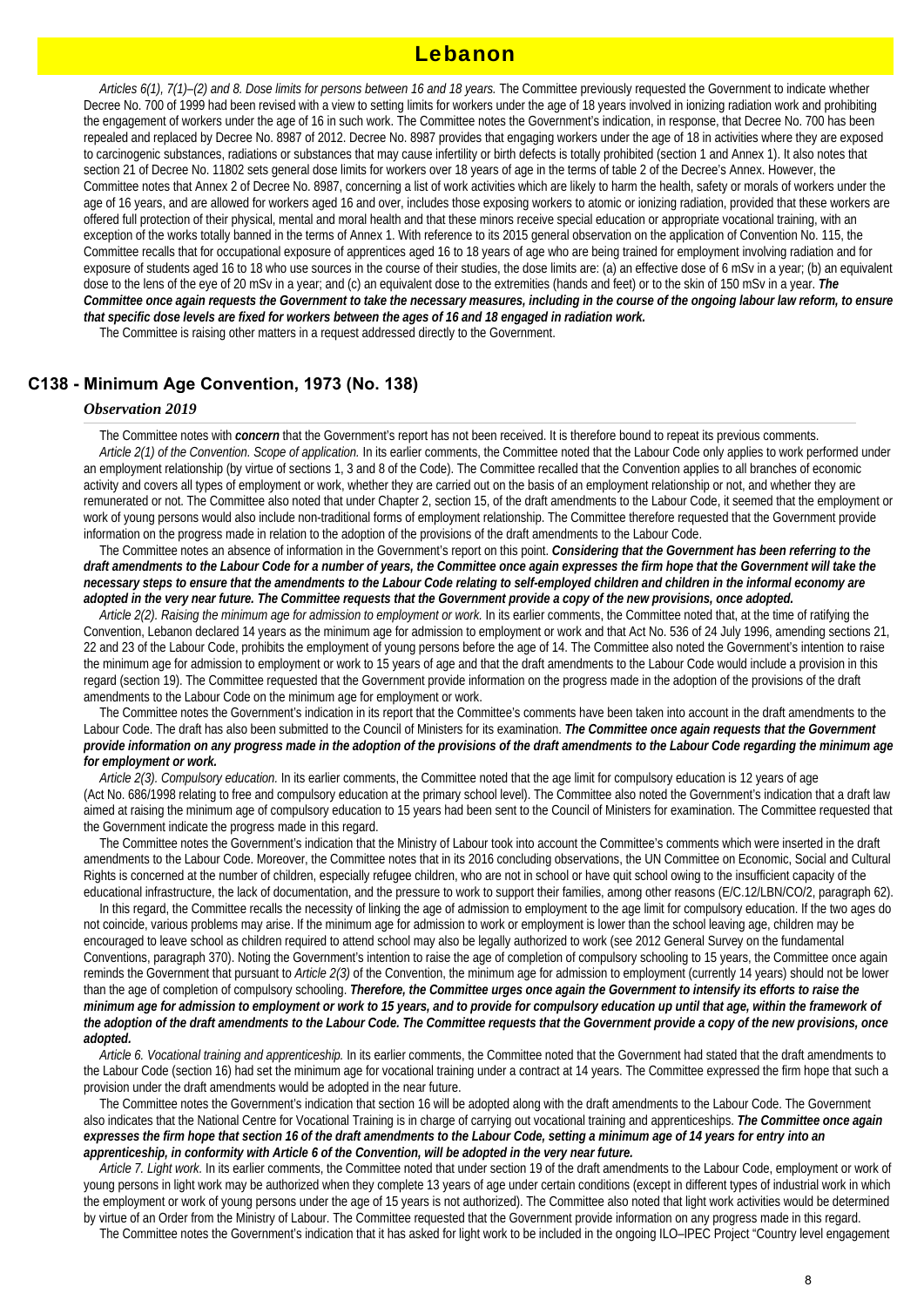# Lebanon

*Articles 6(1), 7(1)–(2) and 8. Dose limits for persons between 16 and 18 years.* The Committee previously requested the Government to indicate whether Decree No. 700 of 1999 had been revised with a view to setting limits for workers under the age of 18 years involved in ionizing radiation work and prohibiting the engagement of workers under the age of 16 in such work. The Committee notes the Government's indication, in response, that Decree No. 700 has been repealed and replaced by Decree No. 8987 of 2012. Decree No. 8987 provides that engaging workers under the age of 18 in activities where they are exposed to carcinogenic substances, radiations or substances that may cause infertility or birth defects is totally prohibited (section 1 and Annex 1). It also notes that section 21 of Decree No. 11802 sets general dose limits for workers over 18 years of age in the terms of table 2 of the Decree's Annex. However, the Committee notes that Annex 2 of Decree No. 8987, concerning a list of work activities which are likely to harm the health, safety or morals of workers under the age of 16 years, and are allowed for workers aged 16 and over, includes those exposing workers to atomic or ionizing radiation, provided that these workers are offered full protection of their physical, mental and moral health and that these minors receive special education or appropriate vocational training, with an exception of the works totally banned in the terms of Annex 1. With reference to its 2015 general observation on the application of Convention No. 115, the Committee recalls that for occupational exposure of apprentices aged 16 to 18 years of age who are being trained for employment involving radiation and for exposure of students aged 16 to 18 who use sources in the course of their studies, the dose limits are: (a) an effective dose of 6 mSv in a year; (b) an equivalent dose to the lens of the eye of 20 mSv in a year; and (c) an equivalent dose to the extremities (hands and feet) or to the skin of 150 mSv in a year. ***The Committee once again requests the Government to take the necessary measures, including in the course of the ongoing labour law reform, to ensure that specific dose levels are fixed for workers between the ages of 16 and 18 engaged in radiation work.***

The Committee is raising other matters in a request addressed directly to the Government.

## C138 - Minimum Age Convention, 1973 (No. 138)

### *Observation 2019*

The Committee notes with ***concern*** that the Government's report has not been received. It is therefore bound to repeat its previous comments.

*Article 2(1) of the Convention. Scope of application.* In its earlier comments, the Committee noted that the Labour Code only applies to work performed under an employment relationship (by virtue of sections 1, 3 and 8 of the Code). The Committee recalled that the Convention applies to all branches of economic activity and covers all types of employment or work, whether they are carried out on the basis of an employment relationship or not, and whether they are remunerated or not. The Committee also noted that under Chapter 2, section 15, of the draft amendments to the Labour Code, it seemed that the employment or work of young persons would also include non-traditional forms of employment relationship. The Committee therefore requested that the Government provide information on the progress made in relation to the adoption of the provisions of the draft amendments to the Labour Code.

The Committee notes an absence of information in the Government's report on this point. ***Considering that the Government has been referring to the draft amendments to the Labour Code for a number of years, the Committee once again expresses the firm hope that the Government will take the necessary steps to ensure that the amendments to the Labour Code relating to self-employed children and children in the informal economy are adopted in the very near future. The Committee requests that the Government provide a copy of the new provisions, once adopted.***

*Article 2(2). Raising the minimum age for admission to employment or work.* In its earlier comments, the Committee noted that, at the time of ratifying the Convention, Lebanon declared 14 years as the minimum age for admission to employment or work and that Act No. 536 of 24 July 1996, amending sections 21, 22 and 23 of the Labour Code, prohibits the employment of young persons before the age of 14. The Committee also noted the Government's intention to raise the minimum age for admission to employment or work to 15 years of age and that the draft amendments to the Labour Code would include a provision in this regard (section 19). The Committee requested that the Government provide information on the progress made in the adoption of the provisions of the draft amendments to the Labour Code on the minimum age for employment or work.

The Committee notes the Government's indication in its report that the Committee's comments have been taken into account in the draft amendments to the Labour Code. The draft has also been submitted to the Council of Ministers for its examination. ***The Committee once again requests that the Government provide information on any progress made in the adoption of the provisions of the draft amendments to the Labour Code regarding the minimum age for employment or work.***

*Article 2(3). Compulsory education.* In its earlier comments, the Committee noted that the age limit for compulsory education is 12 years of age (Act No. 686/1998 relating to free and compulsory education at the primary school level). The Committee also noted the Government's indication that a draft law aimed at raising the minimum age of compulsory education to 15 years had been sent to the Council of Ministers for examination. The Committee requested that the Government indicate the progress made in this regard.

The Committee notes the Government's indication that the Ministry of Labour took into account the Committee's comments which were inserted in the draft amendments to the Labour Code. Moreover, the Committee notes that in its 2016 concluding observations, the UN Committee on Economic, Social and Cultural Rights is concerned at the number of children, especially refugee children, who are not in school or have quit school owing to the insufficient capacity of the educational infrastructure, the lack of documentation, and the pressure to work to support their families, among other reasons (E/C.12/LBN/CO/2, paragraph 62).

In this regard, the Committee recalls the necessity of linking the age of admission to employment to the age limit for compulsory education. If the two ages do not coincide, various problems may arise. If the minimum age for admission to work or employment is lower than the school leaving age, children may be encouraged to leave school as children required to attend school may also be legally authorized to work (see 2012 General Survey on the fundamental Conventions, paragraph 370). Noting the Government's intention to raise the age of completion of compulsory schooling to 15 years, the Committee once again reminds the Government that pursuant to *Article 2(3)* of the Convention, the minimum age for admission to employment (currently 14 years) should not be lower than the age of completion of compulsory schooling. ***Therefore, the Committee urges once again the Government to intensify its efforts to raise the minimum age for admission to employment or work to 15 years, and to provide for compulsory education up until that age, within the framework of the adoption of the draft amendments to the Labour Code. The Committee requests that the Government provide a copy of the new provisions, once adopted.***

*Article 6. Vocational training and apprenticeship.* In its earlier comments, the Committee noted that the Government had stated that the draft amendments to the Labour Code (section 16) had set the minimum age for vocational training under a contract at 14 years. The Committee expressed the firm hope that such a provision under the draft amendments would be adopted in the near future.

The Committee notes the Government's indication that section 16 will be adopted along with the draft amendments to the Labour Code. The Government also indicates that the National Centre for Vocational Training is in charge of carrying out vocational training and apprenticeships. ***The Committee once again expresses the firm hope that section 16 of the draft amendments to the Labour Code, setting a minimum age of 14 years for entry into an apprenticeship, in conformity with Article 6 of the Convention, will be adopted in the very near future.***

*Article 7. Light work.* In its earlier comments, the Committee noted that under section 19 of the draft amendments to the Labour Code, employment or work of young persons in light work may be authorized when they complete 13 years of age under certain conditions (except in different types of industrial work in which the employment or work of young persons under the age of 15 years is not authorized). The Committee also noted that light work activities would be determined by virtue of an Order from the Ministry of Labour. The Committee requested that the Government provide information on any progress made in this regard.

The Committee notes the Government's indication that it has asked for light work to be included in the ongoing ILO–IPEC Project "Country level engagement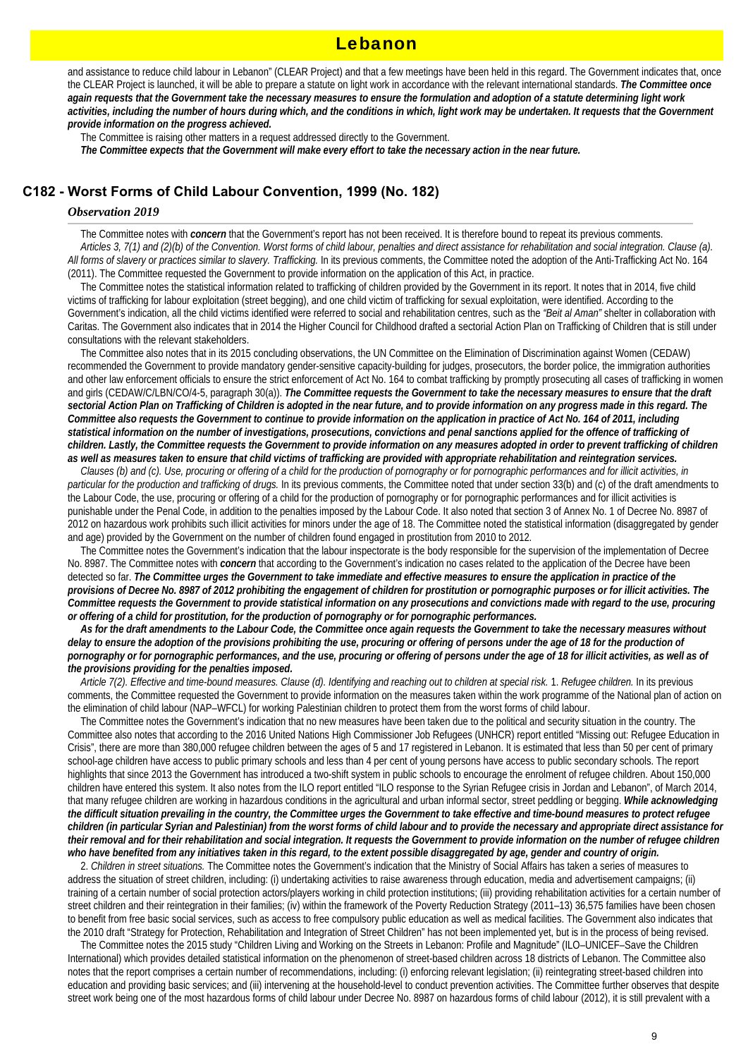# Lebanon

and assistance to reduce child labour in Lebanon" (CLEAR Project) and that a few meetings have been held in this regard. The Government indicates that, once the CLEAR Project is launched, it will be able to prepare a statute on light work in accordance with the relevant international standards. ***The Committee once again requests that the Government take the necessary measures to ensure the formulation and adoption of a statute determining light work activities, including the number of hours during which, and the conditions in which, light work may be undertaken. It requests that the Government provide information on the progress achieved.***

The Committee is raising other matters in a request addressed directly to the Government.

***The Committee expects that the Government will make every effort to take the necessary action in the near future.***

## C182 - Worst Forms of Child Labour Convention, 1999 (No. 182)

### *Observation 2019*

The Committee notes with ***concern*** that the Government's report has not been received. It is therefore bound to repeat its previous comments.

*Articles 3, 7(1) and (2)(b) of the Convention. Worst forms of child labour, penalties and direct assistance for rehabilitation and social integration. Clause (a). All forms of slavery or practices similar to slavery. Trafficking.* In its previous comments, the Committee noted the adoption of the Anti-Trafficking Act No. 164 (2011). The Committee requested the Government to provide information on the application of this Act, in practice.

The Committee notes the statistical information related to trafficking of children provided by the Government in its report. It notes that in 2014, five child victims of trafficking for labour exploitation (street begging), and one child victim of trafficking for sexual exploitation, were identified. According to the Government's indication, all the child victims identified were referred to social and rehabilitation centres, such as the *"Beit al Aman"* shelter in collaboration with Caritas. The Government also indicates that in 2014 the Higher Council for Childhood drafted a sectorial Action Plan on Trafficking of Children that is still under consultations with the relevant stakeholders.

The Committee also notes that in its 2015 concluding observations, the UN Committee on the Elimination of Discrimination against Women (CEDAW) recommended the Government to provide mandatory gender-sensitive capacity-building for judges, prosecutors, the border police, the immigration authorities and other law enforcement officials to ensure the strict enforcement of Act No. 164 to combat trafficking by promptly prosecuting all cases of trafficking in women and girls (CEDAW/C/LBN/CO/4-5, paragraph 30(a)). ***The Committee requests the Government to take the necessary measures to ensure that the draft sectorial Action Plan on Trafficking of Children is adopted in the near future, and to provide information on any progress made in this regard. The Committee also requests the Government to continue to provide information on the application in practice of Act No. 164 of 2011, including statistical information on the number of investigations, prosecutions, convictions and penal sanctions applied for the offence of trafficking of children. Lastly, the Committee requests the Government to provide information on any measures adopted in order to prevent trafficking of children as well as measures taken to ensure that child victims of trafficking are provided with appropriate rehabilitation and reintegration services.***

*Clauses (b) and (c). Use, procuring or offering of a child for the production of pornography or for pornographic performances and for illicit activities, in particular for the production and trafficking of drugs.* In its previous comments, the Committee noted that under section 33(b) and (c) of the draft amendments to the Labour Code, the use, procuring or offering of a child for the production of pornography or for pornographic performances and for illicit activities is punishable under the Penal Code, in addition to the penalties imposed by the Labour Code. It also noted that section 3 of Annex No. 1 of Decree No. 8987 of 2012 on hazardous work prohibits such illicit activities for minors under the age of 18. The Committee noted the statistical information (disaggregated by gender and age) provided by the Government on the number of children found engaged in prostitution from 2010 to 2012.

The Committee notes the Government's indication that the labour inspectorate is the body responsible for the supervision of the implementation of Decree No. 8987. The Committee notes with ***concern*** that according to the Government's indication no cases related to the application of the Decree have been detected so far. ***The Committee urges the Government to take immediate and effective measures to ensure the application in practice of the provisions of Decree No. 8987 of 2012 prohibiting the engagement of children for prostitution or pornographic purposes or for illicit activities. The Committee requests the Government to provide statistical information on any prosecutions and convictions made with regard to the use, procuring or offering of a child for prostitution, for the production of pornography or for pornographic performances.***

***As for the draft amendments to the Labour Code, the Committee once again requests the Government to take the necessary measures without delay to ensure the adoption of the provisions prohibiting the use, procuring or offering of persons under the age of 18 for the production of pornography or for pornographic performances, and the use, procuring or offering of persons under the age of 18 for illicit activities, as well as of the provisions providing for the penalties imposed.***

*Article 7(2). Effective and time-bound measures. Clause (d). Identifying and reaching out to children at special risk.* 1. *Refugee children.* In its previous comments, the Committee requested the Government to provide information on the measures taken within the work programme of the National plan of action on the elimination of child labour (NAP–WFCL) for working Palestinian children to protect them from the worst forms of child labour.

The Committee notes the Government's indication that no new measures have been taken due to the political and security situation in the country. The Committee also notes that according to the 2016 United Nations High Commissioner Job Refugees (UNHCR) report entitled "Missing out: Refugee Education in Crisis", there are more than 380,000 refugee children between the ages of 5 and 17 registered in Lebanon. It is estimated that less than 50 per cent of primary school-age children have access to public primary schools and less than 4 per cent of young persons have access to public secondary schools. The report highlights that since 2013 the Government has introduced a two-shift system in public schools to encourage the enrolment of refugee children. About 150,000 children have entered this system. It also notes from the ILO report entitled "ILO response to the Syrian Refugee crisis in Jordan and Lebanon", of March 2014, that many refugee children are working in hazardous conditions in the agricultural and urban informal sector, street peddling or begging. ***While acknowledging the difficult situation prevailing in the country, the Committee urges the Government to take effective and time-bound measures to protect refugee children (in particular Syrian and Palestinian) from the worst forms of child labour and to provide the necessary and appropriate direct assistance for their removal and for their rehabilitation and social integration. It requests the Government to provide information on the number of refugee children who have benefited from any initiatives taken in this regard, to the extent possible disaggregated by age, gender and country of origin.***

2. *Children in street situations.* The Committee notes the Government's indication that the Ministry of Social Affairs has taken a series of measures to address the situation of street children, including: (i) undertaking activities to raise awareness through education, media and advertisement campaigns; (ii) training of a certain number of social protection actors/players working in child protection institutions; (iii) providing rehabilitation activities for a certain number of street children and their reintegration in their families; (iv) within the framework of the Poverty Reduction Strategy (2011–13) 36,575 families have been chosen to benefit from free basic social services, such as access to free compulsory public education as well as medical facilities. The Government also indicates that the 2010 draft "Strategy for Protection, Rehabilitation and Integration of Street Children" has not been implemented yet, but is in the process of being revised.

The Committee notes the 2015 study "Children Living and Working on the Streets in Lebanon: Profile and Magnitude" (ILO–UNICEF–Save the Children International) which provides detailed statistical information on the phenomenon of street-based children across 18 districts of Lebanon. The Committee also notes that the report comprises a certain number of recommendations, including: (i) enforcing relevant legislation; (ii) reintegrating street-based children into education and providing basic services; and (iii) intervening at the household-level to conduct prevention activities. The Committee further observes that despite street work being one of the most hazardous forms of child labour under Decree No. 8987 on hazardous forms of child labour (2012), it is still prevalent with a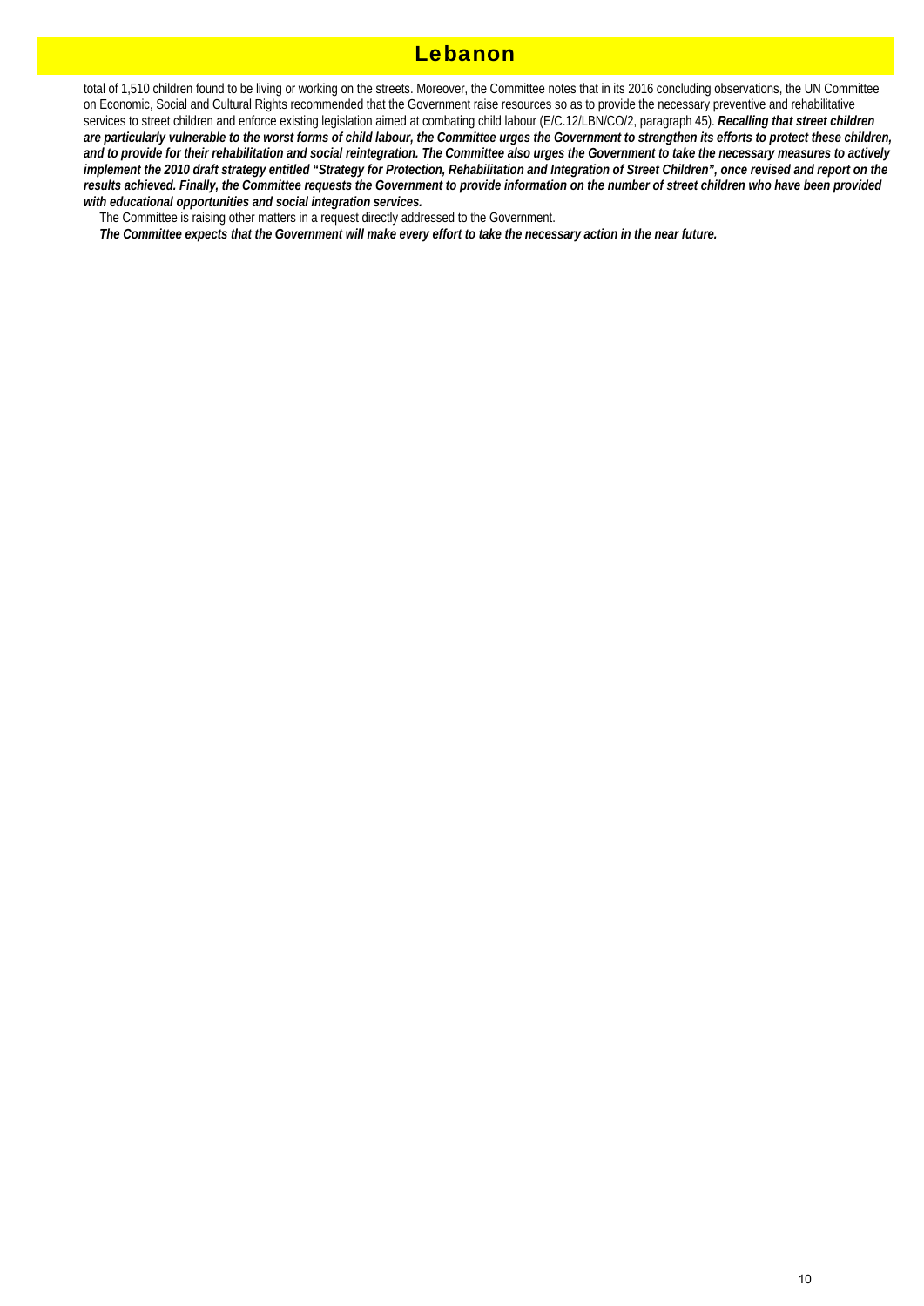# Lebanon

total of 1,510 children found to be living or working on the streets. Moreover, the Committee notes that in its 2016 concluding observations, the UN Committee on Economic, Social and Cultural Rights recommended that the Government raise resources so as to provide the necessary preventive and rehabilitative services to street children and enforce existing legislation aimed at combating child labour (E/C.12/LBN/CO/2, paragraph 45). ***Recalling that street children are particularly vulnerable to the worst forms of child labour, the Committee urges the Government to strengthen its efforts to protect these children, and to provide for their rehabilitation and social reintegration. The Committee also urges the Government to take the necessary measures to actively implement the 2010 draft strategy entitled "Strategy for Protection, Rehabilitation and Integration of Street Children", once revised and report on the results achieved. Finally, the Committee requests the Government to provide information on the number of street children who have been provided with educational opportunities and social integration services.***

The Committee is raising other matters in a request directly addressed to the Government.

***The Committee expects that the Government will make every effort to take the necessary action in the near future.***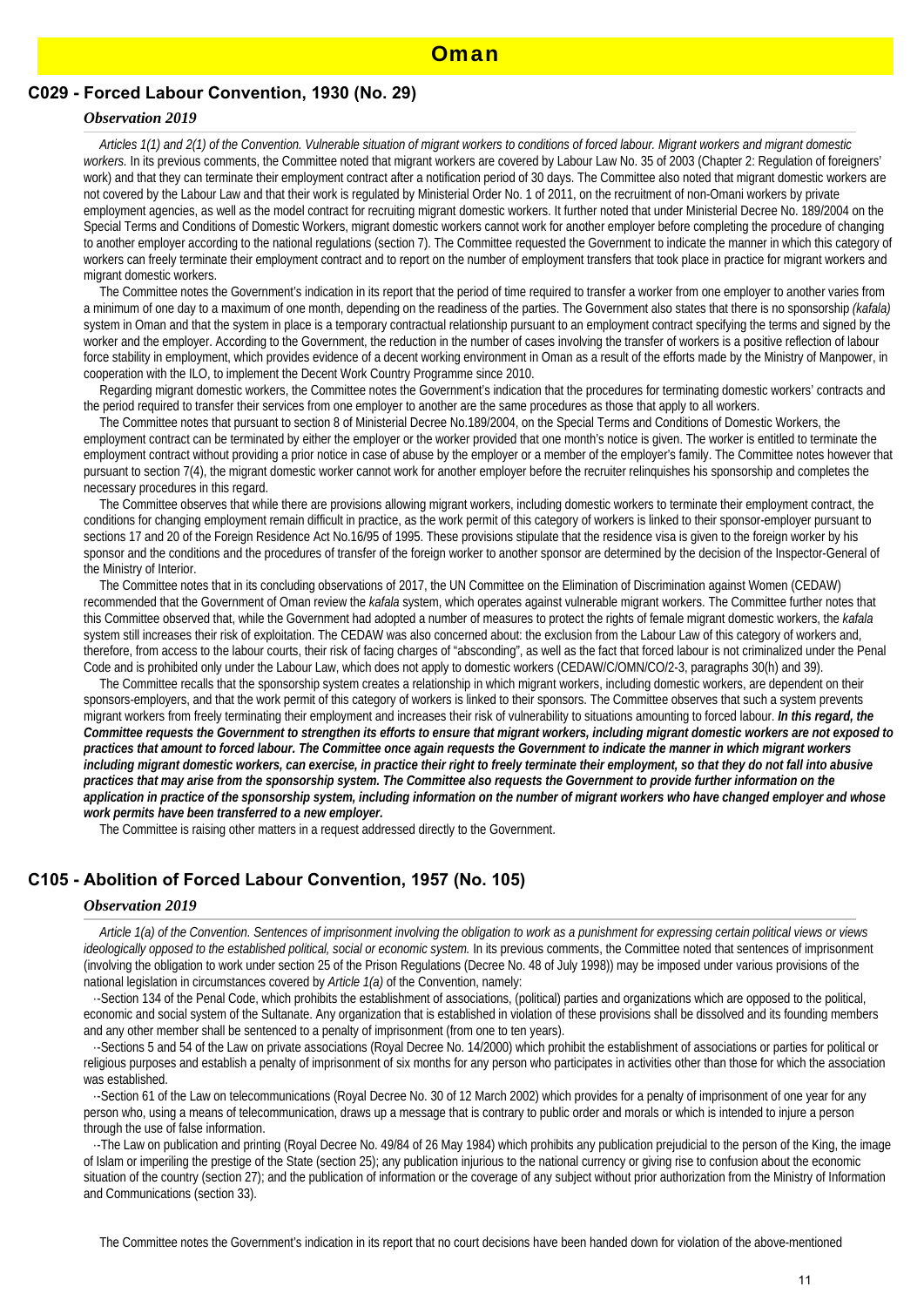# Oman

## C029 - Forced Labour Convention, 1930 (No. 29)

### *Observation 2019*

*Articles 1(1) and 2(1) of the Convention. Vulnerable situation of migrant workers to conditions of forced labour. Migrant workers and migrant domestic workers.* In its previous comments, the Committee noted that migrant workers are covered by Labour Law No. 35 of 2003 (Chapter 2: Regulation of foreigners' work) and that they can terminate their employment contract after a notification period of 30 days. The Committee also noted that migrant domestic workers are not covered by the Labour Law and that their work is regulated by Ministerial Order No. 1 of 2011, on the recruitment of non-Omani workers by private employment agencies, as well as the model contract for recruiting migrant domestic workers. It further noted that under Ministerial Decree No. 189/2004 on the Special Terms and Conditions of Domestic Workers, migrant domestic workers cannot work for another employer before completing the procedure of changing to another employer according to the national regulations (section 7). The Committee requested the Government to indicate the manner in which this category of workers can freely terminate their employment contract and to report on the number of employment transfers that took place in practice for migrant workers and migrant domestic workers.

The Committee notes the Government's indication in its report that the period of time required to transfer a worker from one employer to another varies from a minimum of one day to a maximum of one month, depending on the readiness of the parties. The Government also states that there is no sponsorship *(kafala)* system in Oman and that the system in place is a temporary contractual relationship pursuant to an employment contract specifying the terms and signed by the worker and the employer. According to the Government, the reduction in the number of cases involving the transfer of workers is a positive reflection of labour force stability in employment, which provides evidence of a decent working environment in Oman as a result of the efforts made by the Ministry of Manpower, in cooperation with the ILO, to implement the Decent Work Country Programme since 2010.

Regarding migrant domestic workers, the Committee notes the Government's indication that the procedures for terminating domestic workers' contracts and the period required to transfer their services from one employer to another are the same procedures as those that apply to all workers.

The Committee notes that pursuant to section 8 of Ministerial Decree No.189/2004, on the Special Terms and Conditions of Domestic Workers, the employment contract can be terminated by either the employer or the worker provided that one month's notice is given. The worker is entitled to terminate the employment contract without providing a prior notice in case of abuse by the employer or a member of the employer's family. The Committee notes however that pursuant to section 7(4), the migrant domestic worker cannot work for another employer before the recruiter relinquishes his sponsorship and completes the necessary procedures in this regard.

The Committee observes that while there are provisions allowing migrant workers, including domestic workers to terminate their employment contract, the conditions for changing employment remain difficult in practice, as the work permit of this category of workers is linked to their sponsor-employer pursuant to sections 17 and 20 of the Foreign Residence Act No.16/95 of 1995. These provisions stipulate that the residence visa is given to the foreign worker by his sponsor and the conditions and the procedures of transfer of the foreign worker to another sponsor are determined by the decision of the Inspector-General of the Ministry of Interior.

The Committee notes that in its concluding observations of 2017, the UN Committee on the Elimination of Discrimination against Women (CEDAW) recommended that the Government of Oman review the *kafala* system, which operates against vulnerable migrant workers. The Committee further notes that this Committee observed that, while the Government had adopted a number of measures to protect the rights of female migrant domestic workers, the *kafala* system still increases their risk of exploitation. The CEDAW was also concerned about: the exclusion from the Labour Law of this category of workers and, therefore, from access to the labour courts, their risk of facing charges of "absconding", as well as the fact that forced labour is not criminalized under the Penal Code and is prohibited only under the Labour Law, which does not apply to domestic workers (CEDAW/C/OMN/CO/2-3, paragraphs 30(h) and 39).

The Committee recalls that the sponsorship system creates a relationship in which migrant workers, including domestic workers, are dependent on their sponsors-employers, and that the work permit of this category of workers is linked to their sponsors. The Committee observes that such a system prevents migrant workers from freely terminating their employment and increases their risk of vulnerability to situations amounting to forced labour. ***In this regard, the Committee requests the Government to strengthen its efforts to ensure that migrant workers, including migrant domestic workers are not exposed to practices that amount to forced labour. The Committee once again requests the Government to indicate the manner in which migrant workers including migrant domestic workers, can exercise, in practice their right to freely terminate their employment, so that they do not fall into abusive practices that may arise from the sponsorship system. The Committee also requests the Government to provide further information on the application in practice of the sponsorship system, including information on the number of migrant workers who have changed employer and whose work permits have been transferred to a new employer.***

The Committee is raising other matters in a request addressed directly to the Government.

## C105 - Abolition of Forced Labour Convention, 1957 (No. 105)

### *Observation 2019*

*Article 1(a) of the Convention. Sentences of imprisonment involving the obligation to work as a punishment for expressing certain political views or views ideologically opposed to the established political, social or economic system.* In its previous comments, the Committee noted that sentences of imprisonment (involving the obligation to work under section 25 of the Prison Regulations (Decree No. 48 of July 1998)) may be imposed under various provisions of the national legislation in circumstances covered by *Article 1(a)* of the Convention, namely:

- Section 134 of the Penal Code, which prohibits the establishment of associations, (political) parties and organizations which are opposed to the political, economic and social system of the Sultanate. Any organization that is established in violation of these provisions shall be dissolved and its founding members and any other member shall be sentenced to a penalty of imprisonment (from one to ten years).
- Sections 5 and 54 of the Law on private associations (Royal Decree No. 14/2000) which prohibit the establishment of associations or parties for political or religious purposes and establish a penalty of imprisonment of six months for any person who participates in activities other than those for which the association was established.
- Section 61 of the Law on telecommunications (Royal Decree No. 30 of 12 March 2002) which provides for a penalty of imprisonment of one year for any person who, using a means of telecommunication, draws up a message that is contrary to public order and morals or which is intended to injure a person through the use of false information.
- The Law on publication and printing (Royal Decree No. 49/84 of 26 May 1984) which prohibits any publication prejudicial to the person of the King, the image of Islam or imperiling the prestige of the State (section 25); any publication injurious to the national currency or giving rise to confusion about the economic situation of the country (section 27); and the publication of information or the coverage of any subject without prior authorization from the Ministry of Information and Communications (section 33).

The Committee notes the Government's indication in its report that no court decisions have been handed down for violation of the above-mentioned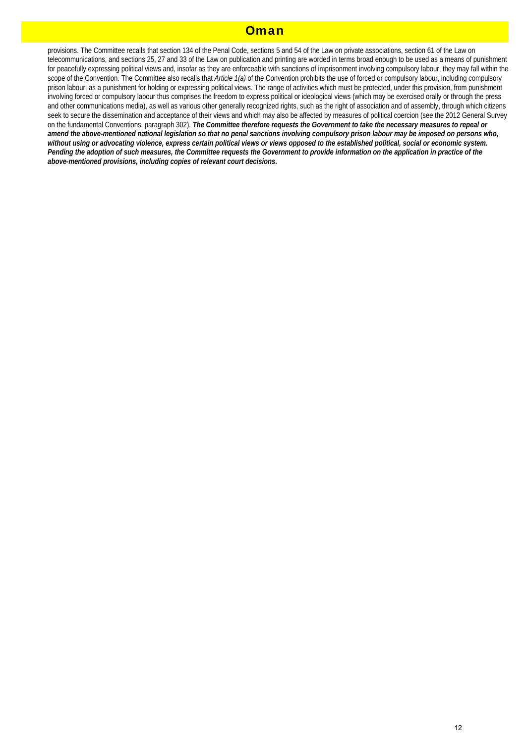# Oman

provisions. The Committee recalls that section 134 of the Penal Code, sections 5 and 54 of the Law on private associations, section 61 of the Law on telecommunications, and sections 25, 27 and 33 of the Law on publication and printing are worded in terms broad enough to be used as a means of punishment for peacefully expressing political views and, insofar as they are enforceable with sanctions of imprisonment involving compulsory labour, they may fall within the scope of the Convention. The Committee also recalls that *Article 1(a)* of the Convention prohibits the use of forced or compulsory labour, including compulsory prison labour, as a punishment for holding or expressing political views. The range of activities which must be protected, under this provision, from punishment involving forced or compulsory labour thus comprises the freedom to express political or ideological views (which may be exercised orally or through the press and other communications media), as well as various other generally recognized rights, such as the right of association and of assembly, through which citizens seek to secure the dissemination and acceptance of their views and which may also be affected by measures of political coercion (see the 2012 General Survey on the fundamental Conventions, paragraph 302). ***The Committee therefore requests the Government to take the necessary measures to repeal or amend the above-mentioned national legislation so that no penal sanctions involving compulsory prison labour may be imposed on persons who, without using or advocating violence, express certain political views or views opposed to the established political, social or economic system. Pending the adoption of such measures, the Committee requests the Government to provide information on the application in practice of the above-mentioned provisions, including copies of relevant court decisions.***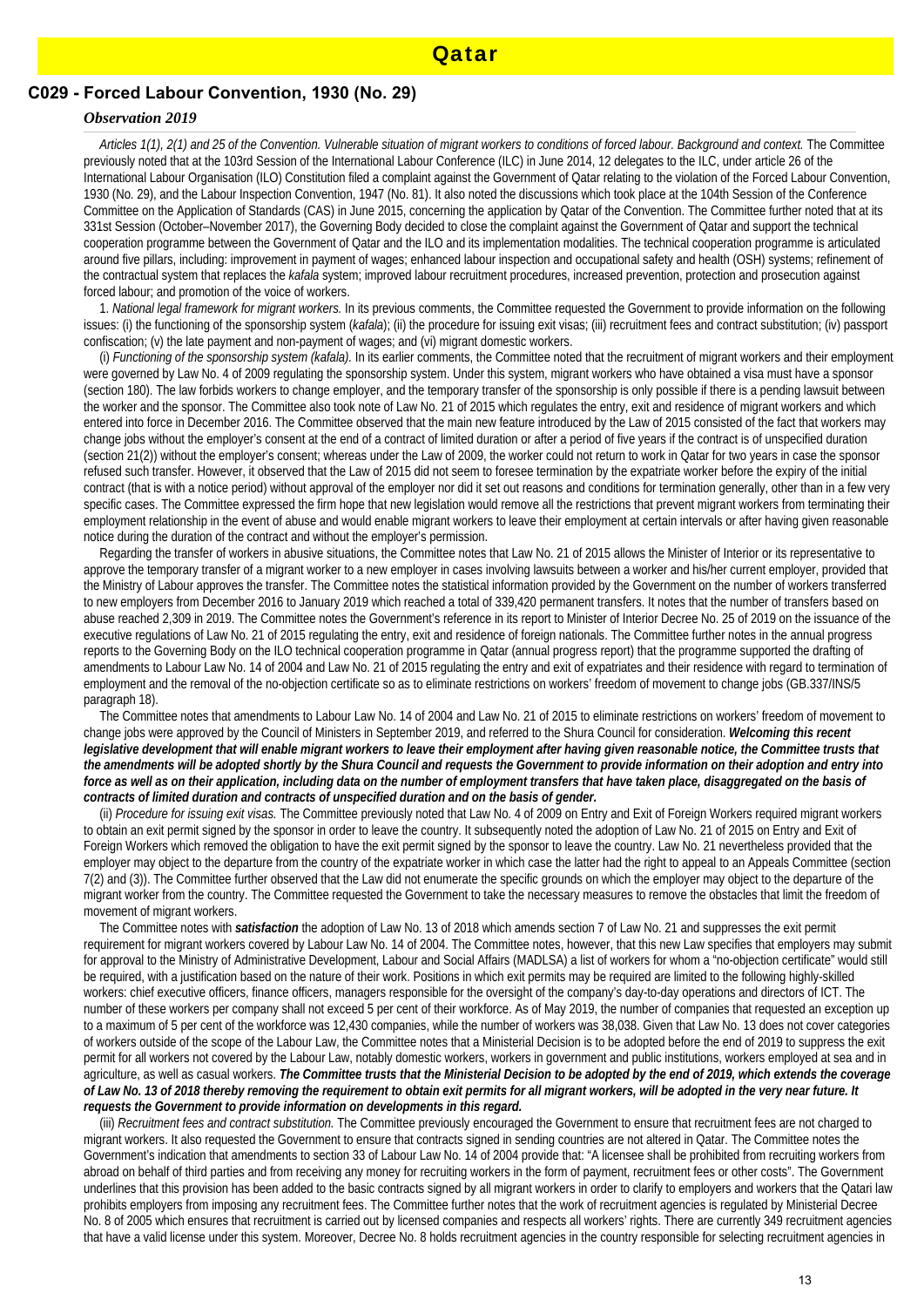# Qatar

## C029 - Forced Labour Convention, 1930 (No. 29)

### *Observation 2019*

*Articles 1(1), 2(1) and 25 of the Convention. Vulnerable situation of migrant workers to conditions of forced labour. Background and context.* The Committee previously noted that at the 103rd Session of the International Labour Conference (ILC) in June 2014, 12 delegates to the ILC, under article 26 of the International Labour Organisation (ILO) Constitution filed a complaint against the Government of Qatar relating to the violation of the Forced Labour Convention, 1930 (No. 29), and the Labour Inspection Convention, 1947 (No. 81). It also noted the discussions which took place at the 104th Session of the Conference Committee on the Application of Standards (CAS) in June 2015, concerning the application by Qatar of the Convention. The Committee further noted that at its 331st Session (October–November 2017), the Governing Body decided to close the complaint against the Government of Qatar and support the technical cooperation programme between the Government of Qatar and the ILO and its implementation modalities. The technical cooperation programme is articulated around five pillars, including: improvement in payment of wages; enhanced labour inspection and occupational safety and health (OSH) systems; refinement of the contractual system that replaces the *kafala* system; improved labour recruitment procedures, increased prevention, protection and prosecution against forced labour; and promotion of the voice of workers.

1. *National legal framework for migrant workers.* In its previous comments, the Committee requested the Government to provide information on the following issues: (i) the functioning of the sponsorship system (*kafala*); (ii) the procedure for issuing exit visas; (iii) recruitment fees and contract substitution; (iv) passport confiscation; (v) the late payment and non-payment of wages; and (vi) migrant domestic workers.

(i) *Functioning of the sponsorship system (kafala).* In its earlier comments, the Committee noted that the recruitment of migrant workers and their employment were governed by Law No. 4 of 2009 regulating the sponsorship system. Under this system, migrant workers who have obtained a visa must have a sponsor (section 180). The law forbids workers to change employer, and the temporary transfer of the sponsorship is only possible if there is a pending lawsuit between the worker and the sponsor. The Committee also took note of Law No. 21 of 2015 which regulates the entry, exit and residence of migrant workers and which entered into force in December 2016. The Committee observed that the main new feature introduced by the Law of 2015 consisted of the fact that workers may change jobs without the employer's consent at the end of a contract of limited duration or after a period of five years if the contract is of unspecified duration (section 21(2)) without the employer's consent; whereas under the Law of 2009, the worker could not return to work in Qatar for two years in case the sponsor refused such transfer. However, it observed that the Law of 2015 did not seem to foresee termination by the expatriate worker before the expiry of the initial contract (that is with a notice period) without approval of the employer nor did it set out reasons and conditions for termination generally, other than in a few very specific cases. The Committee expressed the firm hope that new legislation would remove all the restrictions that prevent migrant workers from terminating their employment relationship in the event of abuse and would enable migrant workers to leave their employment at certain intervals or after having given reasonable notice during the duration of the contract and without the employer's permission.

Regarding the transfer of workers in abusive situations, the Committee notes that Law No. 21 of 2015 allows the Minister of Interior or its representative to approve the temporary transfer of a migrant worker to a new employer in cases involving lawsuits between a worker and his/her current employer, provided that the Ministry of Labour approves the transfer. The Committee notes the statistical information provided by the Government on the number of workers transferred to new employers from December 2016 to January 2019 which reached a total of 339,420 permanent transfers. It notes that the number of transfers based on abuse reached 2,309 in 2019. The Committee notes the Government's reference in its report to Minister of Interior Decree No. 25 of 2019 on the issuance of the executive regulations of Law No. 21 of 2015 regulating the entry, exit and residence of foreign nationals. The Committee further notes in the annual progress reports to the Governing Body on the ILO technical cooperation programme in Qatar (annual progress report) that the programme supported the drafting of amendments to Labour Law No. 14 of 2004 and Law No. 21 of 2015 regulating the entry and exit of expatriates and their residence with regard to termination of employment and the removal of the no-objection certificate so as to eliminate restrictions on workers' freedom of movement to change jobs (GB.337/INS/5 paragraph 18).

The Committee notes that amendments to Labour Law No. 14 of 2004 and Law No. 21 of 2015 to eliminate restrictions on workers' freedom of movement to change jobs were approved by the Council of Ministers in September 2019, and referred to the Shura Council for consideration. ***Welcoming this recent legislative development that will enable migrant workers to leave their employment after having given reasonable notice, the Committee trusts that the amendments will be adopted shortly by the Shura Council and requests the Government to provide information on their adoption and entry into force as well as on their application, including data on the number of employment transfers that have taken place, disaggregated on the basis of contracts of limited duration and contracts of unspecified duration and on the basis of gender.***

(ii) *Procedure for issuing exit visas.* The Committee previously noted that Law No. 4 of 2009 on Entry and Exit of Foreign Workers required migrant workers to obtain an exit permit signed by the sponsor in order to leave the country. It subsequently noted the adoption of Law No. 21 of 2015 on Entry and Exit of Foreign Workers which removed the obligation to have the exit permit signed by the sponsor to leave the country. Law No. 21 nevertheless provided that the employer may object to the departure from the country of the expatriate worker in which case the latter had the right to appeal to an Appeals Committee (section 7(2) and (3)). The Committee further observed that the Law did not enumerate the specific grounds on which the employer may object to the departure of the migrant worker from the country. The Committee requested the Government to take the necessary measures to remove the obstacles that limit the freedom of movement of migrant workers.

The Committee notes with ***satisfaction*** the adoption of Law No. 13 of 2018 which amends section 7 of Law No. 21 and suppresses the exit permit requirement for migrant workers covered by Labour Law No. 14 of 2004. The Committee notes, however, that this new Law specifies that employers may submit for approval to the Ministry of Administrative Development, Labour and Social Affairs (MADLSA) a list of workers for whom a "no-objection certificate" would still be required, with a justification based on the nature of their work. Positions in which exit permits may be required are limited to the following highly-skilled workers: chief executive officers, finance officers, managers responsible for the oversight of the company's day-to-day operations and directors of ICT. The number of these workers per company shall not exceed 5 per cent of their workforce. As of May 2019, the number of companies that requested an exception up to a maximum of 5 per cent of the workforce was 12,430 companies, while the number of workers was 38,038. Given that Law No. 13 does not cover categories of workers outside of the scope of the Labour Law, the Committee notes that a Ministerial Decision is to be adopted before the end of 2019 to suppress the exit permit for all workers not covered by the Labour Law, notably domestic workers, workers in government and public institutions, workers employed at sea and in agriculture, as well as casual workers. ***The Committee trusts that the Ministerial Decision to be adopted by the end of 2019, which extends the coverage of Law No. 13 of 2018 thereby removing the requirement to obtain exit permits for all migrant workers, will be adopted in the very near future. It requests the Government to provide information on developments in this regard.***

(iii) *Recruitment fees and contract substitution.* The Committee previously encouraged the Government to ensure that recruitment fees are not charged to migrant workers. It also requested the Government to ensure that contracts signed in sending countries are not altered in Qatar. The Committee notes the Government's indication that amendments to section 33 of Labour Law No. 14 of 2004 provide that: "A licensee shall be prohibited from recruiting workers from abroad on behalf of third parties and from receiving any money for recruiting workers in the form of payment, recruitment fees or other costs". The Government underlines that this provision has been added to the basic contracts signed by all migrant workers in order to clarify to employers and workers that the Qatari law prohibits employers from imposing any recruitment fees. The Committee further notes that the work of recruitment agencies is regulated by Ministerial Decree No. 8 of 2005 which ensures that recruitment is carried out by licensed companies and respects all workers' rights. There are currently 349 recruitment agencies that have a valid license under this system. Moreover, Decree No. 8 holds recruitment agencies in the country responsible for selecting recruitment agencies in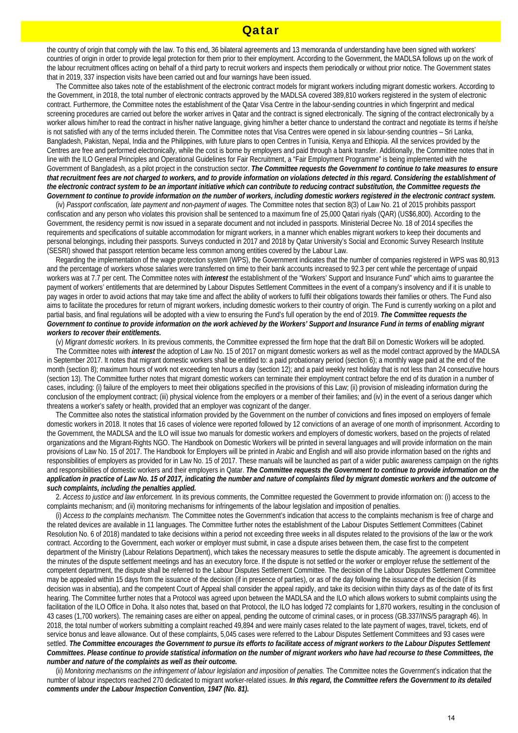the country of origin that comply with the law. To this end, 36 bilateral agreements and 13 memoranda of understanding have been signed with workers' countries of origin in order to provide legal protection for them prior to their employment. According to the Government, the MADLSA follows up on the work of the labour recruitment offices acting on behalf of a third party to recruit workers and inspects them periodically or without prior notice. The Government states that in 2019, 337 inspection visits have been carried out and four warnings have been issued.

The Committee also takes note of the establishment of the electronic contract models for migrant workers including migrant domestic workers. According to the Government, in 2018, the total number of electronic contracts approved by the MADLSA covered 389,810 workers registered in the system of electronic contract. Furthermore, the Committee notes the establishment of the Qatar Visa Centre in the labour-sending countries in which fingerprint and medical screening procedures are carried out before the worker arrives in Qatar and the contract is signed electronically. The signing of the contract electronically by a worker allows him/her to read the contract in his/her native language, giving him/her a better chance to understand the contract and negotiate its terms if he/she is not satisfied with any of the terms included therein. The Committee notes that Visa Centres were opened in six labour-sending countries – Sri Lanka, Bangladesh, Pakistan, Nepal, India and the Philippines, with future plans to open Centres in Tunisia, Kenya and Ethiopia. All the services provided by the Centres are free and performed electronically, while the cost is borne by employers and paid through a bank transfer. Additionally, the Committee notes that in line with the ILO General Principles and Operational Guidelines for Fair Recruitment, a "Fair Employment Programme" is being implemented with the Government of Bangladesh, as a pilot project in the construction sector. ***The Committee requests the Government to continue to take measures to ensure that recruitment fees are not charged to workers, and to provide information on violations detected in this regard. Considering the establishment of the electronic contract system to be an important initiative which can contribute to reducing contract substitution, the Committee requests the Government to continue to provide information on the number of workers, including domestic workers registered in the electronic contract system.***

(iv) *Passport confiscation, late payment and non-payment of wages.* The Committee notes that section 8(3) of Law No. 21 of 2015 prohibits passport confiscation and any person who violates this provision shall be sentenced to a maximum fine of 25,000 Qatari riyals (QAR) (US$6,800). According to the Government, the residency permit is now issued in a separate document and not included in passports. Ministerial Decree No. 18 of 2014 specifies the requirements and specifications of suitable accommodation for migrant workers, in a manner which enables migrant workers to keep their documents and personal belongings, including their passports. Surveys conducted in 2017 and 2018 by Qatar University's Social and Economic Survey Research Institute (SESRI) showed that passport retention became less common among entities covered by the Labour Law.

Regarding the implementation of the wage protection system (WPS), the Government indicates that the number of companies registered in WPS was 80,913 and the percentage of workers whose salaries were transferred on time to their bank accounts increased to 92.3 per cent while the percentage of unpaid workers was at 7.7 per cent. The Committee notes with ***interest*** the establishment of the "Workers' Support and Insurance Fund" which aims to guarantee the payment of workers' entitlements that are determined by Labour Disputes Settlement Committees in the event of a company's insolvency and if it is unable to pay wages in order to avoid actions that may take time and affect the ability of workers to fulfil their obligations towards their families or others. The Fund also aims to facilitate the procedures for return of migrant workers, including domestic workers to their country of origin. The Fund is currently working on a pilot and partial basis, and final regulations will be adopted with a view to ensuring the Fund's full operation by the end of 2019. ***The Committee requests the Government to continue to provide information on the work achieved by the Workers' Support and Insurance Fund in terms of enabling migrant workers to recover their entitlements.***

(v) *Migrant domestic workers.* In its previous comments, the Committee expressed the firm hope that the draft Bill on Domestic Workers will be adopted.

The Committee notes with ***interest*** the adoption of Law No. 15 of 2017 on migrant domestic workers as well as the model contract approved by the MADLSA in September 2017. It notes that migrant domestic workers shall be entitled to: a paid probationary period (section 6); a monthly wage paid at the end of the month (section 8); maximum hours of work not exceeding ten hours a day (section 12); and a paid weekly rest holiday that is not less than 24 consecutive hours (section 13). The Committee further notes that migrant domestic workers can terminate their employment contract before the end of its duration in a number of cases, including: (i) failure of the employers to meet their obligations specified in the provisions of this Law; (ii) provision of misleading information during the conclusion of the employment contract; (iii) physical violence from the employers or a member of their families; and (iv) in the event of a serious danger which threatens a worker's safety or health, provided that an employer was cognizant of the danger.

The Committee also notes the statistical information provided by the Government on the number of convictions and fines imposed on employers of female domestic workers in 2018. It notes that 16 cases of violence were reported followed by 12 convictions of an average of one month of imprisonment. According to the Government, the MADLSA and the ILO will issue two manuals for domestic workers and employers of domestic workers, based on the projects of related organizations and the Migrant-Rights NGO. The Handbook on Domestic Workers will be printed in several languages and will provide information on the main provisions of Law No. 15 of 2017. The Handbook for Employers will be printed in Arabic and English and will also provide information based on the rights and responsibilities of employers as provided for in Law No. 15 of 2017. These manuals will be launched as part of a wider public awareness campaign on the rights and responsibilities of domestic workers and their employers in Qatar. ***The Committee requests the Government to continue to provide information on the application in practice of Law No. 15 of 2017, indicating the number and nature of complaints filed by migrant domestic workers and the outcome of such complaints, including the penalties applied.***

2. *Access to justice and law enforcement.* In its previous comments, the Committee requested the Government to provide information on: (i) access to the complaints mechanism; and (ii) monitoring mechanisms for infringements of the labour legislation and imposition of penalties.

(i) *Access to the complaints mechanism.* The Committee notes the Government's indication that access to the complaints mechanism is free of charge and the related devices are available in 11 languages. The Committee further notes the establishment of the Labour Disputes Settlement Committees (Cabinet Resolution No. 6 of 2018) mandated to take decisions within a period not exceeding three weeks in all disputes related to the provisions of the law or the work contract. According to the Government, each worker or employer must submit, in case a dispute arises between them, the case first to the competent department of the Ministry (Labour Relations Department), which takes the necessary measures to settle the dispute amicably. The agreement is documented in the minutes of the dispute settlement meetings and has an executory force. If the dispute is not settled or the worker or employer refuse the settlement of the competent department, the dispute shall be referred to the Labour Disputes Settlement Committee. The decision of the Labour Disputes Settlement Committee may be appealed within 15 days from the issuance of the decision (if in presence of parties), or as of the day following the issuance of the decision (if its decision was in absentia), and the competent Court of Appeal shall consider the appeal rapidly, and take its decision within thirty days as of the date of its first hearing. The Committee further notes that a Protocol was agreed upon between the MADLSA and the ILO which allows workers to submit complaints using the facilitation of the ILO Office in Doha. It also notes that, based on that Protocol, the ILO has lodged 72 complaints for 1,870 workers, resulting in the conclusion of 43 cases (1,700 workers). The remaining cases are either on appeal, pending the outcome of criminal cases, or in process (GB.337/INS/5 paragraph 46). In 2018, the total number of workers submitting a complaint reached 49,894 and were mainly cases related to the late payment of wages, travel, tickets, end of service bonus and leave allowance. Out of these complaints, 5,045 cases were referred to the Labour Disputes Settlement Committees and 93 cases were settled. ***The Committee encourages the Government to pursue its efforts to facilitate access of migrant workers to the Labour Disputes Settlement Committees. Please continue to provide statistical information on the number of migrant workers who have had recourse to these Committees, the number and nature of the complaints as well as their outcome.***

(ii) *Monitoring mechanisms on the infringement of labour legislation and imposition of penalties.* The Committee notes the Government's indication that the number of labour inspectors reached 270 dedicated to migrant worker-related issues. ***In this regard, the Committee refers the Government to its detailed comments under the Labour Inspection Convention, 1947 (No. 81).***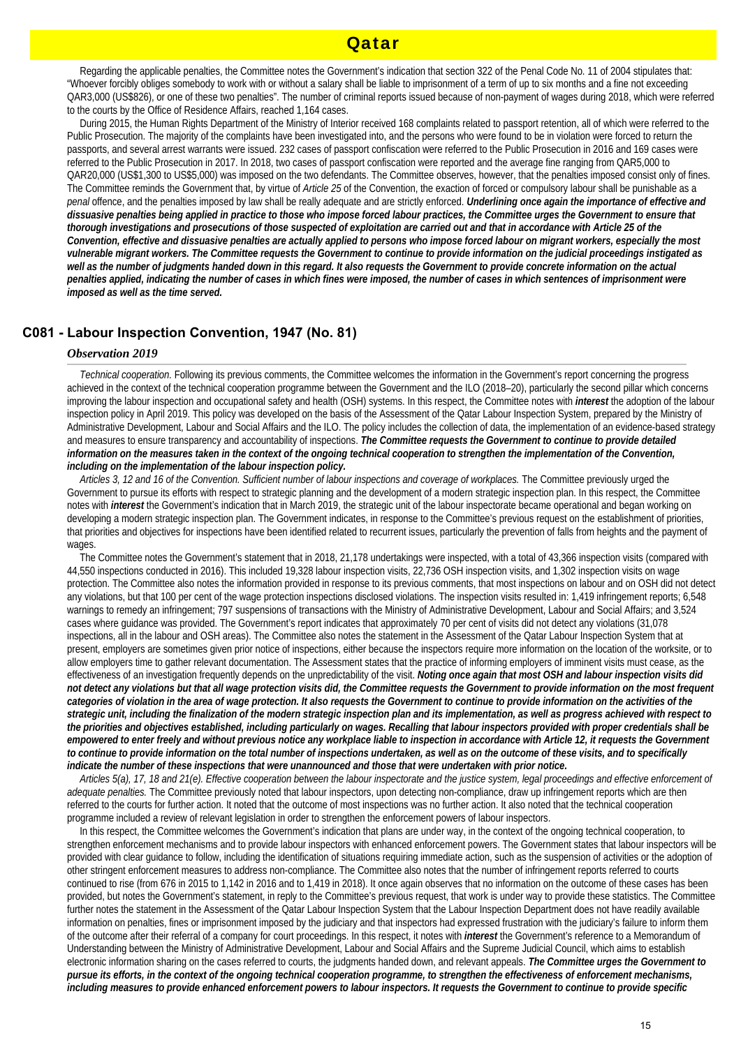Regarding the applicable penalties, the Committee notes the Government's indication that section 322 of the Penal Code No. 11 of 2004 stipulates that: "Whoever forcibly obliges somebody to work with or without a salary shall be liable to imprisonment of a term of up to six months and a fine not exceeding QAR3,000 (US$826), or one of these two penalties". The number of criminal reports issued because of non-payment of wages during 2018, which were referred to the courts by the Office of Residence Affairs, reached 1,164 cases.

During 2015, the Human Rights Department of the Ministry of Interior received 168 complaints related to passport retention, all of which were referred to the Public Prosecution. The majority of the complaints have been investigated into, and the persons who were found to be in violation were forced to return the passports, and several arrest warrants were issued. 232 cases of passport confiscation were referred to the Public Prosecution in 2016 and 169 cases were referred to the Public Prosecution in 2017. In 2018, two cases of passport confiscation were reported and the average fine ranging from QAR5,000 to QAR20,000 (US$1,300 to US$5,000) was imposed on the two defendants. The Committee observes, however, that the penalties imposed consist only of fines. The Committee reminds the Government that, by virtue of *Article 25* of the Convention, the exaction of forced or compulsory labour shall be punishable as a *penal* offence, and the penalties imposed by law shall be really adequate and are strictly enforced. ***Underlining once again the importance of effective and dissuasive penalties being applied in practice to those who impose forced labour practices, the Committee urges the Government to ensure that thorough investigations and prosecutions of those suspected of exploitation are carried out and that in accordance with Article 25 of the Convention, effective and dissuasive penalties are actually applied to persons who impose forced labour on migrant workers, especially the most vulnerable migrant workers. The Committee requests the Government to continue to provide information on the judicial proceedings instigated as well as the number of judgments handed down in this regard. It also requests the Government to provide concrete information on the actual penalties applied, indicating the number of cases in which fines were imposed, the number of cases in which sentences of imprisonment were imposed as well as the time served.***

## C081 - Labour Inspection Convention, 1947 (No. 81)

### *Observation 2019*

*Technical cooperation.* Following its previous comments, the Committee welcomes the information in the Government's report concerning the progress achieved in the context of the technical cooperation programme between the Government and the ILO (2018–20), particularly the second pillar which concerns improving the labour inspection and occupational safety and health (OSH) systems. In this respect, the Committee notes with ***interest*** the adoption of the labour inspection policy in April 2019. This policy was developed on the basis of the Assessment of the Qatar Labour Inspection System, prepared by the Ministry of Administrative Development, Labour and Social Affairs and the ILO. The policy includes the collection of data, the implementation of an evidence-based strategy and measures to ensure transparency and accountability of inspections. ***The Committee requests the Government to continue to provide detailed information on the measures taken in the context of the ongoing technical cooperation to strengthen the implementation of the Convention, including on the implementation of the labour inspection policy.***

*Articles 3, 12 and 16 of the Convention. Sufficient number of labour inspections and coverage of workplaces.* The Committee previously urged the Government to pursue its efforts with respect to strategic planning and the development of a modern strategic inspection plan. In this respect, the Committee notes with ***interest*** the Government's indication that in March 2019, the strategic unit of the labour inspectorate became operational and began working on developing a modern strategic inspection plan. The Government indicates, in response to the Committee's previous request on the establishment of priorities, that priorities and objectives for inspections have been identified related to recurrent issues, particularly the prevention of falls from heights and the payment of wages.

The Committee notes the Government's statement that in 2018, 21,178 undertakings were inspected, with a total of 43,366 inspection visits (compared with 44,550 inspections conducted in 2016). This included 19,328 labour inspection visits, 22,736 OSH inspection visits, and 1,302 inspection visits on wage protection. The Committee also notes the information provided in response to its previous comments, that most inspections on labour and on OSH did not detect any violations, but that 100 per cent of the wage protection inspections disclosed violations. The inspection visits resulted in: 1,419 infringement reports; 6,548 warnings to remedy an infringement; 797 suspensions of transactions with the Ministry of Administrative Development, Labour and Social Affairs; and 3,524 cases where guidance was provided. The Government's report indicates that approximately 70 per cent of visits did not detect any violations (31,078 inspections, all in the labour and OSH areas). The Committee also notes the statement in the Assessment of the Qatar Labour Inspection System that at present, employers are sometimes given prior notice of inspections, either because the inspectors require more information on the location of the worksite, or to allow employers time to gather relevant documentation. The Assessment states that the practice of informing employers of imminent visits must cease, as the effectiveness of an investigation frequently depends on the unpredictability of the visit. ***Noting once again that most OSH and labour inspection visits did not detect any violations but that all wage protection visits did, the Committee requests the Government to provide information on the most frequent categories of violation in the area of wage protection. It also requests the Government to continue to provide information on the activities of the strategic unit, including the finalization of the modern strategic inspection plan and its implementation, as well as progress achieved with respect to the priorities and objectives established, including particularly on wages. Recalling that labour inspectors provided with proper credentials shall be empowered to enter freely and without previous notice any workplace liable to inspection in accordance with Article 12, it requests the Government to continue to provide information on the total number of inspections undertaken, as well as on the outcome of these visits, and to specifically indicate the number of these inspections that were unannounced and those that were undertaken with prior notice.***

*Articles 5(a), 17, 18 and 21(e). Effective cooperation between the labour inspectorate and the justice system, legal proceedings and effective enforcement of adequate penalties.* The Committee previously noted that labour inspectors, upon detecting non-compliance, draw up infringement reports which are then referred to the courts for further action. It noted that the outcome of most inspections was no further action. It also noted that the technical cooperation programme included a review of relevant legislation in order to strengthen the enforcement powers of labour inspectors.

In this respect, the Committee welcomes the Government's indication that plans are under way, in the context of the ongoing technical cooperation, to strengthen enforcement mechanisms and to provide labour inspectors with enhanced enforcement powers. The Government states that labour inspectors will be provided with clear guidance to follow, including the identification of situations requiring immediate action, such as the suspension of activities or the adoption of other stringent enforcement measures to address non-compliance. The Committee also notes that the number of infringement reports referred to courts continued to rise (from 676 in 2015 to 1,142 in 2016 and to 1,419 in 2018). It once again observes that no information on the outcome of these cases has been provided, but notes the Government's statement, in reply to the Committee's previous request, that work is under way to provide these statistics. The Committee further notes the statement in the Assessment of the Qatar Labour Inspection System that the Labour Inspection Department does not have readily available information on penalties, fines or imprisonment imposed by the judiciary and that inspectors had expressed frustration with the judiciary's failure to inform them of the outcome after their referral of a company for court proceedings. In this respect, it notes with ***interest*** the Government's reference to a Memorandum of Understanding between the Ministry of Administrative Development, Labour and Social Affairs and the Supreme Judicial Council, which aims to establish electronic information sharing on the cases referred to courts, the judgments handed down, and relevant appeals. ***The Committee urges the Government to pursue its efforts, in the context of the ongoing technical cooperation programme, to strengthen the effectiveness of enforcement mechanisms, including measures to provide enhanced enforcement powers to labour inspectors. It requests the Government to continue to provide specific***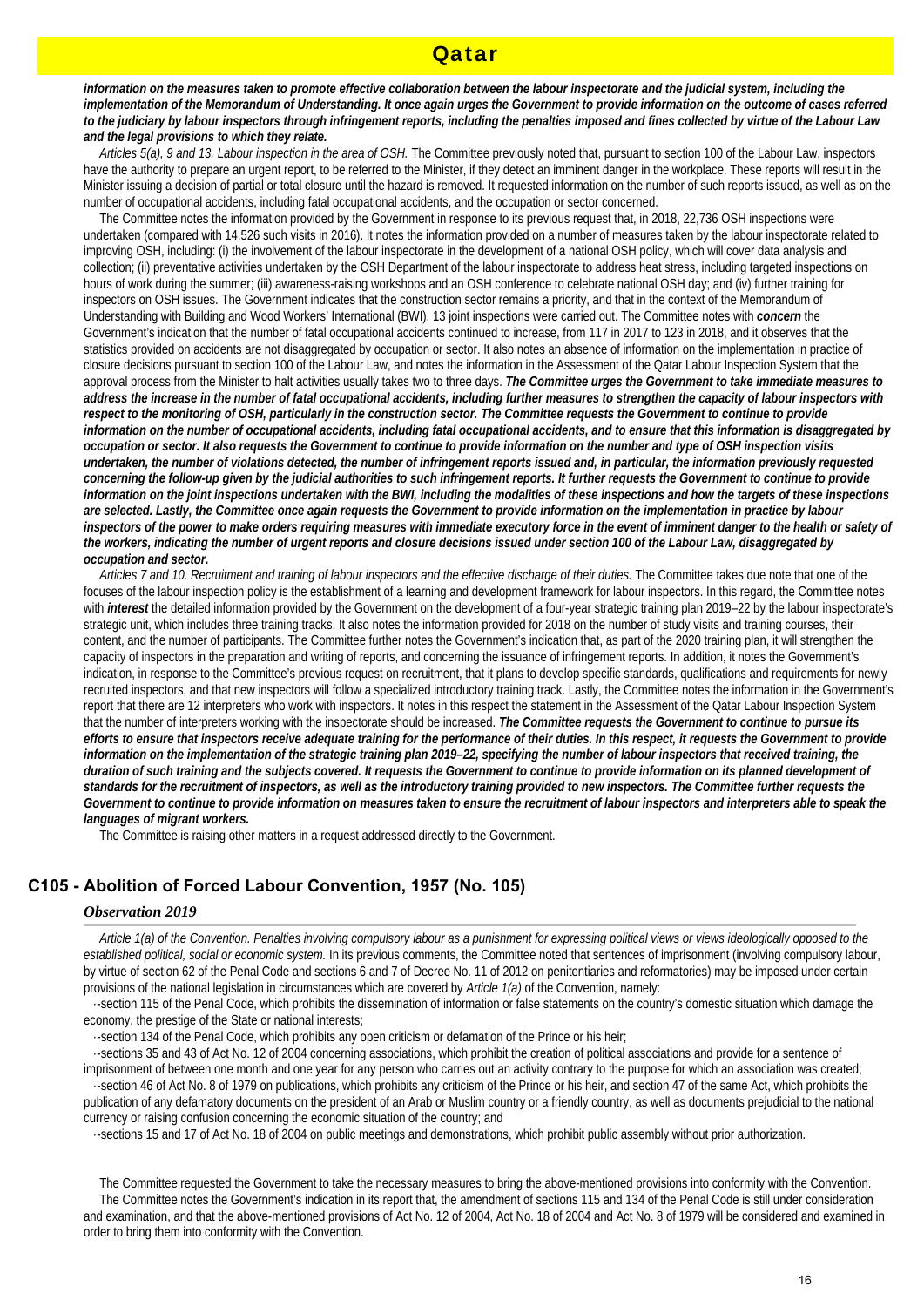*information on the measures taken to promote effective collaboration between the labour inspectorate and the judicial system, including the implementation of the Memorandum of Understanding. It once again urges the Government to provide information on the outcome of cases referred to the judiciary by labour inspectors through infringement reports, including the penalties imposed and fines collected by virtue of the Labour Law and the legal provisions to which they relate.*

*Articles 5(a), 9 and 13. Labour inspection in the area of OSH.* The Committee previously noted that, pursuant to section 100 of the Labour Law, inspectors have the authority to prepare an urgent report, to be referred to the Minister, if they detect an imminent danger in the workplace. These reports will result in the Minister issuing a decision of partial or total closure until the hazard is removed. It requested information on the number of such reports issued, as well as on the number of occupational accidents, including fatal occupational accidents, and the occupation or sector concerned.

The Committee notes the information provided by the Government in response to its previous request that, in 2018, 22,736 OSH inspections were undertaken (compared with 14,526 such visits in 2016). It notes the information provided on a number of measures taken by the labour inspectorate related to improving OSH, including: (i) the involvement of the labour inspectorate in the development of a national OSH policy, which will cover data analysis and collection; (ii) preventative activities undertaken by the OSH Department of the labour inspectorate to address heat stress, including targeted inspections on hours of work during the summer; (iii) awareness-raising workshops and an OSH conference to celebrate national OSH day; and (iv) further training for inspectors on OSH issues. The Government indicates that the construction sector remains a priority, and that in the context of the Memorandum of Understanding with Building and Wood Workers' International (BWI), 13 joint inspections were carried out. The Committee notes with ***concern*** the Government's indication that the number of fatal occupational accidents continued to increase, from 117 in 2017 to 123 in 2018, and it observes that the statistics provided on accidents are not disaggregated by occupation or sector. It also notes an absence of information on the implementation in practice of closure decisions pursuant to section 100 of the Labour Law, and notes the information in the Assessment of the Qatar Labour Inspection System that the approval process from the Minister to halt activities usually takes two to three days. ***The Committee urges the Government to take immediate measures to address the increase in the number of fatal occupational accidents, including further measures to strengthen the capacity of labour inspectors with respect to the monitoring of OSH, particularly in the construction sector. The Committee requests the Government to continue to provide information on the number of occupational accidents, including fatal occupational accidents, and to ensure that this information is disaggregated by occupation or sector. It also requests the Government to continue to provide information on the number and type of OSH inspection visits undertaken, the number of violations detected, the number of infringement reports issued and, in particular, the information previously requested concerning the follow-up given by the judicial authorities to such infringement reports. It further requests the Government to continue to provide information on the joint inspections undertaken with the BWI, including the modalities of these inspections and how the targets of these inspections are selected. Lastly, the Committee once again requests the Government to provide information on the implementation in practice by labour inspectors of the power to make orders requiring measures with immediate executory force in the event of imminent danger to the health or safety of the workers, indicating the number of urgent reports and closure decisions issued under section 100 of the Labour Law, disaggregated by occupation and sector.***

*Articles 7 and 10. Recruitment and training of labour inspectors and the effective discharge of their duties.* The Committee takes due note that one of the focuses of the labour inspection policy is the establishment of a learning and development framework for labour inspectors. In this regard, the Committee notes with ***interest*** the detailed information provided by the Government on the development of a four-year strategic training plan 2019–22 by the labour inspectorate's strategic unit, which includes three training tracks. It also notes the information provided for 2018 on the number of study visits and training courses, their content, and the number of participants. The Committee further notes the Government's indication that, as part of the 2020 training plan, it will strengthen the capacity of inspectors in the preparation and writing of reports, and concerning the issuance of infringement reports. In addition, it notes the Government's indication, in response to the Committee's previous request on recruitment, that it plans to develop specific standards, qualifications and requirements for newly recruited inspectors, and that new inspectors will follow a specialized introductory training track. Lastly, the Committee notes the information in the Government's report that there are 12 interpreters who work with inspectors. It notes in this respect the statement in the Assessment of the Qatar Labour Inspection System that the number of interpreters working with the inspectorate should be increased. ***The Committee requests the Government to continue to pursue its efforts to ensure that inspectors receive adequate training for the performance of their duties. In this respect, it requests the Government to provide information on the implementation of the strategic training plan 2019–22, specifying the number of labour inspectors that received training, the duration of such training and the subjects covered. It requests the Government to continue to provide information on its planned development of standards for the recruitment of inspectors, as well as the introductory training provided to new inspectors. The Committee further requests the Government to continue to provide information on measures taken to ensure the recruitment of labour inspectors and interpreters able to speak the languages of migrant workers.***

The Committee is raising other matters in a request addressed directly to the Government.

## C105 - Abolition of Forced Labour Convention, 1957 (No. 105)

### *Observation 2019*

*Article 1(a) of the Convention. Penalties involving compulsory labour as a punishment for expressing political views or views ideologically opposed to the established political, social or economic system.* In its previous comments, the Committee noted that sentences of imprisonment (involving compulsory labour, by virtue of section 62 of the Penal Code and sections 6 and 7 of Decree No. 11 of 2012 on penitentiaries and reformatories) may be imposed under certain provisions of the national legislation in circumstances which are covered by *Article 1(a)* of the Convention, namely:

- section 115 of the Penal Code, which prohibits the dissemination of information or false statements on the country's domestic situation which damage the economy, the prestige of the State or national interests;
- section 134 of the Penal Code, which prohibits any open criticism or defamation of the Prince or his heir;
- sections 35 and 43 of Act No. 12 of 2004 concerning associations, which prohibit the creation of political associations and provide for a sentence of imprisonment of between one month and one year for any person who carries out an activity contrary to the purpose for which an association was created;
- section 46 of Act No. 8 of 1979 on publications, which prohibits any criticism of the Prince or his heir, and section 47 of the same Act, which prohibits the publication of any defamatory documents on the president of an Arab or Muslim country or a friendly country, as well as documents prejudicial to the national currency or raising confusion concerning the economic situation of the country; and
- sections 15 and 17 of Act No. 18 of 2004 on public meetings and demonstrations, which prohibit public assembly without prior authorization.

The Committee requested the Government to take the necessary measures to bring the above-mentioned provisions into conformity with the Convention.

The Committee notes the Government's indication in its report that, the amendment of sections 115 and 134 of the Penal Code is still under consideration and examination, and that the above-mentioned provisions of Act No. 12 of 2004, Act No. 18 of 2004 and Act No. 8 of 1979 will be considered and examined in order to bring them into conformity with the Convention.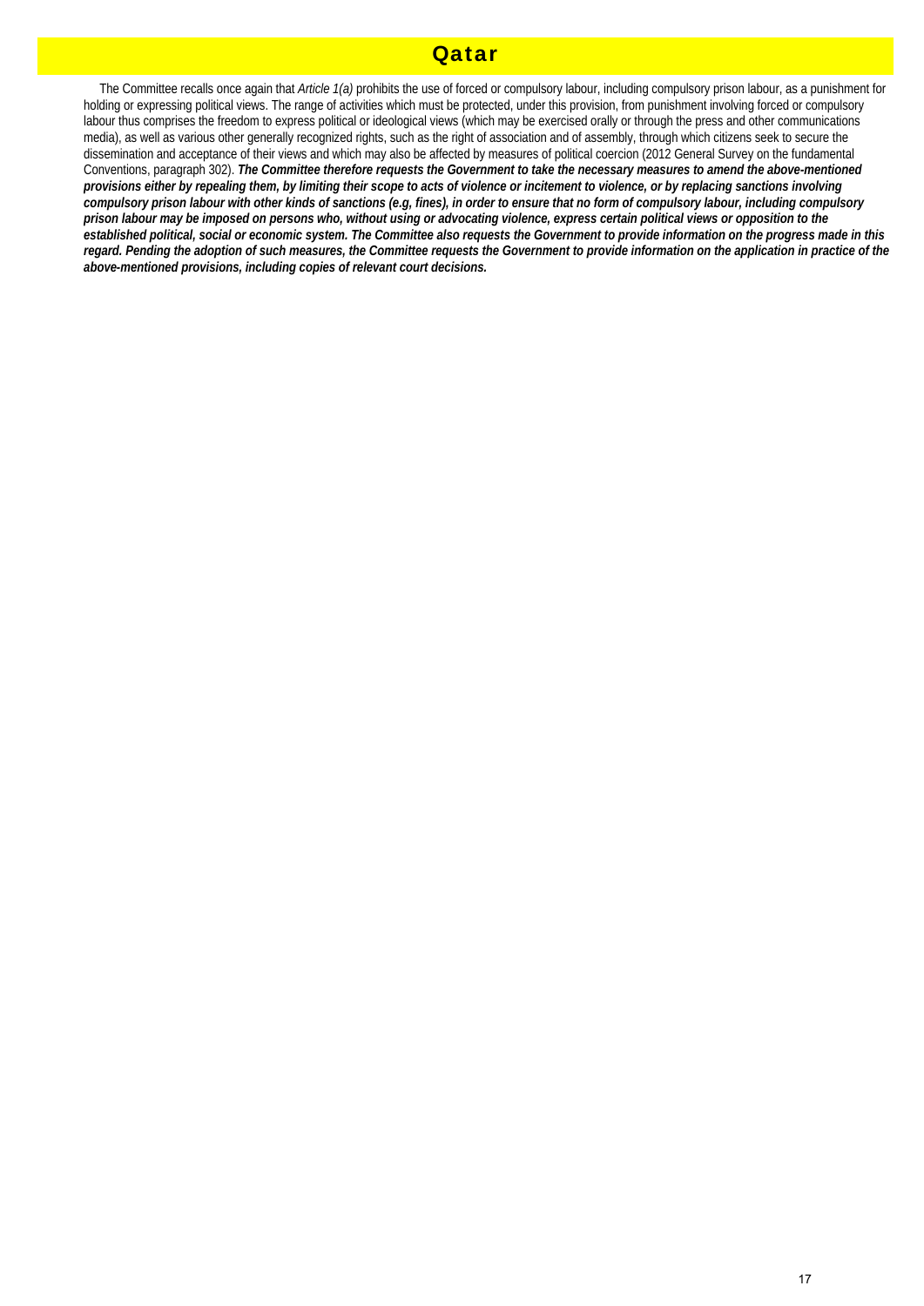# Qatar

The Committee recalls once again that *Article 1(a)* prohibits the use of forced or compulsory labour, including compulsory prison labour, as a punishment for holding or expressing political views. The range of activities which must be protected, under this provision, from punishment involving forced or compulsory labour thus comprises the freedom to express political or ideological views (which may be exercised orally or through the press and other communications media), as well as various other generally recognized rights, such as the right of association and of assembly, through which citizens seek to secure the dissemination and acceptance of their views and which may also be affected by measures of political coercion (2012 General Survey on the fundamental Conventions, paragraph 302). ***The Committee therefore requests the Government to take the necessary measures to amend the above-mentioned provisions either by repealing them, by limiting their scope to acts of violence or incitement to violence, or by replacing sanctions involving compulsory prison labour with other kinds of sanctions (e.g, fines), in order to ensure that no form of compulsory labour, including compulsory prison labour may be imposed on persons who, without using or advocating violence, express certain political views or opposition to the established political, social or economic system. The Committee also requests the Government to provide information on the progress made in this regard. Pending the adoption of such measures, the Committee requests the Government to provide information on the application in practice of the above-mentioned provisions, including copies of relevant court decisions.***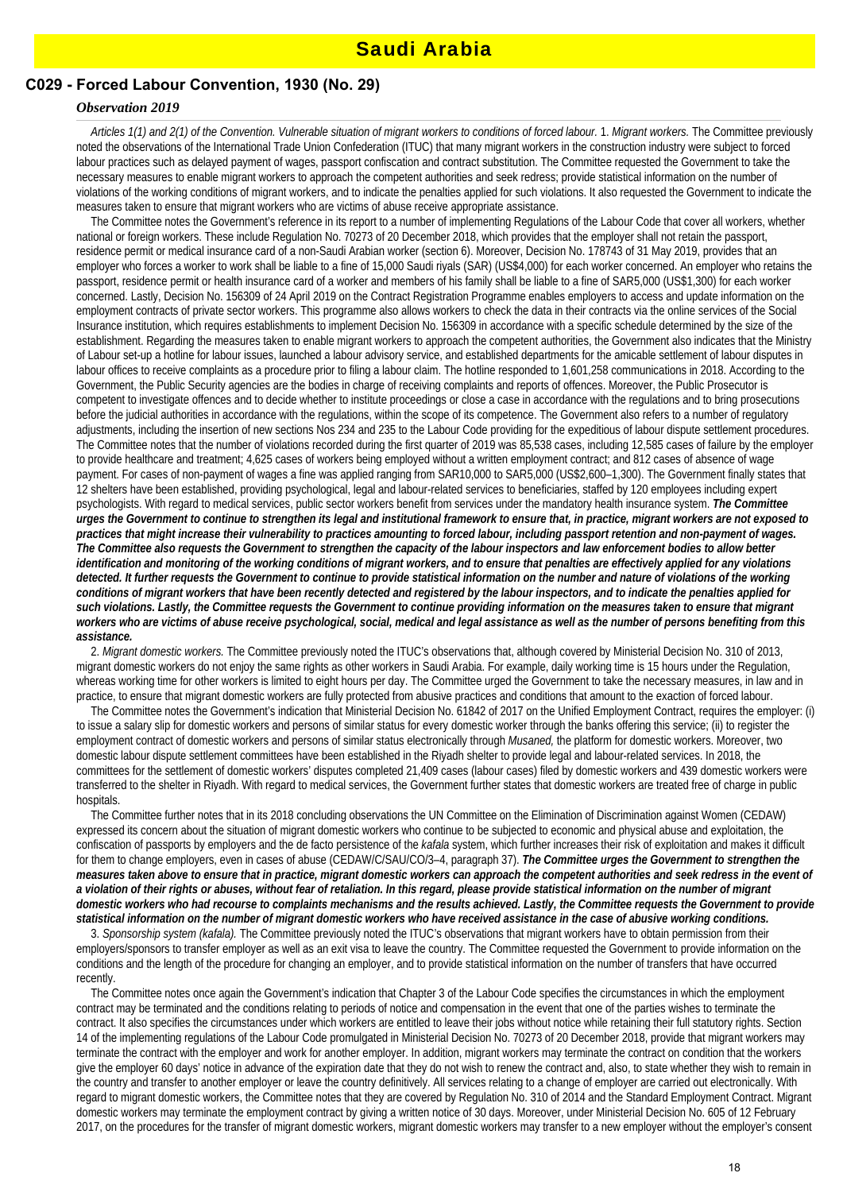# Saudi Arabia

## C029 - Forced Labour Convention, 1930 (No. 29)

### *Observation 2019*

*Articles 1(1) and 2(1) of the Convention. Vulnerable situation of migrant workers to conditions of forced labour.* 1. *Migrant workers.* The Committee previously noted the observations of the International Trade Union Confederation (ITUC) that many migrant workers in the construction industry were subject to forced labour practices such as delayed payment of wages, passport confiscation and contract substitution. The Committee requested the Government to take the necessary measures to enable migrant workers to approach the competent authorities and seek redress; provide statistical information on the number of violations of the working conditions of migrant workers, and to indicate the penalties applied for such violations. It also requested the Government to indicate the measures taken to ensure that migrant workers who are victims of abuse receive appropriate assistance.

The Committee notes the Government's reference in its report to a number of implementing Regulations of the Labour Code that cover all workers, whether national or foreign workers. These include Regulation No. 70273 of 20 December 2018, which provides that the employer shall not retain the passport, residence permit or medical insurance card of a non-Saudi Arabian worker (section 6). Moreover, Decision No. 178743 of 31 May 2019, provides that an employer who forces a worker to work shall be liable to a fine of 15,000 Saudi riyals (SAR) (US$4,000) for each worker concerned. An employer who retains the passport, residence permit or health insurance card of a worker and members of his family shall be liable to a fine of SAR5,000 (US$1,300) for each worker concerned. Lastly, Decision No. 156309 of 24 April 2019 on the Contract Registration Programme enables employers to access and update information on the employment contracts of private sector workers. This programme also allows workers to check the data in their contracts via the online services of the Social Insurance institution, which requires establishments to implement Decision No. 156309 in accordance with a specific schedule determined by the size of the establishment. Regarding the measures taken to enable migrant workers to approach the competent authorities, the Government also indicates that the Ministry of Labour set-up a hotline for labour issues, launched a labour advisory service, and established departments for the amicable settlement of labour disputes in labour offices to receive complaints as a procedure prior to filing a labour claim. The hotline responded to 1,601,258 communications in 2018. According to the Government, the Public Security agencies are the bodies in charge of receiving complaints and reports of offences. Moreover, the Public Prosecutor is competent to investigate offences and to decide whether to institute proceedings or close a case in accordance with the regulations and to bring prosecutions before the judicial authorities in accordance with the regulations, within the scope of its competence. The Government also refers to a number of regulatory adjustments, including the insertion of new sections Nos 234 and 235 to the Labour Code providing for the expeditious of labour dispute settlement procedures. The Committee notes that the number of violations recorded during the first quarter of 2019 was 85,538 cases, including 12,585 cases of failure by the employer to provide healthcare and treatment; 4,625 cases of workers being employed without a written employment contract; and 812 cases of absence of wage payment. For cases of non-payment of wages a fine was applied ranging from SAR10,000 to SAR5,000 (US$2,600–1,300). The Government finally states that 12 shelters have been established, providing psychological, legal and labour-related services to beneficiaries, staffed by 120 employees including expert psychologists. With regard to medical services, public sector workers benefit from services under the mandatory health insurance system. ***The Committee urges the Government to continue to strengthen its legal and institutional framework to ensure that, in practice, migrant workers are not exposed to practices that might increase their vulnerability to practices amounting to forced labour, including passport retention and non-payment of wages. The Committee also requests the Government to strengthen the capacity of the labour inspectors and law enforcement bodies to allow better identification and monitoring of the working conditions of migrant workers, and to ensure that penalties are effectively applied for any violations detected. It further requests the Government to continue to provide statistical information on the number and nature of violations of the working conditions of migrant workers that have been recently detected and registered by the labour inspectors, and to indicate the penalties applied for such violations. Lastly, the Committee requests the Government to continue providing information on the measures taken to ensure that migrant workers who are victims of abuse receive psychological, social, medical and legal assistance as well as the number of persons benefiting from this assistance.***

2. *Migrant domestic workers.* The Committee previously noted the ITUC's observations that, although covered by Ministerial Decision No. 310 of 2013, migrant domestic workers do not enjoy the same rights as other workers in Saudi Arabia. For example, daily working time is 15 hours under the Regulation, whereas working time for other workers is limited to eight hours per day. The Committee urged the Government to take the necessary measures, in law and in practice, to ensure that migrant domestic workers are fully protected from abusive practices and conditions that amount to the exaction of forced labour.

The Committee notes the Government's indication that Ministerial Decision No. 61842 of 2017 on the Unified Employment Contract, requires the employer: (i) to issue a salary slip for domestic workers and persons of similar status for every domestic worker through the banks offering this service; (ii) to register the employment contract of domestic workers and persons of similar status electronically through *Musaned,* the platform for domestic workers. Moreover, two domestic labour dispute settlement committees have been established in the Riyadh shelter to provide legal and labour-related services. In 2018, the committees for the settlement of domestic workers' disputes completed 21,409 cases (labour cases) filed by domestic workers and 439 domestic workers were transferred to the shelter in Riyadh. With regard to medical services, the Government further states that domestic workers are treated free of charge in public hospitals.

The Committee further notes that in its 2018 concluding observations the UN Committee on the Elimination of Discrimination against Women (CEDAW) expressed its concern about the situation of migrant domestic workers who continue to be subjected to economic and physical abuse and exploitation, the confiscation of passports by employers and the de facto persistence of the *kafala* system, which further increases their risk of exploitation and makes it difficult for them to change employers, even in cases of abuse (CEDAW/C/SAU/CO/3–4, paragraph 37). ***The Committee urges the Government to strengthen the measures taken above to ensure that in practice, migrant domestic workers can approach the competent authorities and seek redress in the event of a violation of their rights or abuses, without fear of retaliation. In this regard, please provide statistical information on the number of migrant domestic workers who had recourse to complaints mechanisms and the results achieved. Lastly, the Committee requests the Government to provide statistical information on the number of migrant domestic workers who have received assistance in the case of abusive working conditions.***

3. *Sponsorship system (kafala).* The Committee previously noted the ITUC's observations that migrant workers have to obtain permission from their employers/sponsors to transfer employer as well as an exit visa to leave the country. The Committee requested the Government to provide information on the conditions and the length of the procedure for changing an employer, and to provide statistical information on the number of transfers that have occurred recently.

The Committee notes once again the Government's indication that Chapter 3 of the Labour Code specifies the circumstances in which the employment contract may be terminated and the conditions relating to periods of notice and compensation in the event that one of the parties wishes to terminate the contract. It also specifies the circumstances under which workers are entitled to leave their jobs without notice while retaining their full statutory rights. Section 14 of the implementing regulations of the Labour Code promulgated in Ministerial Decision No. 70273 of 20 December 2018, provide that migrant workers may terminate the contract with the employer and work for another employer. In addition, migrant workers may terminate the contract on condition that the workers give the employer 60 days' notice in advance of the expiration date that they do not wish to renew the contract and, also, to state whether they wish to remain in the country and transfer to another employer or leave the country definitively. All services relating to a change of employer are carried out electronically. With regard to migrant domestic workers, the Committee notes that they are covered by Regulation No. 310 of 2014 and the Standard Employment Contract. Migrant domestic workers may terminate the employment contract by giving a written notice of 30 days. Moreover, under Ministerial Decision No. 605 of 12 February 2017, on the procedures for the transfer of migrant domestic workers, migrant domestic workers may transfer to a new employer without the employer's consent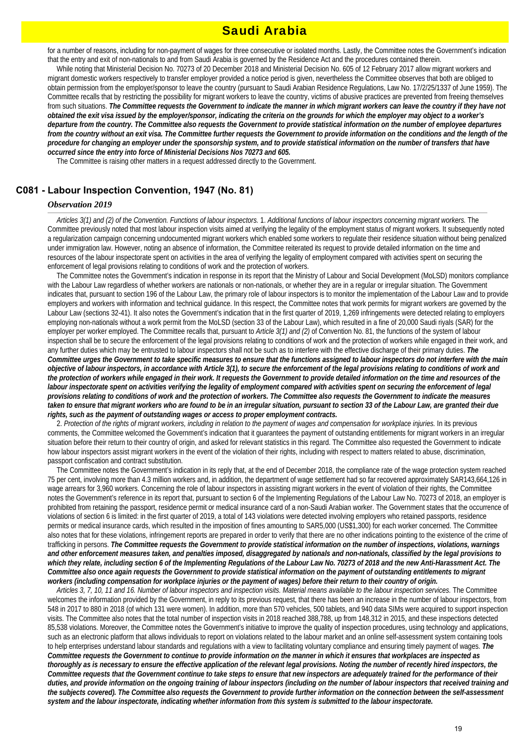for a number of reasons, including for non-payment of wages for three consecutive or isolated months. Lastly, the Committee notes the Government's indication that the entry and exit of non-nationals to and from Saudi Arabia is governed by the Residence Act and the procedures contained therein.

While noting that Ministerial Decision No. 70273 of 20 December 2018 and Ministerial Decision No. 605 of 12 February 2017 allow migrant workers and migrant domestic workers respectively to transfer employer provided a notice period is given, nevertheless the Committee observes that both are obliged to obtain permission from the employer/sponsor to leave the country (pursuant to Saudi Arabian Residence Regulations, Law No. 17/2/25/1337 of June 1959). The Committee recalls that by restricting the possibility for migrant workers to leave the country, victims of abusive practices are prevented from freeing themselves from such situations. ***The Committee requests the Government to indicate the manner in which migrant workers can leave the country if they have not obtained the exit visa issued by the employer/sponsor, indicating the criteria on the grounds for which the employer may object to a worker's departure from the country. The Committee also requests the Government to provide statistical information on the number of employee departures from the country without an exit visa. The Committee further requests the Government to provide information on the conditions and the length of the procedure for changing an employer under the sponsorship system, and to provide statistical information on the number of transfers that have occurred since the entry into force of Ministerial Decisions Nos 70273 and 605.***

The Committee is raising other matters in a request addressed directly to the Government.

## C081 - Labour Inspection Convention, 1947 (No. 81)

### *Observation 2019*

*Articles 3(1) and (2) of the Convention. Functions of labour inspectors.* 1. *Additional functions of labour inspectors concerning migrant workers.* The Committee previously noted that most labour inspection visits aimed at verifying the legality of the employment status of migrant workers. It subsequently noted a regularization campaign concerning undocumented migrant workers which enabled some workers to regulate their residence situation without being penalized under immigration law. However, noting an absence of information, the Committee reiterated its request to provide detailed information on the time and resources of the labour inspectorate spent on activities in the area of verifying the legality of employment compared with activities spent on securing the enforcement of legal provisions relating to conditions of work and the protection of workers.

The Committee notes the Government's indication in response in its report that the Ministry of Labour and Social Development (MoLSD) monitors compliance with the Labour Law regardless of whether workers are nationals or non-nationals, or whether they are in a regular or irregular situation. The Government indicates that, pursuant to section 196 of the Labour Law, the primary role of labour inspectors is to monitor the implementation of the Labour Law and to provide employers and workers with information and technical guidance. In this respect, the Committee notes that work permits for migrant workers are governed by the Labour Law (sections 32-41). It also notes the Government's indication that in the first quarter of 2019, 1,269 infringements were detected relating to employers employing non-nationals without a work permit from the MoLSD (section 33 of the Labour Law), which resulted in a fine of 20,000 Saudi riyals (SAR) for the employer per worker employed. The Committee recalls that, pursuant to *Article 3(1) and (2)* of Convention No. 81, the functions of the system of labour inspection shall be to secure the enforcement of the legal provisions relating to conditions of work and the protection of workers while engaged in their work, and any further duties which may be entrusted to labour inspectors shall not be such as to interfere with the effective discharge of their primary duties. ***The Committee urges the Government to take specific measures to ensure that the functions assigned to labour inspectors do not interfere with the main objective of labour inspectors, in accordance with Article 3(1), to secure the enforcement of the legal provisions relating to conditions of work and the protection of workers while engaged in their work. It requests the Government to provide detailed information on the time and resources of the labour inspectorate spent on activities verifying the legality of employment compared with activities spent on securing the enforcement of legal provisions relating to conditions of work and the protection of workers. The Committee also requests the Government to indicate the measures taken to ensure that migrant workers who are found to be in an irregular situation, pursuant to section 33 of the Labour Law, are granted their due rights, such as the payment of outstanding wages or access to proper employment contracts.***

2. *Protection of the rights of migrant workers, including in relation to the payment of wages and compensation for workplace injuries.* In its previous comments, the Committee welcomed the Government's indication that it guarantees the payment of outstanding entitlements for migrant workers in an irregular situation before their return to their country of origin, and asked for relevant statistics in this regard. The Committee also requested the Government to indicate how labour inspectors assist migrant workers in the event of the violation of their rights, including with respect to matters related to abuse, discrimination, passport confiscation and contract substitution.

The Committee notes the Government's indication in its reply that, at the end of December 2018, the compliance rate of the wage protection system reached 75 per cent, involving more than 4.3 million workers and, in addition, the department of wage settlement had so far recovered approximately SAR143,664,126 in wage arrears for 3,960 workers. Concerning the role of labour inspectors in assisting migrant workers in the event of violation of their rights, the Committee notes the Government's reference in its report that, pursuant to section 6 of the Implementing Regulations of the Labour Law No. 70273 of 2018, an employer is prohibited from retaining the passport, residence permit or medical insurance card of a non-Saudi Arabian worker. The Government states that the occurrence of violations of section 6 is limited: in the first quarter of 2019, a total of 143 violations were detected involving employers who retained passports, residence permits or medical insurance cards, which resulted in the imposition of fines amounting to SAR5,000 (US$1,300) for each worker concerned. The Committee also notes that for these violations, infringement reports are prepared in order to verify that there are no other indications pointing to the existence of the crime of trafficking in persons. ***The Committee requests the Government to provide statistical information on the number of inspections, violations, warnings and other enforcement measures taken, and penalties imposed, disaggregated by nationals and non-nationals, classified by the legal provisions to which they relate, including section 6 of the Implementing Regulations of the Labour Law No. 70273 of 2018 and the new Anti-Harassment Act. The Committee also once again requests the Government to provide statistical information on the payment of outstanding entitlements to migrant workers (including compensation for workplace injuries or the payment of wages) before their return to their country of origin.***

*Articles 3, 7, 10, 11 and 16. Number of labour inspectors and inspection visits. Material means available to the labour inspection services.* The Committee welcomes the information provided by the Government, in reply to its previous request, that there has been an increase in the number of labour inspectors, from 548 in 2017 to 880 in 2018 (of which 131 were women). In addition, more than 570 vehicles, 500 tablets, and 940 data SIMs were acquired to support inspection visits. The Committee also notes that the total number of inspection visits in 2018 reached 388,788, up from 148,312 in 2015, and these inspections detected 85,538 violations. Moreover, the Committee notes the Government's initiative to improve the quality of inspection procedures, using technology and applications, such as an electronic platform that allows individuals to report on violations related to the labour market and an online self-assessment system containing tools to help enterprises understand labour standards and regulations with a view to facilitating voluntary compliance and ensuring timely payment of wages. ***The Committee requests the Government to continue to provide information on the manner in which it ensures that workplaces are inspected as thoroughly as is necessary to ensure the effective application of the relevant legal provisions. Noting the number of recently hired inspectors, the Committee requests that the Government continue to take steps to ensure that new inspectors are adequately trained for the performance of their duties, and provide information on the ongoing training of labour inspectors (including on the number of labour inspectors that received training and the subjects covered). The Committee also requests the Government to provide further information on the connection between the self-assessment system and the labour inspectorate, indicating whether information from this system is submitted to the labour inspectorate.***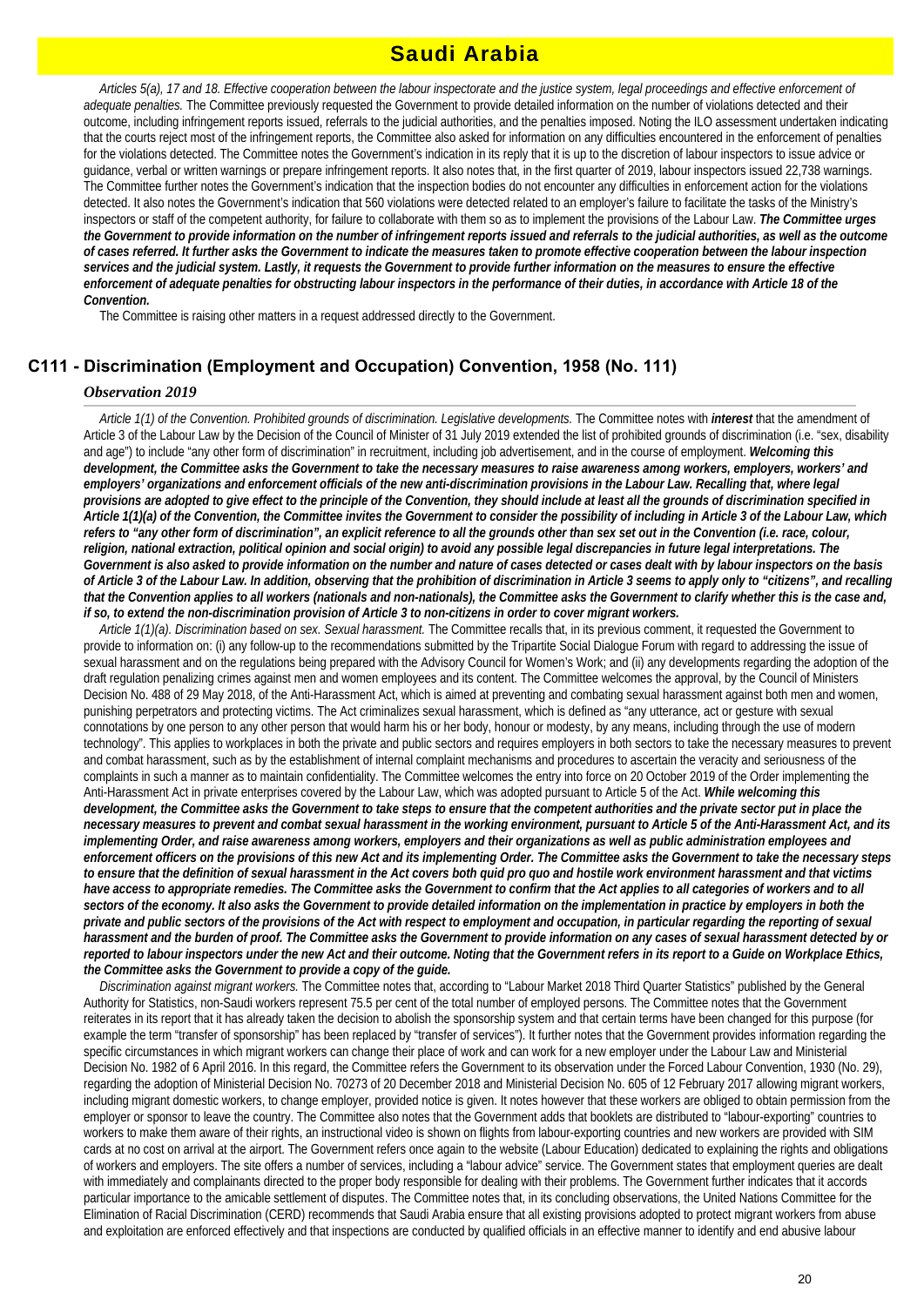*Articles 5(a), 17 and 18. Effective cooperation between the labour inspectorate and the justice system, legal proceedings and effective enforcement of adequate penalties.* The Committee previously requested the Government to provide detailed information on the number of violations detected and their outcome, including infringement reports issued, referrals to the judicial authorities, and the penalties imposed. Noting the ILO assessment undertaken indicating that the courts reject most of the infringement reports, the Committee also asked for information on any difficulties encountered in the enforcement of penalties for the violations detected. The Committee notes the Government's indication in its reply that it is up to the discretion of labour inspectors to issue advice or guidance, verbal or written warnings or prepare infringement reports. It also notes that, in the first quarter of 2019, labour inspectors issued 22,738 warnings. The Committee further notes the Government's indication that the inspection bodies do not encounter any difficulties in enforcement action for the violations detected. It also notes the Government's indication that 560 violations were detected related to an employer's failure to facilitate the tasks of the Ministry's inspectors or staff of the competent authority, for failure to collaborate with them so as to implement the provisions of the Labour Law. ***The Committee urges the Government to provide information on the number of infringement reports issued and referrals to the judicial authorities, as well as the outcome of cases referred. It further asks the Government to indicate the measures taken to promote effective cooperation between the labour inspection services and the judicial system. Lastly, it requests the Government to provide further information on the measures to ensure the effective enforcement of adequate penalties for obstructing labour inspectors in the performance of their duties, in accordance with Article 18 of the Convention.***

The Committee is raising other matters in a request addressed directly to the Government.

## C111 - Discrimination (Employment and Occupation) Convention, 1958 (No. 111)

### *Observation 2019*

*Article 1(1) of the Convention. Prohibited grounds of discrimination. Legislative developments.* The Committee notes with ***interest*** that the amendment of Article 3 of the Labour Law by the Decision of the Council of Minister of 31 July 2019 extended the list of prohibited grounds of discrimination (i.e. "sex, disability and age") to include "any other form of discrimination" in recruitment, including job advertisement, and in the course of employment. ***Welcoming this development, the Committee asks the Government to take the necessary measures to raise awareness among workers, employers, workers' and employers' organizations and enforcement officials of the new anti-discrimination provisions in the Labour Law. Recalling that, where legal provisions are adopted to give effect to the principle of the Convention, they should include at least all the grounds of discrimination specified in Article 1(1)(a) of the Convention, the Committee invites the Government to consider the possibility of including in Article 3 of the Labour Law, which refers to "any other form of discrimination", an explicit reference to all the grounds other than sex set out in the Convention (i.e. race, colour, religion, national extraction, political opinion and social origin) to avoid any possible legal discrepancies in future legal interpretations. The Government is also asked to provide information on the number and nature of cases detected or cases dealt with by labour inspectors on the basis of Article 3 of the Labour Law. In addition, observing that the prohibition of discrimination in Article 3 seems to apply only to "citizens", and recalling that the Convention applies to all workers (nationals and non-nationals), the Committee asks the Government to clarify whether this is the case and, if so, to extend the non-discrimination provision of Article 3 to non-citizens in order to cover migrant workers.***

*Article 1(1)(a). Discrimination based on sex. Sexual harassment.* The Committee recalls that, in its previous comment, it requested the Government to provide to information on: (i) any follow-up to the recommendations submitted by the Tripartite Social Dialogue Forum with regard to addressing the issue of sexual harassment and on the regulations being prepared with the Advisory Council for Women's Work; and (ii) any developments regarding the adoption of the draft regulation penalizing crimes against men and women employees and its content. The Committee welcomes the approval, by the Council of Ministers Decision No. 488 of 29 May 2018, of the Anti-Harassment Act, which is aimed at preventing and combating sexual harassment against both men and women, punishing perpetrators and protecting victims. The Act criminalizes sexual harassment, which is defined as "any utterance, act or gesture with sexual connotations by one person to any other person that would harm his or her body, honour or modesty, by any means, including through the use of modern technology". This applies to workplaces in both the private and public sectors and requires employers in both sectors to take the necessary measures to prevent and combat harassment, such as by the establishment of internal complaint mechanisms and procedures to ascertain the veracity and seriousness of the complaints in such a manner as to maintain confidentiality. The Committee welcomes the entry into force on 20 October 2019 of the Order implementing the Anti-Harassment Act in private enterprises covered by the Labour Law, which was adopted pursuant to Article 5 of the Act. ***While welcoming this development, the Committee asks the Government to take steps to ensure that the competent authorities and the private sector put in place the necessary measures to prevent and combat sexual harassment in the working environment, pursuant to Article 5 of the Anti-Harassment Act, and its implementing Order, and raise awareness among workers, employers and their organizations as well as public administration employees and enforcement officers on the provisions of this new Act and its implementing Order. The Committee asks the Government to take the necessary steps to ensure that the definition of sexual harassment in the Act covers both quid pro quo and hostile work environment harassment and that victims have access to appropriate remedies. The Committee asks the Government to confirm that the Act applies to all categories of workers and to all sectors of the economy. It also asks the Government to provide detailed information on the implementation in practice by employers in both the private and public sectors of the provisions of the Act with respect to employment and occupation, in particular regarding the reporting of sexual harassment and the burden of proof. The Committee asks the Government to provide information on any cases of sexual harassment detected by or reported to labour inspectors under the new Act and their outcome. Noting that the Government refers in its report to a Guide on Workplace Ethics, the Committee asks the Government to provide a copy of the guide.***

*Discrimination against migrant workers.* The Committee notes that, according to "Labour Market 2018 Third Quarter Statistics" published by the General Authority for Statistics, non-Saudi workers represent 75.5 per cent of the total number of employed persons. The Committee notes that the Government reiterates in its report that it has already taken the decision to abolish the sponsorship system and that certain terms have been changed for this purpose (for example the term "transfer of sponsorship" has been replaced by "transfer of services"). It further notes that the Government provides information regarding the specific circumstances in which migrant workers can change their place of work and can work for a new employer under the Labour Law and Ministerial Decision No. 1982 of 6 April 2016. In this regard, the Committee refers the Government to its observation under the Forced Labour Convention, 1930 (No. 29), regarding the adoption of Ministerial Decision No. 70273 of 20 December 2018 and Ministerial Decision No. 605 of 12 February 2017 allowing migrant workers, including migrant domestic workers, to change employer, provided notice is given. It notes however that these workers are obliged to obtain permission from the employer or sponsor to leave the country. The Committee also notes that the Government adds that booklets are distributed to "labour-exporting" countries to workers to make them aware of their rights, an instructional video is shown on flights from labour-exporting countries and new workers are provided with SIM cards at no cost on arrival at the airport. The Government refers once again to the website (Labour Education) dedicated to explaining the rights and obligations of workers and employers. The site offers a number of services, including a "labour advice" service. The Government states that employment queries are dealt with immediately and complainants directed to the proper body responsible for dealing with their problems. The Government further indicates that it accords particular importance to the amicable settlement of disputes. The Committee notes that, in its concluding observations, the United Nations Committee for the Elimination of Racial Discrimination (CERD) recommends that Saudi Arabia ensure that all existing provisions adopted to protect migrant workers from abuse and exploitation are enforced effectively and that inspections are conducted by qualified officials in an effective manner to identify and end abusive labour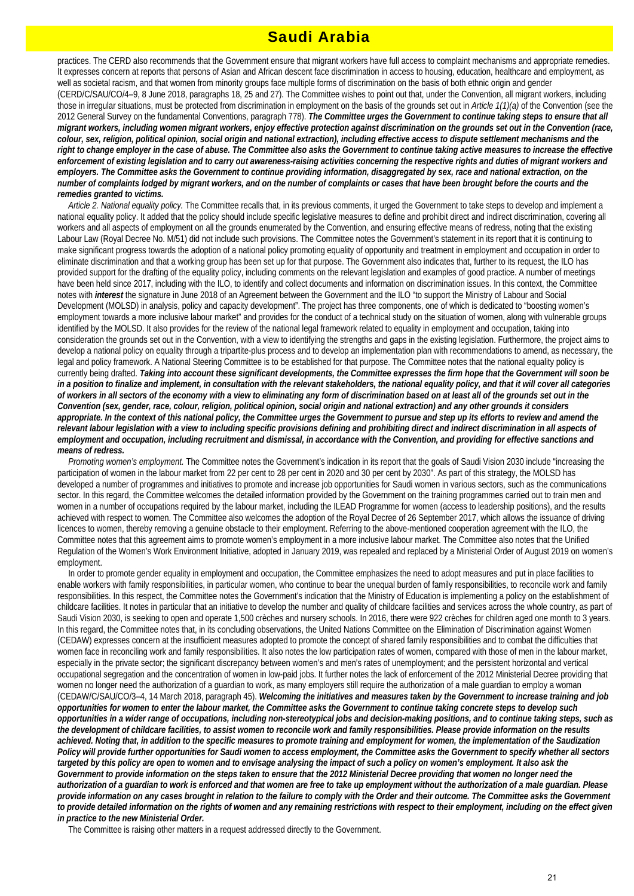practices. The CERD also recommends that the Government ensure that migrant workers have full access to complaint mechanisms and appropriate remedies. It expresses concern at reports that persons of Asian and African descent face discrimination in access to housing, education, healthcare and employment, as well as societal racism, and that women from minority groups face multiple forms of discrimination on the basis of both ethnic origin and gender (CERD/C/SAU/CO/4–9, 8 June 2018, paragraphs 18, 25 and 27). The Committee wishes to point out that, under the Convention, all migrant workers, including those in irregular situations, must be protected from discrimination in employment on the basis of the grounds set out in *Article 1(1)(a)* of the Convention (see the 2012 General Survey on the fundamental Conventions, paragraph 778). ***The Committee urges the Government to continue taking steps to ensure that all migrant workers, including women migrant workers, enjoy effective protection against discrimination on the grounds set out in the Convention (race, colour, sex, religion, political opinion, social origin and national extraction), including effective access to dispute settlement mechanisms and the right to change employer in the case of abuse. The Committee also asks the Government to continue taking active measures to increase the effective enforcement of existing legislation and to carry out awareness-raising activities concerning the respective rights and duties of migrant workers and employers. The Committee asks the Government to continue providing information, disaggregated by sex, race and national extraction, on the number of complaints lodged by migrant workers, and on the number of complaints or cases that have been brought before the courts and the remedies granted to victims.***

*Article 2. National equality policy.* The Committee recalls that, in its previous comments, it urged the Government to take steps to develop and implement a national equality policy. It added that the policy should include specific legislative measures to define and prohibit direct and indirect discrimination, covering all workers and all aspects of employment on all the grounds enumerated by the Convention, and ensuring effective means of redress, noting that the existing Labour Law (Royal Decree No. M/51) did not include such provisions. The Committee notes the Government's statement in its report that it is continuing to make significant progress towards the adoption of a national policy promoting equality of opportunity and treatment in employment and occupation in order to eliminate discrimination and that a working group has been set up for that purpose. The Government also indicates that, further to its request, the ILO has provided support for the drafting of the equality policy, including comments on the relevant legislation and examples of good practice. A number of meetings have been held since 2017, including with the ILO, to identify and collect documents and information on discrimination issues. In this context, the Committee notes with ***interest*** the signature in June 2018 of an Agreement between the Government and the ILO "to support the Ministry of Labour and Social Development (MOLSD) in analysis, policy and capacity development". The project has three components, one of which is dedicated to "boosting women's employment towards a more inclusive labour market" and provides for the conduct of a technical study on the situation of women, along with vulnerable groups identified by the MOLSD. It also provides for the review of the national legal framework related to equality in employment and occupation, taking into consideration the grounds set out in the Convention, with a view to identifying the strengths and gaps in the existing legislation. Furthermore, the project aims to develop a national policy on equality through a tripartite-plus process and to develop an implementation plan with recommendations to amend, as necessary, the legal and policy framework. A National Steering Committee is to be established for that purpose. The Committee notes that the national equality policy is currently being drafted. ***Taking into account these significant developments, the Committee expresses the firm hope that the Government will soon be in a position to finalize and implement, in consultation with the relevant stakeholders, the national equality policy, and that it will cover all categories of workers in all sectors of the economy with a view to eliminating any form of discrimination based on at least all of the grounds set out in the Convention (sex, gender, race, colour, religion, political opinion, social origin and national extraction) and any other grounds it considers appropriate. In the context of this national policy, the Committee urges the Government to pursue and step up its efforts to review and amend the relevant labour legislation with a view to including specific provisions defining and prohibiting direct and indirect discrimination in all aspects of employment and occupation, including recruitment and dismissal, in accordance with the Convention, and providing for effective sanctions and means of redress.***

*Promoting women's employment.* The Committee notes the Government's indication in its report that the goals of Saudi Vision 2030 include "increasing the participation of women in the labour market from 22 per cent to 28 per cent in 2020 and 30 per cent by 2030". As part of this strategy, the MOLSD has developed a number of programmes and initiatives to promote and increase job opportunities for Saudi women in various sectors, such as the communications sector. In this regard, the Committee welcomes the detailed information provided by the Government on the training programmes carried out to train men and women in a number of occupations required by the labour market, including the ILEAD Programme for women (access to leadership positions), and the results achieved with respect to women. The Committee also welcomes the adoption of the Royal Decree of 26 September 2017, which allows the issuance of driving licences to women, thereby removing a genuine obstacle to their employment. Referring to the above-mentioned cooperation agreement with the ILO, the Committee notes that this agreement aims to promote women's employment in a more inclusive labour market. The Committee also notes that the Unified Regulation of the Women's Work Environment Initiative, adopted in January 2019, was repealed and replaced by a Ministerial Order of August 2019 on women's employment.

In order to promote gender equality in employment and occupation, the Committee emphasizes the need to adopt measures and put in place facilities to enable workers with family responsibilities, in particular women, who continue to bear the unequal burden of family responsibilities, to reconcile work and family responsibilities. In this respect, the Committee notes the Government's indication that the Ministry of Education is implementing a policy on the establishment of childcare facilities. It notes in particular that an initiative to develop the number and quality of childcare facilities and services across the whole country, as part of Saudi Vision 2030, is seeking to open and operate 1,500 crèches and nursery schools. In 2016, there were 922 crèches for children aged one month to 3 years. In this regard, the Committee notes that, in its concluding observations, the United Nations Committee on the Elimination of Discrimination against Women (CEDAW) expresses concern at the insufficient measures adopted to promote the concept of shared family responsibilities and to combat the difficulties that women face in reconciling work and family responsibilities. It also notes the low participation rates of women, compared with those of men in the labour market, especially in the private sector; the significant discrepancy between women's and men's rates of unemployment; and the persistent horizontal and vertical occupational segregation and the concentration of women in low-paid jobs. It further notes the lack of enforcement of the 2012 Ministerial Decree providing that women no longer need the authorization of a guardian to work, as many employers still require the authorization of a male guardian to employ a woman (CEDAW/C/SAU/CO/3–4, 14 March 2018, paragraph 45). ***Welcoming the initiatives and measures taken by the Government to increase training and job opportunities for women to enter the labour market, the Committee asks the Government to continue taking concrete steps to develop such opportunities in a wider range of occupations, including non-stereotypical jobs and decision-making positions, and to continue taking steps, such as the development of childcare facilities, to assist women to reconcile work and family responsibilities. Please provide information on the results achieved. Noting that, in addition to the specific measures to promote training and employment for women, the implementation of the Saudization Policy will provide further opportunities for Saudi women to access employment, the Committee asks the Government to specify whether all sectors targeted by this policy are open to women and to envisage analysing the impact of such a policy on women's employment. It also ask the Government to provide information on the steps taken to ensure that the 2012 Ministerial Decree providing that women no longer need the authorization of a guardian to work is enforced and that women are free to take up employment without the authorization of a male guardian. Please provide information on any cases brought in relation to the failure to comply with the Order and their outcome. The Committee asks the Government to provide detailed information on the rights of women and any remaining restrictions with respect to their employment, including on the effect given in practice to the new Ministerial Order.***

The Committee is raising other matters in a request addressed directly to the Government.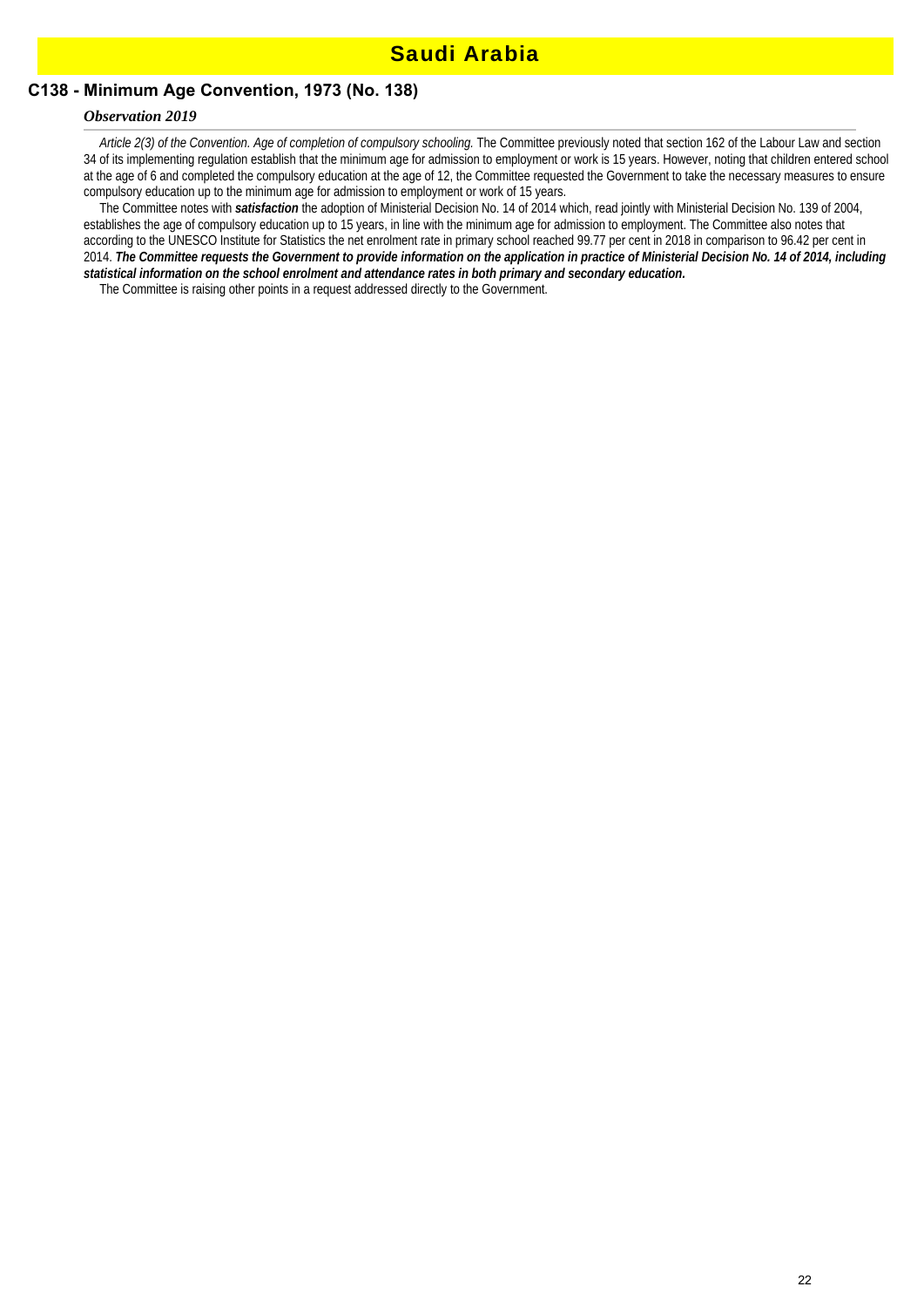# Saudi Arabia

## C138 - Minimum Age Convention, 1973 (No. 138)

### *Observation 2019*

*Article 2(3) of the Convention. Age of completion of compulsory schooling.* The Committee previously noted that section 162 of the Labour Law and section 34 of its implementing regulation establish that the minimum age for admission to employment or work is 15 years. However, noting that children entered school at the age of 6 and completed the compulsory education at the age of 12, the Committee requested the Government to take the necessary measures to ensure compulsory education up to the minimum age for admission to employment or work of 15 years.

The Committee notes with ***satisfaction*** the adoption of Ministerial Decision No. 14 of 2014 which, read jointly with Ministerial Decision No. 139 of 2004, establishes the age of compulsory education up to 15 years, in line with the minimum age for admission to employment. The Committee also notes that according to the UNESCO Institute for Statistics the net enrolment rate in primary school reached 99.77 per cent in 2018 in comparison to 96.42 per cent in 2014. ***The Committee requests the Government to provide information on the application in practice of Ministerial Decision No. 14 of 2014, including statistical information on the school enrolment and attendance rates in both primary and secondary education.***

The Committee is raising other points in a request addressed directly to the Government.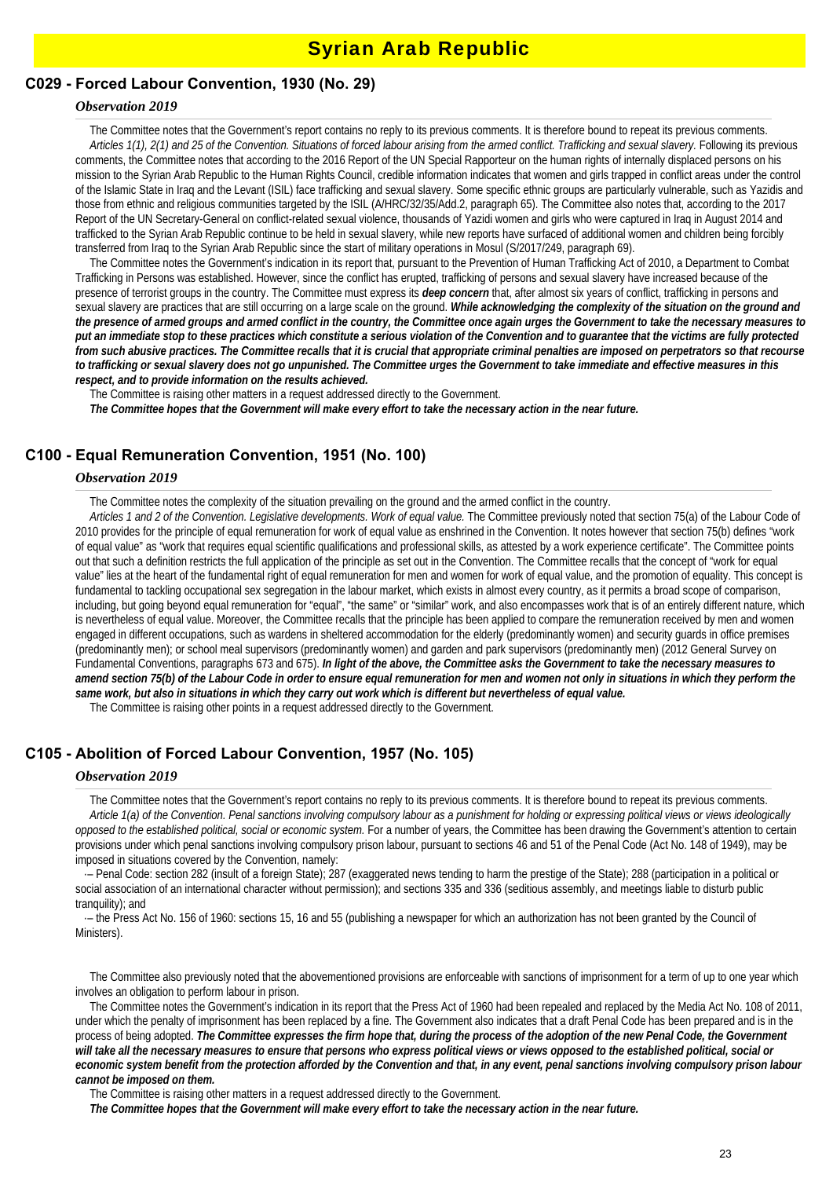# Syrian Arab Republic

## C029 - Forced Labour Convention, 1930 (No. 29)

### *Observation 2019*

The Committee notes that the Government's report contains no reply to its previous comments. It is therefore bound to repeat its previous comments.

*Articles 1(1), 2(1) and 25 of the Convention. Situations of forced labour arising from the armed conflict. Trafficking and sexual slavery.* Following its previous comments, the Committee notes that according to the 2016 Report of the UN Special Rapporteur on the human rights of internally displaced persons on his mission to the Syrian Arab Republic to the Human Rights Council, credible information indicates that women and girls trapped in conflict areas under the control of the Islamic State in Iraq and the Levant (ISIL) face trafficking and sexual slavery. Some specific ethnic groups are particularly vulnerable, such as Yazidis and those from ethnic and religious communities targeted by the ISIL (A/HRC/32/35/Add.2, paragraph 65). The Committee also notes that, according to the 2017 Report of the UN Secretary-General on conflict-related sexual violence, thousands of Yazidi women and girls who were captured in Iraq in August 2014 and trafficked to the Syrian Arab Republic continue to be held in sexual slavery, while new reports have surfaced of additional women and children being forcibly transferred from Iraq to the Syrian Arab Republic since the start of military operations in Mosul (S/2017/249, paragraph 69).

The Committee notes the Government's indication in its report that, pursuant to the Prevention of Human Trafficking Act of 2010, a Department to Combat Trafficking in Persons was established. However, since the conflict has erupted, trafficking of persons and sexual slavery have increased because of the presence of terrorist groups in the country. The Committee must express its ***deep concern*** that, after almost six years of conflict, trafficking in persons and sexual slavery are practices that are still occurring on a large scale on the ground. ***While acknowledging the complexity of the situation on the ground and the presence of armed groups and armed conflict in the country, the Committee once again urges the Government to take the necessary measures to put an immediate stop to these practices which constitute a serious violation of the Convention and to guarantee that the victims are fully protected from such abusive practices. The Committee recalls that it is crucial that appropriate criminal penalties are imposed on perpetrators so that recourse to trafficking or sexual slavery does not go unpunished. The Committee urges the Government to take immediate and effective measures in this respect, and to provide information on the results achieved.***

The Committee is raising other matters in a request addressed directly to the Government.

***The Committee hopes that the Government will make every effort to take the necessary action in the near future.***

## C100 - Equal Remuneration Convention, 1951 (No. 100)

### *Observation 2019*

The Committee notes the complexity of the situation prevailing on the ground and the armed conflict in the country.

*Articles 1 and 2 of the Convention. Legislative developments. Work of equal value.* The Committee previously noted that section 75(a) of the Labour Code of 2010 provides for the principle of equal remuneration for work of equal value as enshrined in the Convention. It notes however that section 75(b) defines "work of equal value" as "work that requires equal scientific qualifications and professional skills, as attested by a work experience certificate". The Committee points out that such a definition restricts the full application of the principle as set out in the Convention. The Committee recalls that the concept of "work for equal value" lies at the heart of the fundamental right of equal remuneration for men and women for work of equal value, and the promotion of equality. This concept is fundamental to tackling occupational sex segregation in the labour market, which exists in almost every country, as it permits a broad scope of comparison, including, but going beyond equal remuneration for "equal", "the same" or "similar" work, and also encompasses work that is of an entirely different nature, which is nevertheless of equal value. Moreover, the Committee recalls that the principle has been applied to compare the remuneration received by men and women engaged in different occupations, such as wardens in sheltered accommodation for the elderly (predominantly women) and security guards in office premises (predominantly men); or school meal supervisors (predominantly women) and garden and park supervisors (predominantly men) (2012 General Survey on Fundamental Conventions, paragraphs 673 and 675). ***In light of the above, the Committee asks the Government to take the necessary measures to amend section 75(b) of the Labour Code in order to ensure equal remuneration for men and women not only in situations in which they perform the same work, but also in situations in which they carry out work which is different but nevertheless of equal value.***

The Committee is raising other points in a request addressed directly to the Government.

## C105 - Abolition of Forced Labour Convention, 1957 (No. 105)

### *Observation 2019*

The Committee notes that the Government's report contains no reply to its previous comments. It is therefore bound to repeat its previous comments.

*Article 1(a) of the Convention. Penal sanctions involving compulsory labour as a punishment for holding or expressing political views or views ideologically opposed to the established political, social or economic system.* For a number of years, the Committee has been drawing the Government's attention to certain provisions under which penal sanctions involving compulsory prison labour, pursuant to sections 46 and 51 of the Penal Code (Act No. 148 of 1949), may be imposed in situations covered by the Convention, namely:

- – Penal Code: section 282 (insult of a foreign State); 287 (exaggerated news tending to harm the prestige of the State); 288 (participation in a political or social association of an international character without permission); and sections 335 and 336 (seditious assembly, and meetings liable to disturb public tranquility); and
- – the Press Act No. 156 of 1960: sections 15, 16 and 55 (publishing a newspaper for which an authorization has not been granted by the Council of Ministers).

The Committee also previously noted that the abovementioned provisions are enforceable with sanctions of imprisonment for a term of up to one year which involves an obligation to perform labour in prison.

The Committee notes the Government's indication in its report that the Press Act of 1960 had been repealed and replaced by the Media Act No. 108 of 2011, under which the penalty of imprisonment has been replaced by a fine. The Government also indicates that a draft Penal Code has been prepared and is in the process of being adopted. ***The Committee expresses the firm hope that, during the process of the adoption of the new Penal Code, the Government will take all the necessary measures to ensure that persons who express political views or views opposed to the established political, social or economic system benefit from the protection afforded by the Convention and that, in any event, penal sanctions involving compulsory prison labour cannot be imposed on them.***

The Committee is raising other matters in a request addressed directly to the Government.

***The Committee hopes that the Government will make every effort to take the necessary action in the near future.***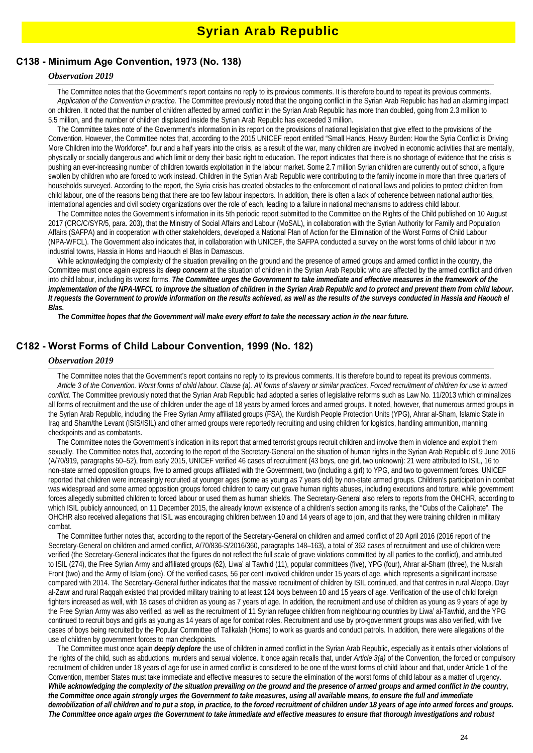# Syrian Arab Republic

## C138 - Minimum Age Convention, 1973 (No. 138)

### *Observation 2019*

The Committee notes that the Government's report contains no reply to its previous comments. It is therefore bound to repeat its previous comments.

*Application of the Convention in practice.* The Committee previously noted that the ongoing conflict in the Syrian Arab Republic has had an alarming impact on children. It noted that the number of children affected by armed conflict in the Syrian Arab Republic has more than doubled, going from 2.3 million to 5.5 million, and the number of children displaced inside the Syrian Arab Republic has exceeded 3 million.

The Committee takes note of the Government's information in its report on the provisions of national legislation that give effect to the provisions of the Convention. However, the Committee notes that, according to the 2015 UNICEF report entitled "Small Hands, Heavy Burden: How the Syria Conflict is Driving More Children into the Workforce", four and a half years into the crisis, as a result of the war, many children are involved in economic activities that are mentally, physically or socially dangerous and which limit or deny their basic right to education. The report indicates that there is no shortage of evidence that the crisis is pushing an ever-increasing number of children towards exploitation in the labour market. Some 2.7 million Syrian children are currently out of school, a figure swollen by children who are forced to work instead. Children in the Syrian Arab Republic were contributing to the family income in more than three quarters of households surveyed. According to the report, the Syria crisis has created obstacles to the enforcement of national laws and policies to protect children from child labour, one of the reasons being that there are too few labour inspectors. In addition, there is often a lack of coherence between national authorities, international agencies and civil society organizations over the role of each, leading to a failure in national mechanisms to address child labour.

The Committee notes the Government's information in its 5th periodic report submitted to the Committee on the Rights of the Child published on 10 August 2017 (CRC/C/SYR/5, para. 203), that the Ministry of Social Affairs and Labour (MoSAL), in collaboration with the Syrian Authority for Family and Population Affairs (SAFPA) and in cooperation with other stakeholders, developed a National Plan of Action for the Elimination of the Worst Forms of Child Labour (NPA-WFCL). The Government also indicates that, in collaboration with UNICEF, the SAFPA conducted a survey on the worst forms of child labour in two industrial towns, Hassia in Homs and Haouch el Blas in Damascus.

While acknowledging the complexity of the situation prevailing on the ground and the presence of armed groups and armed conflict in the country, the Committee must once again express its ***deep concern*** at the situation of children in the Syrian Arab Republic who are affected by the armed conflict and driven into child labour, including its worst forms. ***The Committee urges the Government to take immediate and effective measures in the framework of the implementation of the NPA-WFCL to improve the situation of children in the Syrian Arab Republic and to protect and prevent them from child labour. It requests the Government to provide information on the results achieved, as well as the results of the surveys conducted in Hassia and Haouch el Blas.***

***The Committee hopes that the Government will make every effort to take the necessary action in the near future.***

## C182 - Worst Forms of Child Labour Convention, 1999 (No. 182)

### *Observation 2019*

The Committee notes that the Government's report contains no reply to its previous comments. It is therefore bound to repeat its previous comments.

*Article 3 of the Convention. Worst forms of child labour. Clause (a). All forms of slavery or similar practices. Forced recruitment of children for use in armed conflict.* The Committee previously noted that the Syrian Arab Republic had adopted a series of legislative reforms such as Law No. 11/2013 which criminalizes all forms of recruitment and the use of children under the age of 18 years by armed forces and armed groups. It noted, however, that numerous armed groups in the Syrian Arab Republic, including the Free Syrian Army affiliated groups (FSA), the Kurdish People Protection Units (YPG), Ahrar al-Sham, Islamic State in Iraq and Sham/the Levant (ISIS/ISIL) and other armed groups were reportedly recruiting and using children for logistics, handling ammunition, manning checkpoints and as combatants.

The Committee notes the Government's indication in its report that armed terrorist groups recruit children and involve them in violence and exploit them sexually. The Committee notes that, according to the report of the Secretary-General on the situation of human rights in the Syrian Arab Republic of 9 June 2016 (A/70/919, paragraphs 50–52), from early 2015, UNICEF verified 46 cases of recruitment (43 boys, one girl, two unknown): 21 were attributed to ISIL, 16 to non-state armed opposition groups, five to armed groups affiliated with the Government, two (including a girl) to YPG, and two to government forces. UNICEF reported that children were increasingly recruited at younger ages (some as young as 7 years old) by non-state armed groups. Children's participation in combat was widespread and some armed opposition groups forced children to carry out grave human rights abuses, including executions and torture, while government forces allegedly submitted children to forced labour or used them as human shields. The Secretary-General also refers to reports from the OHCHR, according to which ISIL publicly announced, on 11 December 2015, the already known existence of a children's section among its ranks, the "Cubs of the Caliphate". The OHCHR also received allegations that ISIL was encouraging children between 10 and 14 years of age to join, and that they were training children in military combat.

The Committee further notes that, according to the report of the Secretary-General on children and armed conflict of 20 April 2016 (2016 report of the Secretary-General on children and armed conflict, A/70/836-S/2016/360, paragraphs 148–163), a total of 362 cases of recruitment and use of children were verified (the Secretary-General indicates that the figures do not reflect the full scale of grave violations committed by all parties to the conflict), and attributed to ISIL (274), the Free Syrian Army and affiliated groups (62), Liwa' al Tawhid (11), popular committees (five), YPG (four), Ahrar al-Sham (three), the Nusrah Front (two) and the Army of Islam (one). Of the verified cases, 56 per cent involved children under 15 years of age, which represents a significant increase compared with 2014. The Secretary-General further indicates that the massive recruitment of children by ISIL continued, and that centres in rural Aleppo, Dayr al-Zawr and rural Raqqah existed that provided military training to at least 124 boys between 10 and 15 years of age. Verification of the use of child foreign fighters increased as well, with 18 cases of children as young as 7 years of age. In addition, the recruitment and use of children as young as 9 years of age by the Free Syrian Army was also verified, as well as the recruitment of 11 Syrian refugee children from neighbouring countries by Liwa' al-Tawhid, and the YPG continued to recruit boys and girls as young as 14 years of age for combat roles. Recruitment and use by pro-government groups was also verified, with five cases of boys being recruited by the Popular Committee of Tallkalah (Homs) to work as guards and conduct patrols. In addition, there were allegations of the use of children by government forces to man checkpoints.

The Committee must once again ***deeply deplore*** the use of children in armed conflict in the Syrian Arab Republic, especially as it entails other violations of the rights of the child, such as abductions, murders and sexual violence. It once again recalls that, under *Article 3(a)* of the Convention, the forced or compulsory recruitment of children under 18 years of age for use in armed conflict is considered to be one of the worst forms of child labour and that, under Article 1 of the Convention, member States must take immediate and effective measures to secure the elimination of the worst forms of child labour as a matter of urgency. ***While acknowledging the complexity of the situation prevailing on the ground and the presence of armed groups and armed conflict in the country, the Committee once again strongly urges the Government to take measures, using all available means, to ensure the full and immediate demobilization of all children and to put a stop, in practice, to the forced recruitment of children under 18 years of age into armed forces and groups. The Committee once again urges the Government to take immediate and effective measures to ensure that thorough investigations and robust***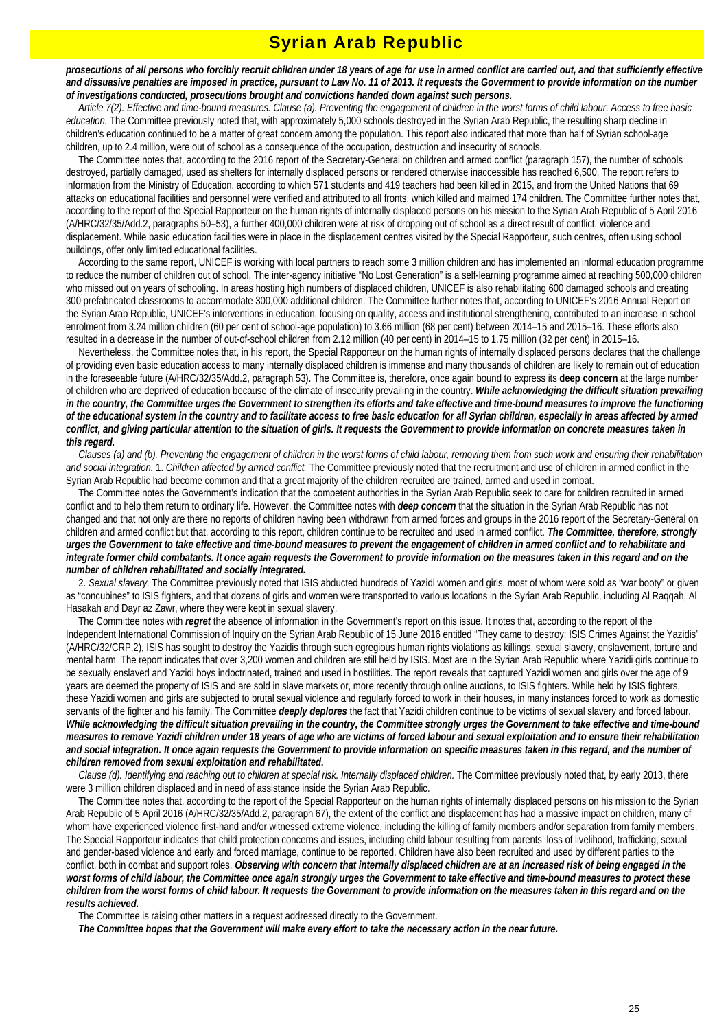# Syrian Arab Republic

***prosecutions of all persons who forcibly recruit children under 18 years of age for use in armed conflict are carried out, and that sufficiently effective and dissuasive penalties are imposed in practice, pursuant to Law No. 11 of 2013. It requests the Government to provide information on the number of investigations conducted, prosecutions brought and convictions handed down against such persons.***

*Article 7(2). Effective and time-bound measures. Clause (a). Preventing the engagement of children in the worst forms of child labour. Access to free basic education.* The Committee previously noted that, with approximately 5,000 schools destroyed in the Syrian Arab Republic, the resulting sharp decline in children's education continued to be a matter of great concern among the population. This report also indicated that more than half of Syrian school-age children, up to 2.4 million, were out of school as a consequence of the occupation, destruction and insecurity of schools.

The Committee notes that, according to the 2016 report of the Secretary-General on children and armed conflict (paragraph 157), the number of schools destroyed, partially damaged, used as shelters for internally displaced persons or rendered otherwise inaccessible has reached 6,500. The report refers to information from the Ministry of Education, according to which 571 students and 419 teachers had been killed in 2015, and from the United Nations that 69 attacks on educational facilities and personnel were verified and attributed to all fronts, which killed and maimed 174 children. The Committee further notes that, according to the report of the Special Rapporteur on the human rights of internally displaced persons on his mission to the Syrian Arab Republic of 5 April 2016 (A/HRC/32/35/Add.2, paragraphs 50–53), a further 400,000 children were at risk of dropping out of school as a direct result of conflict, violence and displacement. While basic education facilities were in place in the displacement centres visited by the Special Rapporteur, such centres, often using school buildings, offer only limited educational facilities.

According to the same report, UNICEF is working with local partners to reach some 3 million children and has implemented an informal education programme to reduce the number of children out of school. The inter-agency initiative "No Lost Generation" is a self-learning programme aimed at reaching 500,000 children who missed out on years of schooling. In areas hosting high numbers of displaced children, UNICEF is also rehabilitating 600 damaged schools and creating 300 prefabricated classrooms to accommodate 300,000 additional children. The Committee further notes that, according to UNICEF's 2016 Annual Report on the Syrian Arab Republic, UNICEF's interventions in education, focusing on quality, access and institutional strengthening, contributed to an increase in school enrolment from 3.24 million children (60 per cent of school-age population) to 3.66 million (68 per cent) between 2014–15 and 2015–16. These efforts also resulted in a decrease in the number of out-of-school children from 2.12 million (40 per cent) in 2014–15 to 1.75 million (32 per cent) in 2015–16.

Nevertheless, the Committee notes that, in his report, the Special Rapporteur on the human rights of internally displaced persons declares that the challenge of providing even basic education access to many internally displaced children is immense and many thousands of children are likely to remain out of education in the foreseeable future (A/HRC/32/35/Add.2, paragraph 53). The Committee is, therefore, once again bound to express its **deep concern** at the large number of children who are deprived of education because of the climate of insecurity prevailing in the country. ***While acknowledging the difficult situation prevailing in the country, the Committee urges the Government to strengthen its efforts and take effective and time-bound measures to improve the functioning of the educational system in the country and to facilitate access to free basic education for all Syrian children, especially in areas affected by armed conflict, and giving particular attention to the situation of girls. It requests the Government to provide information on concrete measures taken in this regard.***

*Clauses (a) and (b). Preventing the engagement of children in the worst forms of child labour, removing them from such work and ensuring their rehabilitation and social integration.* 1. *Children affected by armed conflict.* The Committee previously noted that the recruitment and use of children in armed conflict in the Syrian Arab Republic had become common and that a great majority of the children recruited are trained, armed and used in combat.

The Committee notes the Government's indication that the competent authorities in the Syrian Arab Republic seek to care for children recruited in armed conflict and to help them return to ordinary life. However, the Committee notes with ***deep concern*** that the situation in the Syrian Arab Republic has not changed and that not only are there no reports of children having been withdrawn from armed forces and groups in the 2016 report of the Secretary-General on children and armed conflict but that, according to this report, children continue to be recruited and used in armed conflict. ***The Committee, therefore, strongly urges the Government to take effective and time-bound measures to prevent the engagement of children in armed conflict and to rehabilitate and integrate former child combatants. It once again requests the Government to provide information on the measures taken in this regard and on the number of children rehabilitated and socially integrated.***

2. *Sexual slavery.* The Committee previously noted that ISIS abducted hundreds of Yazidi women and girls, most of whom were sold as "war booty" or given as "concubines" to ISIS fighters, and that dozens of girls and women were transported to various locations in the Syrian Arab Republic, including Al Raqqah, Al Hasakah and Dayr az Zawr, where they were kept in sexual slavery.

The Committee notes with ***regret*** the absence of information in the Government's report on this issue. It notes that, according to the report of the Independent International Commission of Inquiry on the Syrian Arab Republic of 15 June 2016 entitled "They came to destroy: ISIS Crimes Against the Yazidis" (A/HRC/32/CRP.2), ISIS has sought to destroy the Yazidis through such egregious human rights violations as killings, sexual slavery, enslavement, torture and mental harm. The report indicates that over 3,200 women and children are still held by ISIS. Most are in the Syrian Arab Republic where Yazidi girls continue to be sexually enslaved and Yazidi boys indoctrinated, trained and used in hostilities. The report reveals that captured Yazidi women and girls over the age of 9 years are deemed the property of ISIS and are sold in slave markets or, more recently through online auctions, to ISIS fighters. While held by ISIS fighters, these Yazidi women and girls are subjected to brutal sexual violence and regularly forced to work in their houses, in many instances forced to work as domestic servants of the fighter and his family. The Committee ***deeply deplores*** the fact that Yazidi children continue to be victims of sexual slavery and forced labour. ***While acknowledging the difficult situation prevailing in the country, the Committee strongly urges the Government to take effective and time-bound measures to remove Yazidi children under 18 years of age who are victims of forced labour and sexual exploitation and to ensure their rehabilitation and social integration. It once again requests the Government to provide information on specific measures taken in this regard, and the number of children removed from sexual exploitation and rehabilitated.***

*Clause (d). Identifying and reaching out to children at special risk. Internally displaced children.* The Committee previously noted that, by early 2013, there were 3 million children displaced and in need of assistance inside the Syrian Arab Republic.

The Committee notes that, according to the report of the Special Rapporteur on the human rights of internally displaced persons on his mission to the Syrian Arab Republic of 5 April 2016 (A/HRC/32/35/Add.2, paragraph 67), the extent of the conflict and displacement has had a massive impact on children, many of whom have experienced violence first-hand and/or witnessed extreme violence, including the killing of family members and/or separation from family members. The Special Rapporteur indicates that child protection concerns and issues, including child labour resulting from parents' loss of livelihood, trafficking, sexual and gender-based violence and early and forced marriage, continue to be reported. Children have also been recruited and used by different parties to the conflict, both in combat and support roles. ***Observing with concern that internally displaced children are at an increased risk of being engaged in the worst forms of child labour, the Committee once again strongly urges the Government to take effective and time-bound measures to protect these children from the worst forms of child labour. It requests the Government to provide information on the measures taken in this regard and on the results achieved.***

The Committee is raising other matters in a request addressed directly to the Government.

***The Committee hopes that the Government will make every effort to take the necessary action in the near future.***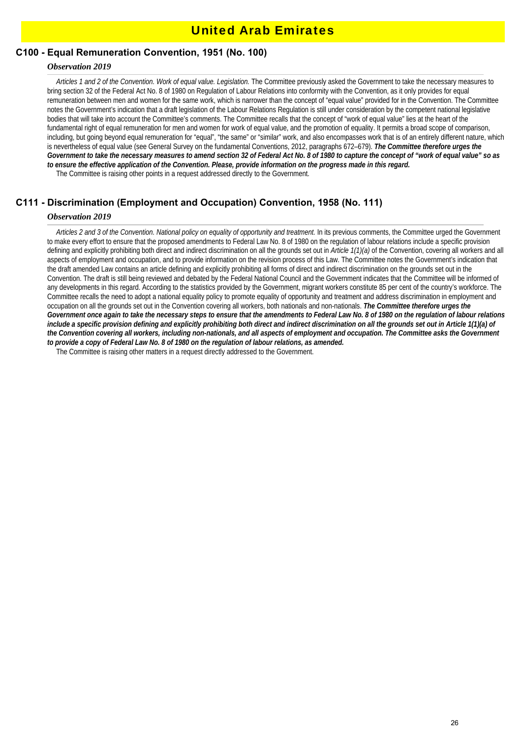# United Arab Emirates

## C100 - Equal Remuneration Convention, 1951 (No. 100)

### *Observation 2019*

*Articles 1 and 2 of the Convention. Work of equal value. Legislation.* The Committee previously asked the Government to take the necessary measures to bring section 32 of the Federal Act No. 8 of 1980 on Regulation of Labour Relations into conformity with the Convention, as it only provides for equal remuneration between men and women for the same work, which is narrower than the concept of "equal value" provided for in the Convention. The Committee notes the Government's indication that a draft legislation of the Labour Relations Regulation is still under consideration by the competent national legislative bodies that will take into account the Committee's comments. The Committee recalls that the concept of "work of equal value" lies at the heart of the fundamental right of equal remuneration for men and women for work of equal value, and the promotion of equality. It permits a broad scope of comparison, including, but going beyond equal remuneration for "equal", "the same" or "similar" work, and also encompasses work that is of an entirely different nature, which is nevertheless of equal value (see General Survey on the fundamental Conventions, 2012, paragraphs 672–679). ***The Committee therefore urges the Government to take the necessary measures to amend section 32 of Federal Act No. 8 of 1980 to capture the concept of "work of equal value" so as to ensure the effective application of the Convention. Please, provide information on the progress made in this regard.***

The Committee is raising other points in a request addressed directly to the Government.

## C111 - Discrimination (Employment and Occupation) Convention, 1958 (No. 111)

### *Observation 2019*

*Articles 2 and 3 of the Convention. National policy on equality of opportunity and treatment.* In its previous comments, the Committee urged the Government to make every effort to ensure that the proposed amendments to Federal Law No. 8 of 1980 on the regulation of labour relations include a specific provision defining and explicitly prohibiting both direct and indirect discrimination on all the grounds set out in *Article 1(1)(a)* of the Convention, covering all workers and all aspects of employment and occupation, and to provide information on the revision process of this Law. The Committee notes the Government's indication that the draft amended Law contains an article defining and explicitly prohibiting all forms of direct and indirect discrimination on the grounds set out in the Convention. The draft is still being reviewed and debated by the Federal National Council and the Government indicates that the Committee will be informed of any developments in this regard. According to the statistics provided by the Government, migrant workers constitute 85 per cent of the country's workforce. The Committee recalls the need to adopt a national equality policy to promote equality of opportunity and treatment and address discrimination in employment and occupation on all the grounds set out in the Convention covering all workers, both nationals and non-nationals. ***The Committee therefore urges the Government once again to take the necessary steps to ensure that the amendments to Federal Law No. 8 of 1980 on the regulation of labour relations include a specific provision defining and explicitly prohibiting both direct and indirect discrimination on all the grounds set out in Article 1(1)(a) of the Convention covering all workers, including non-nationals, and all aspects of employment and occupation. The Committee asks the Government to provide a copy of Federal Law No. 8 of 1980 on the regulation of labour relations, as amended.***

The Committee is raising other matters in a request directly addressed to the Government.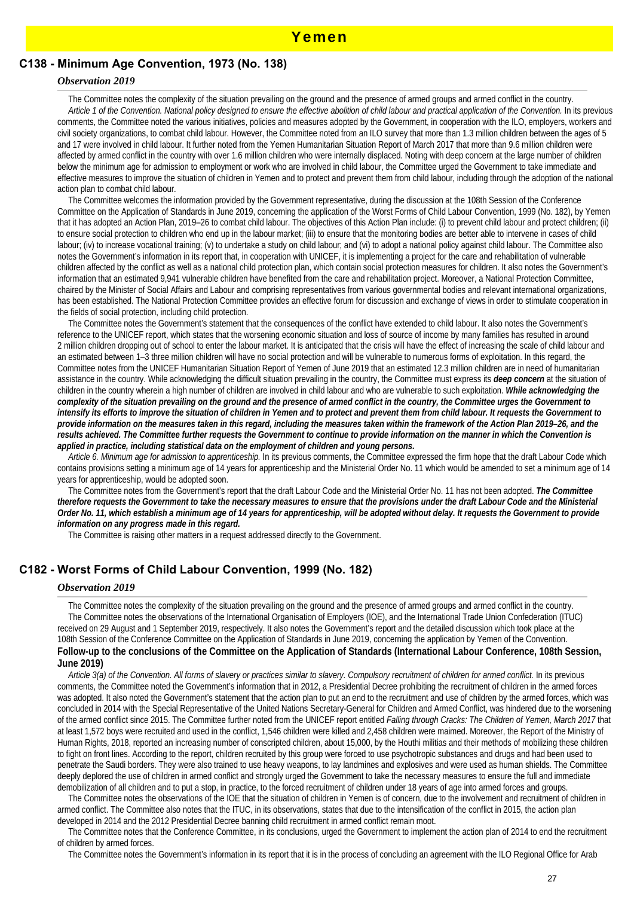# Yemen

## C138 - Minimum Age Convention, 1973 (No. 138)

### *Observation 2019*

The Committee notes the complexity of the situation prevailing on the ground and the presence of armed groups and armed conflict in the country.

*Article 1 of the Convention. National policy designed to ensure the effective abolition of child labour and practical application of the Convention.* In its previous comments, the Committee noted the various initiatives, policies and measures adopted by the Government, in cooperation with the ILO, employers, workers and civil society organizations, to combat child labour. However, the Committee noted from an ILO survey that more than 1.3 million children between the ages of 5 and 17 were involved in child labour. It further noted from the Yemen Humanitarian Situation Report of March 2017 that more than 9.6 million children were affected by armed conflict in the country with over 1.6 million children who were internally displaced. Noting with deep concern at the large number of children below the minimum age for admission to employment or work who are involved in child labour, the Committee urged the Government to take immediate and effective measures to improve the situation of children in Yemen and to protect and prevent them from child labour, including through the adoption of the national action plan to combat child labour.

The Committee welcomes the information provided by the Government representative, during the discussion at the 108th Session of the Conference Committee on the Application of Standards in June 2019, concerning the application of the Worst Forms of Child Labour Convention, 1999 (No. 182), by Yemen that it has adopted an Action Plan, 2019–26 to combat child labour. The objectives of this Action Plan include: (i) to prevent child labour and protect children; (ii) to ensure social protection to children who end up in the labour market; (iii) to ensure that the monitoring bodies are better able to intervene in cases of child labour; (iv) to increase vocational training; (v) to undertake a study on child labour; and (vi) to adopt a national policy against child labour. The Committee also notes the Government's information in its report that, in cooperation with UNICEF, it is implementing a project for the care and rehabilitation of vulnerable children affected by the conflict as well as a national child protection plan, which contain social protection measures for children. It also notes the Government's information that an estimated 9,941 vulnerable children have benefited from the care and rehabilitation project. Moreover, a National Protection Committee, chaired by the Minister of Social Affairs and Labour and comprising representatives from various governmental bodies and relevant international organizations, has been established. The National Protection Committee provides an effective forum for discussion and exchange of views in order to stimulate cooperation in the fields of social protection, including child protection.

The Committee notes the Government's statement that the consequences of the conflict have extended to child labour. It also notes the Government's reference to the UNICEF report, which states that the worsening economic situation and loss of source of income by many families has resulted in around 2 million children dropping out of school to enter the labour market. It is anticipated that the crisis will have the effect of increasing the scale of child labour and an estimated between 1–3 three million children will have no social protection and will be vulnerable to numerous forms of exploitation. In this regard, the Committee notes from the UNICEF Humanitarian Situation Report of Yemen of June 2019 that an estimated 12.3 million children are in need of humanitarian assistance in the country. While acknowledging the difficult situation prevailing in the country, the Committee must express its ***deep concern*** at the situation of children in the country wherein a high number of children are involved in child labour and who are vulnerable to such exploitation. ***While acknowledging the complexity of the situation prevailing on the ground and the presence of armed conflict in the country, the Committee urges the Government to intensify its efforts to improve the situation of children in Yemen and to protect and prevent them from child labour. It requests the Government to provide information on the measures taken in this regard, including the measures taken within the framework of the Action Plan 2019–26, and the results achieved. The Committee further requests the Government to continue to provide information on the manner in which the Convention is applied in practice, including statistical data on the employment of children and young persons.***

*Article 6. Minimum age for admission to apprenticeship.* In its previous comments, the Committee expressed the firm hope that the draft Labour Code which contains provisions setting a minimum age of 14 years for apprenticeship and the Ministerial Order No. 11 which would be amended to set a minimum age of 14 years for apprenticeship, would be adopted soon.

The Committee notes from the Government's report that the draft Labour Code and the Ministerial Order No. 11 has not been adopted. ***The Committee therefore requests the Government to take the necessary measures to ensure that the provisions under the draft Labour Code and the Ministerial Order No. 11, which establish a minimum age of 14 years for apprenticeship, will be adopted without delay. It requests the Government to provide information on any progress made in this regard.***

The Committee is raising other matters in a request addressed directly to the Government.

## C182 - Worst Forms of Child Labour Convention, 1999 (No. 182)

### *Observation 2019*

The Committee notes the complexity of the situation prevailing on the ground and the presence of armed groups and armed conflict in the country.

The Committee notes the observations of the International Organisation of Employers (IOE), and the International Trade Union Confederation (ITUC) received on 29 August and 1 September 2019, respectively. It also notes the Government's report and the detailed discussion which took place at the 108th Session of the Conference Committee on the Application of Standards in June 2019, concerning the application by Yemen of the Convention.

**Follow-up to the conclusions of the Committee on the Application of Standards (International Labour Conference, 108th Session, June 2019)**

*Article 3(a) of the Convention. All forms of slavery or practices similar to slavery. Compulsory recruitment of children for armed conflict.* In its previous comments, the Committee noted the Government's information that in 2012, a Presidential Decree prohibiting the recruitment of children in the armed forces was adopted. It also noted the Government's statement that the action plan to put an end to the recruitment and use of children by the armed forces, which was concluded in 2014 with the Special Representative of the United Nations Secretary-General for Children and Armed Conflict, was hindered due to the worsening of the armed conflict since 2015. The Committee further noted from the UNICEF report entitled *Falling through Cracks: The Children of Yemen, March 2017* that at least 1,572 boys were recruited and used in the conflict, 1,546 children were killed and 2,458 children were maimed. Moreover, the Report of the Ministry of Human Rights, 2018, reported an increasing number of conscripted children, about 15,000, by the Houthi militias and their methods of mobilizing these children to fight on front lines. According to the report, children recruited by this group were forced to use psychotropic substances and drugs and had been used to penetrate the Saudi borders. They were also trained to use heavy weapons, to lay landmines and explosives and were used as human shields. The Committee deeply deplored the use of children in armed conflict and strongly urged the Government to take the necessary measures to ensure the full and immediate demobilization of all children and to put a stop, in practice, to the forced recruitment of children under 18 years of age into armed forces and groups.

The Committee notes the observations of the IOE that the situation of children in Yemen is of concern, due to the involvement and recruitment of children in armed conflict. The Committee also notes that the ITUC, in its observations, states that due to the intensification of the conflict in 2015, the action plan developed in 2014 and the 2012 Presidential Decree banning child recruitment in armed conflict remain moot.

The Committee notes that the Conference Committee, in its conclusions, urged the Government to implement the action plan of 2014 to end the recruitment of children by armed forces.

The Committee notes the Government's information in its report that it is in the process of concluding an agreement with the ILO Regional Office for Arab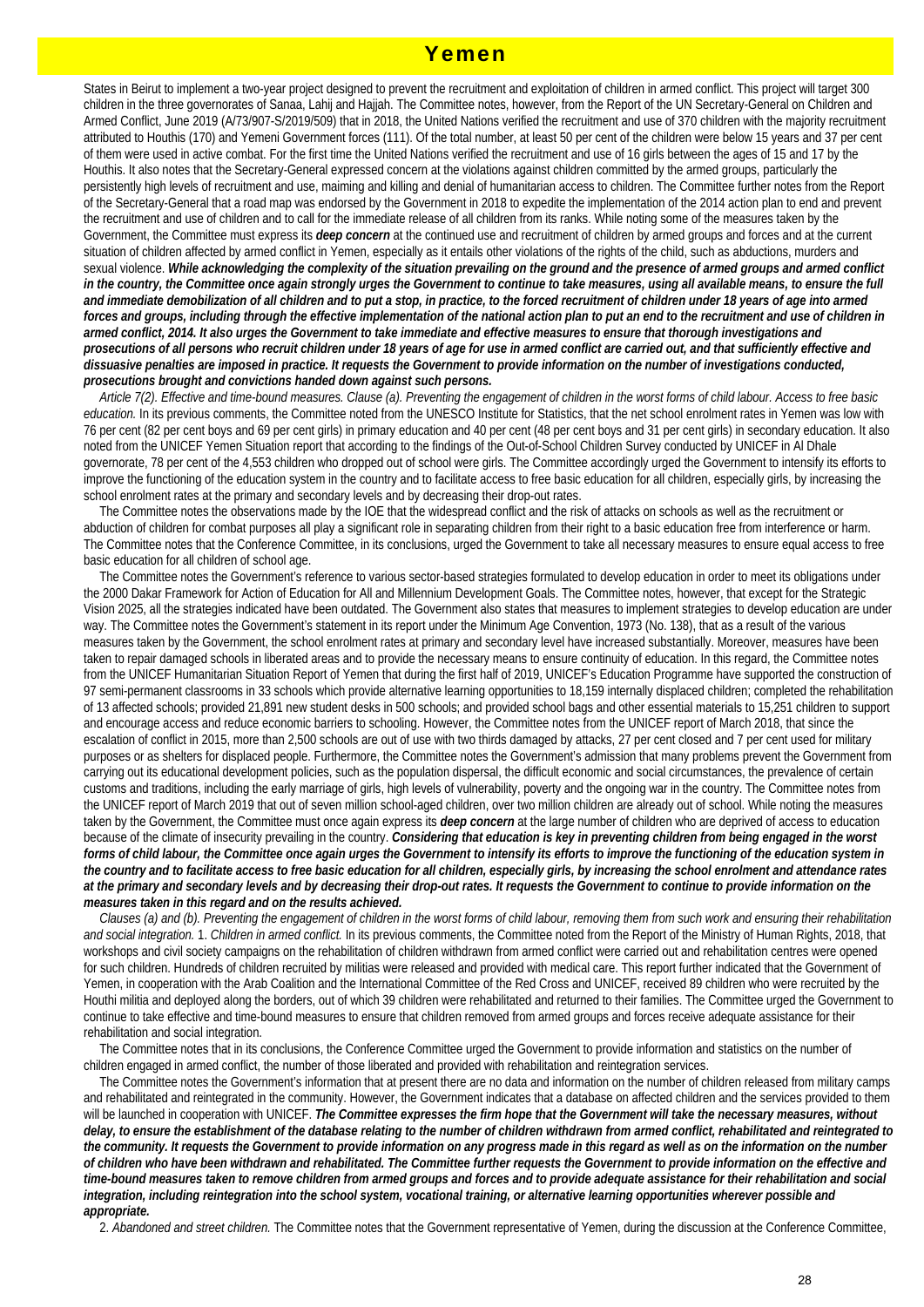States in Beirut to implement a two-year project designed to prevent the recruitment and exploitation of children in armed conflict. This project will target 300 children in the three governorates of Sanaa, Lahij and Hajjah. The Committee notes, however, from the Report of the UN Secretary-General on Children and Armed Conflict, June 2019 (A/73/907-S/2019/509) that in 2018, the United Nations verified the recruitment and use of 370 children with the majority recruitment attributed to Houthis (170) and Yemeni Government forces (111). Of the total number, at least 50 per cent of the children were below 15 years and 37 per cent of them were used in active combat. For the first time the United Nations verified the recruitment and use of 16 girls between the ages of 15 and 17 by the Houthis. It also notes that the Secretary-General expressed concern at the violations against children committed by the armed groups, particularly the persistently high levels of recruitment and use, maiming and killing and denial of humanitarian access to children. The Committee further notes from the Report of the Secretary-General that a road map was endorsed by the Government in 2018 to expedite the implementation of the 2014 action plan to end and prevent the recruitment and use of children and to call for the immediate release of all children from its ranks. While noting some of the measures taken by the Government, the Committee must express its ***deep concern*** at the continued use and recruitment of children by armed groups and forces and at the current situation of children affected by armed conflict in Yemen, especially as it entails other violations of the rights of the child, such as abductions, murders and sexual violence. ***While acknowledging the complexity of the situation prevailing on the ground and the presence of armed groups and armed conflict in the country, the Committee once again strongly urges the Government to continue to take measures, using all available means, to ensure the full and immediate demobilization of all children and to put a stop, in practice, to the forced recruitment of children under 18 years of age into armed forces and groups, including through the effective implementation of the national action plan to put an end to the recruitment and use of children in armed conflict, 2014. It also urges the Government to take immediate and effective measures to ensure that thorough investigations and prosecutions of all persons who recruit children under 18 years of age for use in armed conflict are carried out, and that sufficiently effective and dissuasive penalties are imposed in practice. It requests the Government to provide information on the number of investigations conducted, prosecutions brought and convictions handed down against such persons.***

*Article 7(2). Effective and time-bound measures. Clause (a). Preventing the engagement of children in the worst forms of child labour. Access to free basic education.* In its previous comments, the Committee noted from the UNESCO Institute for Statistics, that the net school enrolment rates in Yemen was low with 76 per cent (82 per cent boys and 69 per cent girls) in primary education and 40 per cent (48 per cent boys and 31 per cent girls) in secondary education. It also noted from the UNICEF Yemen Situation report that according to the findings of the Out-of-School Children Survey conducted by UNICEF in Al Dhale governorate, 78 per cent of the 4,553 children who dropped out of school were girls. The Committee accordingly urged the Government to intensify its efforts to improve the functioning of the education system in the country and to facilitate access to free basic education for all children, especially girls, by increasing the school enrolment rates at the primary and secondary levels and by decreasing their drop-out rates.

The Committee notes the observations made by the IOE that the widespread conflict and the risk of attacks on schools as well as the recruitment or abduction of children for combat purposes all play a significant role in separating children from their right to a basic education free from interference or harm. The Committee notes that the Conference Committee, in its conclusions, urged the Government to take all necessary measures to ensure equal access to free basic education for all children of school age.

The Committee notes the Government's reference to various sector-based strategies formulated to develop education in order to meet its obligations under the 2000 Dakar Framework for Action of Education for All and Millennium Development Goals. The Committee notes, however, that except for the Strategic Vision 2025, all the strategies indicated have been outdated. The Government also states that measures to implement strategies to develop education are under way. The Committee notes the Government's statement in its report under the Minimum Age Convention, 1973 (No. 138), that as a result of the various measures taken by the Government, the school enrolment rates at primary and secondary level have increased substantially. Moreover, measures have been taken to repair damaged schools in liberated areas and to provide the necessary means to ensure continuity of education. In this regard, the Committee notes from the UNICEF Humanitarian Situation Report of Yemen that during the first half of 2019, UNICEF's Education Programme have supported the construction of 97 semi-permanent classrooms in 33 schools which provide alternative learning opportunities to 18,159 internally displaced children; completed the rehabilitation of 13 affected schools; provided 21,891 new student desks in 500 schools; and provided school bags and other essential materials to 15,251 children to support and encourage access and reduce economic barriers to schooling. However, the Committee notes from the UNICEF report of March 2018, that since the escalation of conflict in 2015, more than 2,500 schools are out of use with two thirds damaged by attacks, 27 per cent closed and 7 per cent used for military purposes or as shelters for displaced people. Furthermore, the Committee notes the Government's admission that many problems prevent the Government from carrying out its educational development policies, such as the population dispersal, the difficult economic and social circumstances, the prevalence of certain customs and traditions, including the early marriage of girls, high levels of vulnerability, poverty and the ongoing war in the country. The Committee notes from the UNICEF report of March 2019 that out of seven million school-aged children, over two million children are already out of school. While noting the measures taken by the Government, the Committee must once again express its ***deep concern*** at the large number of children who are deprived of access to education because of the climate of insecurity prevailing in the country. ***Considering that education is key in preventing children from being engaged in the worst forms of child labour, the Committee once again urges the Government to intensify its efforts to improve the functioning of the education system in the country and to facilitate access to free basic education for all children, especially girls, by increasing the school enrolment and attendance rates at the primary and secondary levels and by decreasing their drop-out rates. It requests the Government to continue to provide information on the measures taken in this regard and on the results achieved.***

*Clauses (a) and (b). Preventing the engagement of children in the worst forms of child labour, removing them from such work and ensuring their rehabilitation and social integration.* 1. *Children in armed conflict.* In its previous comments, the Committee noted from the Report of the Ministry of Human Rights, 2018, that workshops and civil society campaigns on the rehabilitation of children withdrawn from armed conflict were carried out and rehabilitation centres were opened for such children. Hundreds of children recruited by militias were released and provided with medical care. This report further indicated that the Government of Yemen, in cooperation with the Arab Coalition and the International Committee of the Red Cross and UNICEF, received 89 children who were recruited by the Houthi militia and deployed along the borders, out of which 39 children were rehabilitated and returned to their families. The Committee urged the Government to continue to take effective and time-bound measures to ensure that children removed from armed groups and forces receive adequate assistance for their rehabilitation and social integration.

The Committee notes that in its conclusions, the Conference Committee urged the Government to provide information and statistics on the number of children engaged in armed conflict, the number of those liberated and provided with rehabilitation and reintegration services.

The Committee notes the Government's information that at present there are no data and information on the number of children released from military camps and rehabilitated and reintegrated in the community. However, the Government indicates that a database on affected children and the services provided to them will be launched in cooperation with UNICEF. ***The Committee expresses the firm hope that the Government will take the necessary measures, without delay, to ensure the establishment of the database relating to the number of children withdrawn from armed conflict, rehabilitated and reintegrated to the community. It requests the Government to provide information on any progress made in this regard as well as on the information on the number of children who have been withdrawn and rehabilitated. The Committee further requests the Government to provide information on the effective and time-bound measures taken to remove children from armed groups and forces and to provide adequate assistance for their rehabilitation and social integration, including reintegration into the school system, vocational training, or alternative learning opportunities wherever possible and appropriate.***

2. *Abandoned and street children.* The Committee notes that the Government representative of Yemen, during the discussion at the Conference Committee,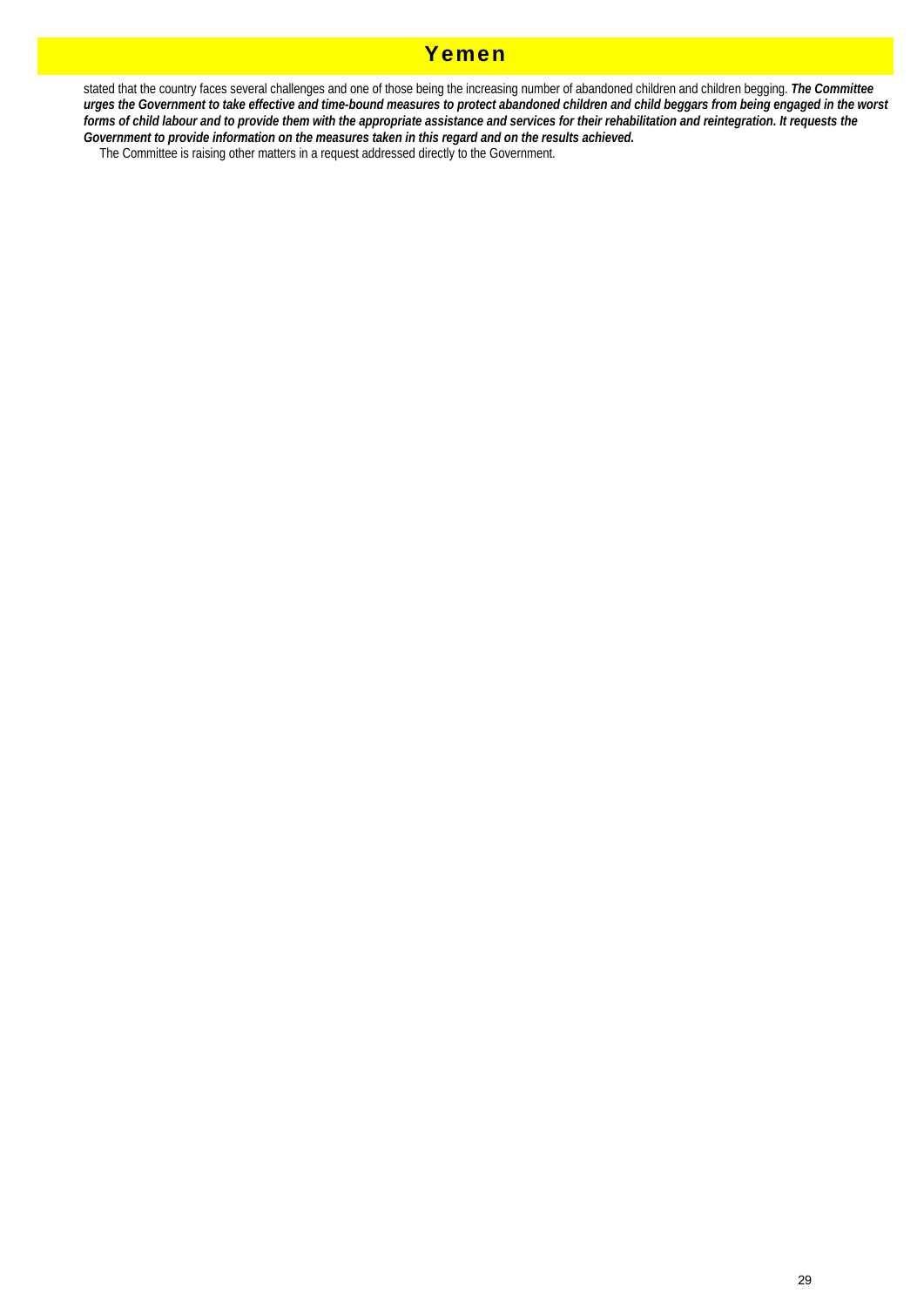# Yemen

stated that the country faces several challenges and one of those being the increasing number of abandoned children and children begging. ***The Committee urges the Government to take effective and time-bound measures to protect abandoned children and child beggars from being engaged in the worst forms of child labour and to provide them with the appropriate assistance and services for their rehabilitation and reintegration. It requests the Government to provide information on the measures taken in this regard and on the results achieved.***

The Committee is raising other matters in a request addressed directly to the Government.